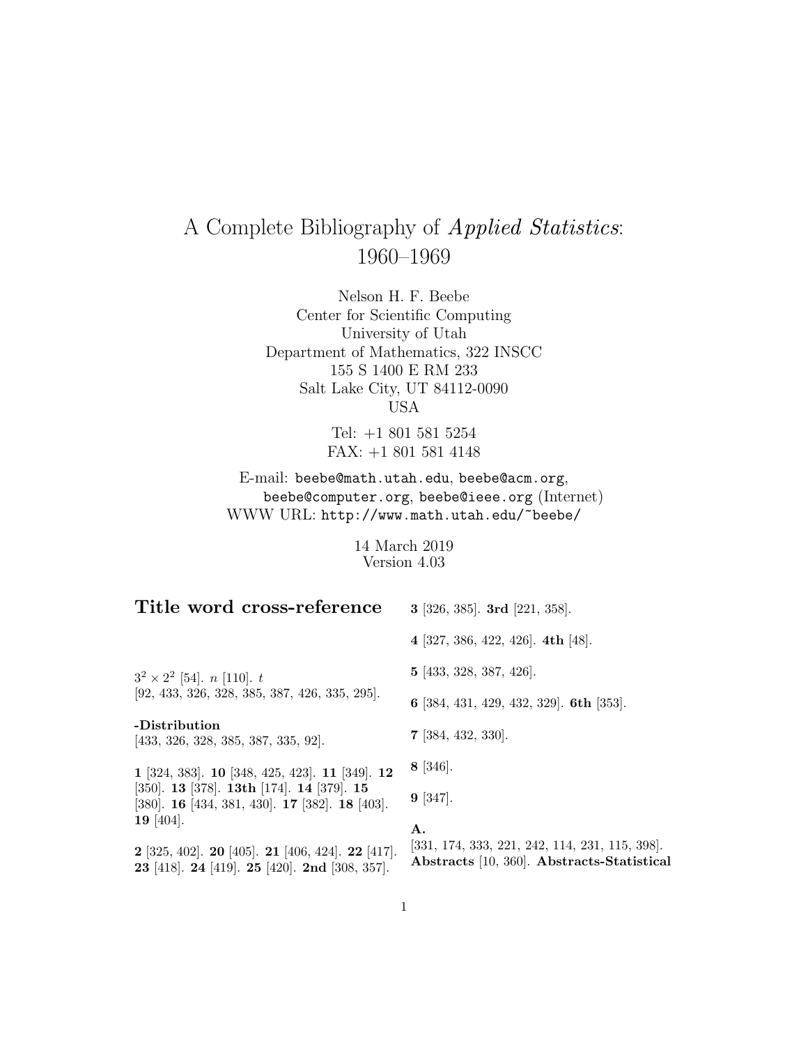# A Complete Bibliography of *Applied Statistics*: 1960–1969

Nelson H. F. Beebe
Center for Scientific Computing
University of Utah
Department of Mathematics, 322 INSCC
155 S 1400 E RM 233
Salt Lake City, UT 84112-0090
USA

Tel: +1 801 581 5254
FAX: +1 801 581 4148

E-mail: `beebe@math.utah.edu`, `beebe@acm.org`, `beebe@computer.org`, `beebe@ieee.org` (Internet)
WWW URL: `http://www.math.utah.edu/~beebe/`

14 March 2019
Version 4.03

## Title word cross-reference

$3^2 \times 2^2$ [54]. $n$ [110]. $t$ [92, 433, 326, 328, 385, 387, 426, 335, 295].

**-Distribution** [433, 326, 328, 385, 387, 335, 92].

**1** [324, 383]. **10** [348, 425, 423]. **11** [349]. **12** [350]. **13** [378]. **13th** [174]. **14** [379]. **15** [380]. **16** [434, 381, 430]. **17** [382]. **18** [403]. **19** [404].

**2** [325, 402]. **20** [405]. **21** [406, 424]. **22** [417]. **23** [418]. **24** [419]. **25** [420]. **2nd** [308, 357].

**3** [326, 385]. **3rd** [221, 358].

**4** [327, 386, 422, 426]. **4th** [48].

**5** [433, 328, 387, 426].

**6** [384, 431, 429, 432, 329]. **6th** [353].

**7** [384, 432, 330].

**8** [346].

**9** [347].

**A.** [331, 174, 333, 221, 242, 114, 231, 115, 398]. **Abstracts** [10, 360]. **Abstracts-Statistical**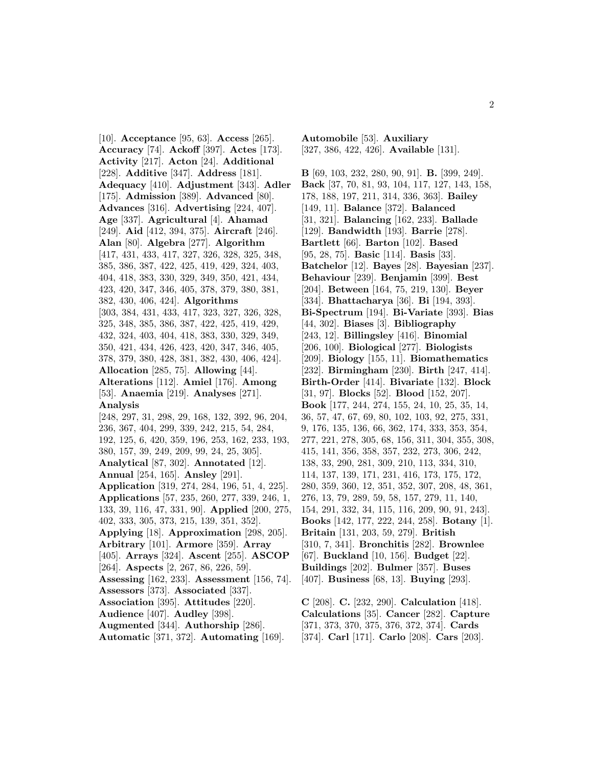[10]. **Acceptance** [95, 63]. **Access** [265]. **Accuracy** [74]. **Ackoff** [397]. **Actes** [173]. **Activity** [217]. **Acton** [24]. **Additional** [228]. **Additive** [347]. **Address** [181]. **Adequacy** [410]. **Adjustment** [343]. **Adler** [175]. **Admission** [389]. **Advanced** [80]. **Advances** [316]. **Advertising** [224, 407]. **Age** [337]. **Agricultural** [4]. **Ahamad** [249]. **Aid** [412, 394, 375]. **Aircraft** [246]. **Alan** [80]. **Algebra** [277]. **Algorithm** [417, 431, 433, 417, 327, 326, 328, 325, 348, 385, 386, 387, 422, 425, 419, 429, 324, 403, 404, 418, 383, 330, 329, 349, 350, 421, 434, 423, 420, 347, 346, 405, 378, 379, 380, 381, 382, 430, 406, 424]. **Algorithms** [303, 384, 431, 433, 417, 323, 327, 326, 328, 325, 348, 385, 386, 387, 422, 425, 419, 429, 432, 324, 403, 404, 418, 383, 330, 329, 349, 350, 421, 434, 426, 423, 420, 347, 346, 405, 378, 379, 380, 428, 381, 382, 430, 406, 424]. **Allocation** [285, 75]. **Allowing** [44]. **Alterations** [112]. **Amiel** [176]. **Among** [53]. **Anaemia** [219]. **Analyses** [271]. **Analysis** [248, 297, 31, 298, 29, 168, 132, 392, 96, 204, 236, 367, 404, 299, 339, 242, 215, 54, 284, 192, 125, 6, 420, 359, 196, 253, 162, 233, 193, 380, 157, 39, 249, 209, 99, 24, 25, 305]. **Analytical** [87, 302]. **Annotated** [12]. **Annual** [254, 165]. **Ansley** [291]. **Application** [319, 274, 284, 196, 51, 4, 225]. **Applications** [57, 235, 260, 277, 339, 246, 1, 133, 39, 116, 47, 331, 90]. **Applied** [200, 275, 402, 333, 305, 373, 215, 139, 351, 352]. **Applying** [18]. **Approximation** [298, 205]. **Arbitrary** [101]. **Armore** [359]. **Array** [405]. **Arrays** [324]. **Ascent** [255]. **ASCOP** [264]. **Aspects** [2, 267, 86, 226, 59]. **Assessing** [162, 233]. **Assessment** [156, 74]. **Assessors** [373]. **Associated** [337]. **Association** [395]. **Attitudes** [220]. **Audience** [407]. **Audley** [398]. **Augmented** [344]. **Authorship** [286]. **Automatic** [371, 372]. **Automating** [169].

**Automobile** [53]. **Auxiliary** [327, 386, 422, 426]. **Available** [131].

**B** [69, 103, 232, 280, 90, 91]. **B.** [399, 249]. **Back** [37, 70, 81, 93, 104, 117, 127, 143, 158, 178, 188, 197, 211, 314, 336, 363]. **Bailey** [149, 11]. **Balance** [372]. **Balanced** [31, 321]. **Balancing** [162, 233]. **Ballade** [129]. **Bandwidth** [193]. **Barrie** [278]. **Bartlett** [66]. **Barton** [102]. **Based** [95, 28, 75]. **Basic** [114]. **Basis** [33]. **Batchelor** [12]. **Bayes** [28]. **Bayesian** [237]. **Behaviour** [239]. **Benjamin** [399]. **Best** [204]. **Between** [164, 75, 219, 130]. **Beyer** [334]. **Bhattacharya** [36]. **Bi** [194, 393]. **Bi-Spectrum** [194]. **Bi-Variate** [393]. **Bias** [44, 302]. **Biases** [3]. **Bibliography** [243, 12]. **Billingsley** [416]. **Binomial** [206, 100]. **Biological** [277]. **Biologists** [209]. **Biology** [155, 11]. **Biomathematics** [232]. **Birmingham** [230]. **Birth** [247, 414]. **Birth-Order** [414]. **Bivariate** [132]. **Block** [31, 97]. **Blocks** [52]. **Blood** [152, 207]. **Book** [177, 244, 274, 155, 24, 10, 25, 35, 14, 36, 57, 47, 67, 69, 80, 102, 103, 92, 275, 331, 9, 176, 135, 136, 66, 362, 174, 333, 353, 354, 277, 221, 278, 305, 68, 156, 311, 304, 355, 308, 415, 141, 356, 358, 357, 232, 273, 306, 242, 138, 33, 290, 281, 309, 210, 113, 334, 310, 114, 137, 139, 171, 231, 416, 173, 175, 172, 280, 359, 360, 12, 351, 352, 307, 208, 48, 361, 276, 13, 79, 289, 59, 58, 157, 279, 11, 140, 154, 291, 332, 34, 115, 116, 209, 90, 91, 243]. **Books** [142, 177, 222, 244, 258]. **Botany** [1]. **Britain** [131, 203, 59, 279]. **British** [310, 7, 341]. **Bronchitis** [282]. **Brownlee** [67]. **Buckland** [10, 156]. **Budget** [22]. **Buildings** [202]. **Bulmer** [357]. **Buses** [407]. **Business** [68, 13]. **Buying** [293].

**C** [208]. **C.** [232, 290]. **Calculation** [418]. **Calculations** [35]. **Cancer** [282]. **Capture** [371, 373, 370, 375, 376, 372, 374]. **Cards** [374]. **Carl** [171]. **Carlo** [208]. **Cars** [203].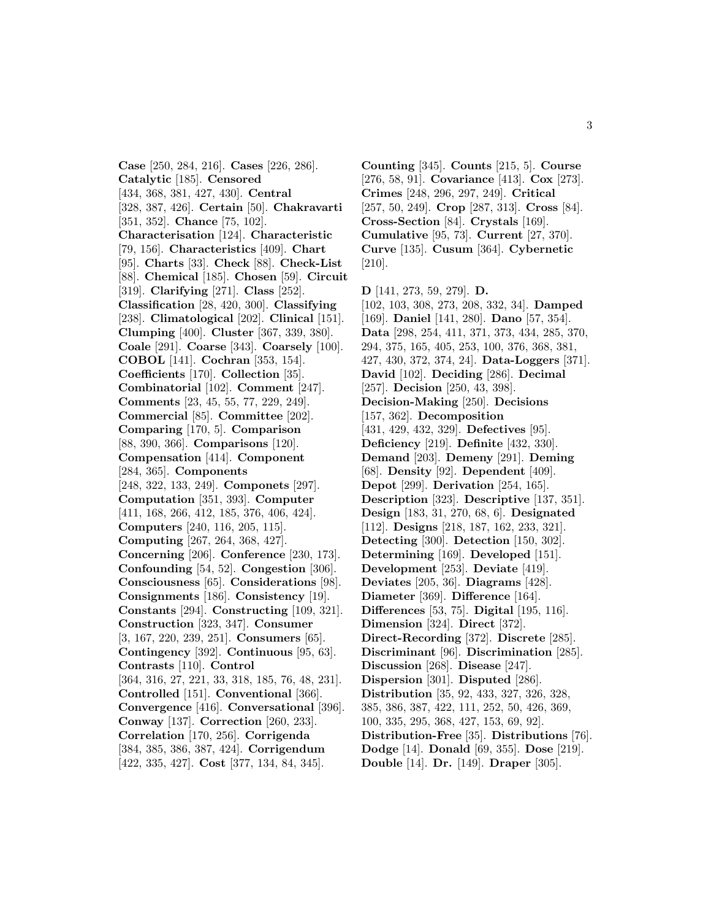**Case** [250, 284, 216]. **Cases** [226, 286]. **Catalytic** [185]. **Censored** [434, 368, 381, 427, 430]. **Central** [328, 387, 426]. **Certain** [50]. **Chakravarti** [351, 352]. **Chance** [75, 102]. **Characterisation** [124]. **Characteristic** [79, 156]. **Characteristics** [409]. **Chart** [95]. **Charts** [33]. **Check** [88]. **Check-List** [88]. **Chemical** [185]. **Chosen** [59]. **Circuit** [319]. **Clarifying** [271]. **Class** [252]. **Classification** [28, 420, 300]. **Classifying** [238]. **Climatological** [202]. **Clinical** [151]. **Clumping** [400]. **Cluster** [367, 339, 380]. **Coale** [291]. **Coarse** [343]. **Coarsely** [100]. **COBOL** [141]. **Cochran** [353, 154]. **Coefficients** [170]. **Collection** [35]. **Combinatorial** [102]. **Comment** [247]. **Comments** [23, 45, 55, 77, 229, 249]. **Commercial** [85]. **Committee** [202]. **Comparing** [170, 5]. **Comparison** [88, 390, 366]. **Comparisons** [120]. **Compensation** [414]. **Component** [284, 365]. **Components** [248, 322, 133, 249]. **Componets** [297]. **Computation** [351, 393]. **Computer** [411, 168, 266, 412, 185, 376, 406, 424]. **Computers** [240, 116, 205, 115]. **Computing** [267, 264, 368, 427]. **Concerning** [206]. **Conference** [230, 173]. **Confounding** [54, 52]. **Congestion** [306]. **Consciousness** [65]. **Considerations** [98]. **Consignments** [186]. **Consistency** [19]. **Constants** [294]. **Constructing** [109, 321]. **Construction** [323, 347]. **Consumer** [3, 167, 220, 239, 251]. **Consumers** [65]. **Contingency** [392]. **Continuous** [95, 63]. **Contrasts** [110]. **Control** [364, 316, 27, 221, 33, 318, 185, 76, 48, 231]. **Controlled** [151]. **Conventional** [366]. **Convergence** [416]. **Conversational** [396]. **Conway** [137]. **Correction** [260, 233]. **Correlation** [170, 256]. **Corrigenda** [384, 385, 386, 387, 424]. **Corrigendum** [422, 335, 427]. **Cost** [377, 134, 84, 345]. **Counting** [345]. **Counts** [215, 5]. **Course** [276, 58, 91]. **Covariance** [413]. **Cox** [273]. **Crimes** [248, 296, 297, 249]. **Critical** [257, 50, 249]. **Crop** [287, 313]. **Cross** [84]. **Cross-Section** [84]. **Crystals** [169]. **Cumulative** [95, 73]. **Current** [27, 370]. **Curve** [135]. **Cusum** [364]. **Cybernetic** [210].

**D** [141, 273, 59, 279]. **D.** [102, 103, 308, 273, 208, 332, 34]. **Damped** [169]. **Daniel** [141, 280]. **Dano** [57, 354]. **Data** [298, 254, 411, 371, 373, 434, 285, 370, 294, 375, 165, 405, 253, 100, 376, 368, 381, 427, 430, 372, 374, 24]. **Data-Loggers** [371]. **David** [102]. **Deciding** [286]. **Decimal** [257]. **Decision** [250, 43, 398]. **Decision-Making** [250]. **Decisions** [157, 362]. **Decomposition** [431, 429, 432, 329]. **Defectives** [95]. **Deficiency** [219]. **Definite** [432, 330]. **Demand** [203]. **Demeny** [291]. **Deming** [68]. **Density** [92]. **Dependent** [409]. **Depot** [299]. **Derivation** [254, 165]. **Description** [323]. **Descriptive** [137, 351]. **Design** [183, 31, 270, 68, 6]. **Designated** [112]. **Designs** [218, 187, 162, 233, 321]. **Detecting** [300]. **Detection** [150, 302]. **Determining** [169]. **Developed** [151]. **Development** [253]. **Deviate** [419]. **Deviates** [205, 36]. **Diagrams** [428]. **Diameter** [369]. **Difference** [164]. **Differences** [53, 75]. **Digital** [195, 116]. **Dimension** [324]. **Direct** [372]. **Direct-Recording** [372]. **Discrete** [285]. **Discriminant** [96]. **Discrimination** [285]. **Discussion** [268]. **Disease** [247]. **Dispersion** [301]. **Disputed** [286]. **Distribution** [35, 92, 433, 327, 326, 328, 385, 386, 387, 422, 111, 252, 50, 426, 369, 100, 335, 295, 368, 427, 153, 69, 92]. **Distribution-Free** [35]. **Distributions** [76]. **Dodge** [14]. **Donald** [69, 355]. **Dose** [219]. **Double** [14]. **Dr.** [149]. **Draper** [305].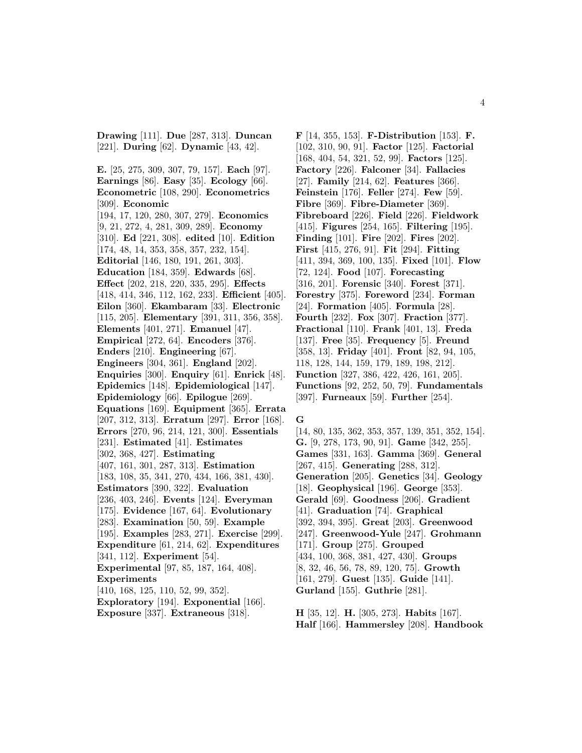**Drawing** [111]. **Due** [287, 313]. **Duncan** [221]. **During** [62]. **Dynamic** [43, 42].

**E.** [25, 275, 309, 307, 79, 157]. **Each** [97]. **Earnings** [86]. **Easy** [35]. **Ecology** [66]. **Econometric** [108, 290]. **Econometrics** [309]. **Economic** [194, 17, 120, 280, 307, 279]. **Economics** [9, 21, 272, 4, 281, 309, 289]. **Economy** [310]. **Ed** [221, 308]. **edited** [10]. **Edition** [174, 48, 14, 353, 358, 357, 232, 154]. **Editorial** [146, 180, 191, 261, 303]. **Education** [184, 359]. **Edwards** [68]. **Effect** [202, 218, 220, 335, 295]. **Effects** [418, 414, 346, 112, 162, 233]. **Efficient** [405]. **Eilon** [360]. **Ekambaram** [33]. **Electronic** [115, 205]. **Elementary** [391, 311, 356, 358]. **Elements** [401, 271]. **Emanuel** [47]. **Empirical** [272, 64]. **Encoders** [376]. **Enders** [210]. **Engineering** [67]. **Engineers** [304, 361]. **England** [202]. **Enquiries** [300]. **Enquiry** [61]. **Enrick** [48]. **Epidemics** [148]. **Epidemiological** [147]. **Epidemiology** [66]. **Epilogue** [269]. **Equations** [169]. **Equipment** [365]. **Errata** [207, 312, 313]. **Erratum** [297]. **Error** [168]. **Errors** [270, 96, 214, 121, 300]. **Essentials** [231]. **Estimated** [41]. **Estimates** [302, 368, 427]. **Estimating** [407, 161, 301, 287, 313]. **Estimation** [183, 108, 35, 341, 270, 434, 166, 381, 430]. **Estimators** [390, 322]. **Evaluation** [236, 403, 246]. **Events** [124]. **Everyman** [175]. **Evidence** [167, 64]. **Evolutionary** [283]. **Examination** [50, 59]. **Example** [195]. **Examples** [283, 271]. **Exercise** [299]. **Expenditure** [61, 214, 62]. **Expenditures** [341, 112]. **Experiment** [54]. **Experimental** [97, 85, 187, 164, 408]. **Experiments** [410, 168, 125, 110, 52, 99, 352]. **Exploratory** [194]. **Exponential** [166]. **Exposure** [337]. **Extraneous** [318].

**F** [14, 355, 153]. **F-Distribution** [153]. **F.** [102, 310, 90, 91]. **Factor** [125]. **Factorial** [168, 404, 54, 321, 52, 99]. **Factors** [125]. **Factory** [226]. **Falconer** [34]. **Fallacies** [27]. **Family** [214, 62]. **Features** [366]. **Feinstein** [176]. **Feller** [274]. **Few** [59]. **Fibre** [369]. **Fibre-Diameter** [369]. **Fibreboard** [226]. **Field** [226]. **Fieldwork** [415]. **Figures** [254, 165]. **Filtering** [195]. **Finding** [101]. **Fire** [202]. **Fires** [202]. **First** [415, 276, 91]. **Fit** [294]. **Fitting** [411, 394, 369, 100, 135]. **Fixed** [101]. **Flow** [72, 124]. **Food** [107]. **Forecasting** [316, 201]. **Forensic** [340]. **Forest** [371]. **Forestry** [375]. **Foreword** [234]. **Forman** [24]. **Formation** [405]. **Formula** [28]. **Fourth** [232]. **Fox** [307]. **Fraction** [377]. **Fractional** [110]. **Frank** [401, 13]. **Freda** [137]. **Free** [35]. **Frequency** [5]. **Freund** [358, 13]. **Friday** [401]. **Front** [82, 94, 105, 118, 128, 144, 159, 179, 189, 198, 212]. **Function** [327, 386, 422, 426, 161, 205]. **Functions** [92, 252, 50, 79]. **Fundamentals** [397]. **Furneaux** [59]. **Further** [254].

**G** [14, 80, 135, 362, 353, 357, 139, 351, 352, 154]. **G.** [9, 278, 173, 90, 91]. **Game** [342, 255]. **Games** [331, 163]. **Gamma** [369]. **General** [267, 415]. **Generating** [288, 312]. **Generation** [205]. **Genetics** [34]. **Geology** [18]. **Geophysical** [196]. **George** [353]. **Gerald** [69]. **Goodness** [206]. **Gradient** [41]. **Graduation** [74]. **Graphical** [392, 394, 395]. **Great** [203]. **Greenwood** [247]. **Greenwood-Yule** [247]. **Grohmann** [171]. **Group** [275]. **Grouped** [434, 100, 368, 381, 427, 430]. **Groups** [8, 32, 46, 56, 78, 89, 120, 75]. **Growth** [161, 279]. **Guest** [135]. **Guide** [141]. **Gurland** [155]. **Guthrie** [281].

**H** [35, 12]. **H.** [305, 273]. **Habits** [167]. **Half** [166]. **Hammersley** [208]. **Handbook**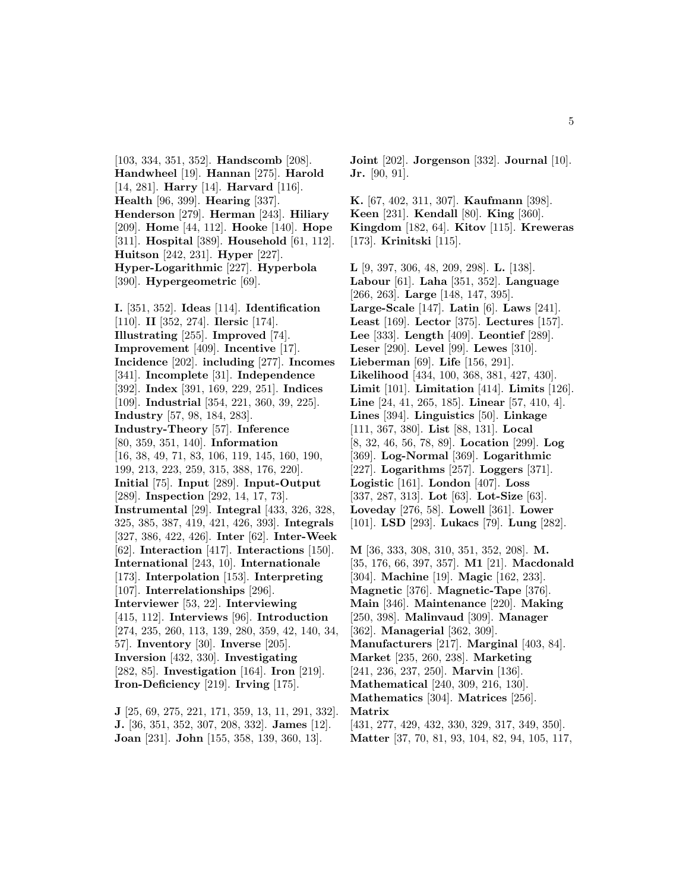[103, 334, 351, 352]. **Handscomb** [208]. **Handwheel** [19]. **Hannan** [275]. **Harold** [14, 281]. **Harry** [14]. **Harvard** [116]. **Health** [96, 399]. **Hearing** [337]. **Henderson** [279]. **Herman** [243]. **Hiliary** [209]. **Home** [44, 112]. **Hooke** [140]. **Hope** [311]. **Hospital** [389]. **Household** [61, 112]. **Huitson** [242, 231]. **Hyper** [227]. **Hyper-Logarithmic** [227]. **Hyperbola** [390]. **Hypergeometric** [69].

**I.** [351, 352]. **Ideas** [114]. **Identification** [110]. **II** [352, 274]. **Ilersic** [174]. **Illustrating** [255]. **Improved** [74]. **Improvement** [409]. **Incentive** [17]. **Incidence** [202]. **including** [277]. **Incomes** [341]. **Incomplete** [31]. **Independence** [392]. **Index** [391, 169, 229, 251]. **Indices** [109]. **Industrial** [354, 221, 360, 39, 225]. **Industry** [57, 98, 184, 283]. **Industry-Theory** [57]. **Inference** [80, 359, 351, 140]. **Information** [16, 38, 49, 71, 83, 106, 119, 145, 160, 190, 199, 213, 223, 259, 315, 388, 176, 220]. **Initial** [75]. **Input** [289]. **Input-Output** [289]. **Inspection** [292, 14, 17, 73]. **Instrumental** [29]. **Integral** [433, 326, 328, 325, 385, 387, 419, 421, 426, 393]. **Integrals** [327, 386, 422, 426]. **Inter** [62]. **Inter-Week** [62]. **Interaction** [417]. **Interactions** [150]. **International** [243, 10]. **Internationale** [173]. **Interpolation** [153]. **Interpreting** [107]. **Interrelationships** [296]. **Interviewer** [53, 22]. **Interviewing** [415, 112]. **Interviews** [96]. **Introduction** [274, 235, 260, 113, 139, 280, 359, 42, 140, 34, 57]. **Inventory** [30]. **Inverse** [205]. **Inversion** [432, 330]. **Investigating** [282, 85]. **Investigation** [164]. **Iron** [219]. **Iron-Deficiency** [219]. **Irving** [175].

**J** [25, 69, 275, 221, 171, 359, 13, 11, 291, 332]. **J.** [36, 351, 352, 307, 208, 332]. **James** [12]. **Joan** [231]. **John** [155, 358, 139, 360, 13]. **Joint** [202]. **Jorgenson** [332]. **Journal** [10]. **Jr.** [90, 91].

**K.** [67, 402, 311, 307]. **Kaufmann** [398]. **Keen** [231]. **Kendall** [80]. **King** [360]. **Kingdom** [182, 64]. **Kitov** [115]. **Kreweras** [173]. **Krinitski** [115].

**L** [9, 397, 306, 48, 209, 298]. **L.** [138]. **Labour** [61]. **Laha** [351, 352]. **Language** [266, 263]. **Large** [148, 147, 395]. **Large-Scale** [147]. **Latin** [6]. **Laws** [241]. **Least** [169]. **Lector** [375]. **Lectures** [157]. **Lee** [333]. **Length** [409]. **Leontief** [289]. **Leser** [290]. **Level** [99]. **Lewes** [310]. **Lieberman** [69]. **Life** [156, 291]. **Likelihood** [434, 100, 368, 381, 427, 430]. **Limit** [101]. **Limitation** [414]. **Limits** [126]. **Line** [24, 41, 265, 185]. **Linear** [57, 410, 4]. **Lines** [394]. **Linguistics** [50]. **Linkage** [111, 367, 380]. **List** [88, 131]. **Local** [8, 32, 46, 56, 78, 89]. **Location** [299]. **Log** [369]. **Log-Normal** [369]. **Logarithmic** [227]. **Logarithms** [257]. **Loggers** [371]. **Logistic** [161]. **London** [407]. **Loss** [337, 287, 313]. **Lot** [63]. **Lot-Size** [63]. **Loveday** [276, 58]. **Lowell** [361]. **Lower** [101]. **LSD** [293]. **Lukacs** [79]. **Lung** [282].

**M** [36, 333, 308, 310, 351, 352, 208]. **M.** [35, 176, 66, 397, 357]. **M1** [21]. **Macdonald** [304]. **Machine** [19]. **Magic** [162, 233]. **Magnetic** [376]. **Magnetic-Tape** [376]. **Main** [346]. **Maintenance** [220]. **Making** [250, 398]. **Malinvaud** [309]. **Manager** [362]. **Managerial** [362, 309]. **Manufacturers** [217]. **Marginal** [403, 84]. **Market** [235, 260, 238]. **Marketing** [241, 236, 237, 250]. **Marvin** [136]. **Mathematical** [240, 309, 216, 130]. **Mathematics** [304]. **Matrices** [256]. **Matrix** [431, 277, 429, 432, 330, 329, 317, 349, 350]. **Matter** [37, 70, 81, 93, 104, 82, 94, 105, 117,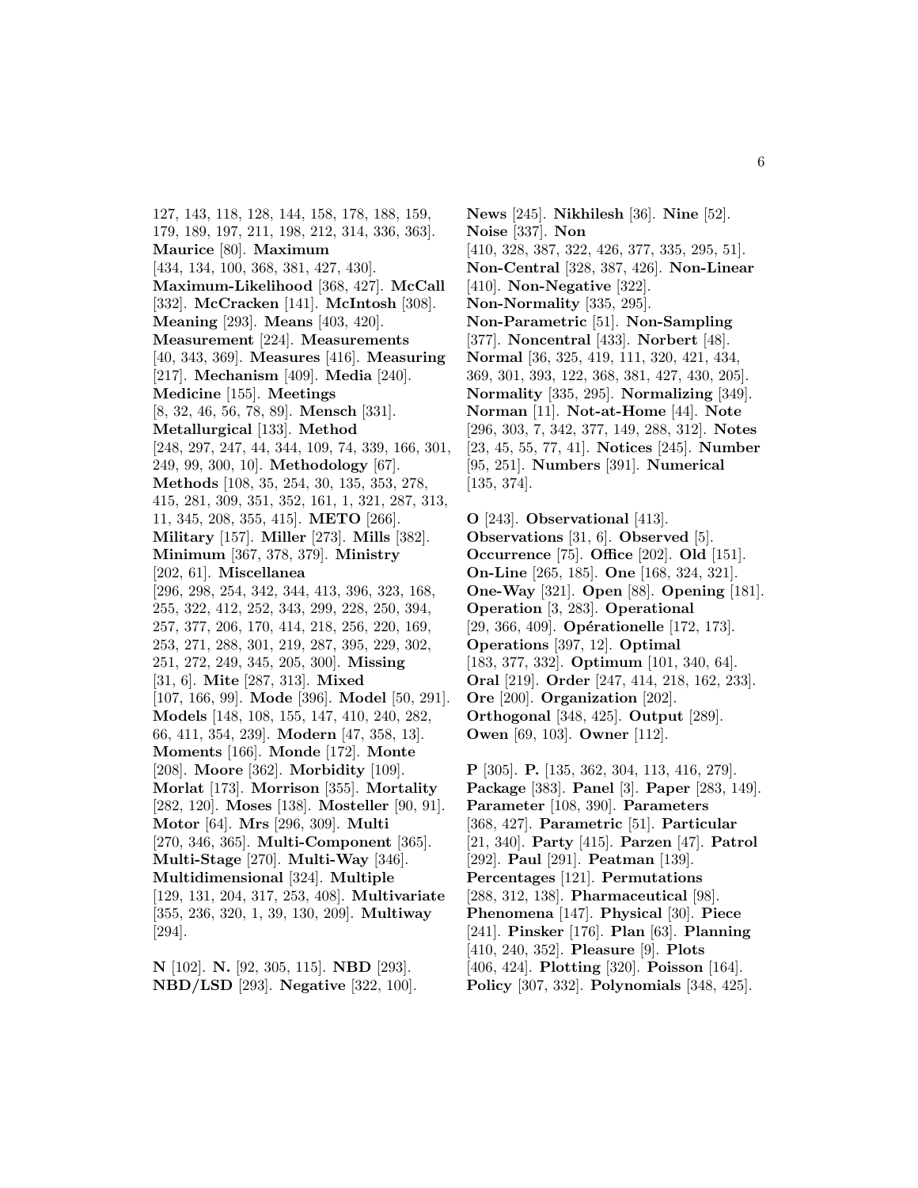127, 143, 118, 128, 144, 158, 178, 188, 159, 179, 189, 197, 211, 198, 212, 314, 336, 363]. **Maurice** [80]. **Maximum** [434, 134, 100, 368, 381, 427, 430]. **Maximum-Likelihood** [368, 427]. **McCall** [332]. **McCracken** [141]. **McIntosh** [308]. **Meaning** [293]. **Means** [403, 420]. **Measurement** [224]. **Measurements** [40, 343, 369]. **Measures** [416]. **Measuring** [217]. **Mechanism** [409]. **Media** [240]. **Medicine** [155]. **Meetings** [8, 32, 46, 56, 78, 89]. **Mensch** [331]. **Metallurgical** [133]. **Method** [248, 297, 247, 44, 344, 109, 74, 339, 166, 301, 249, 99, 300, 10]. **Methodology** [67]. **Methods** [108, 35, 254, 30, 135, 353, 278, 415, 281, 309, 351, 352, 161, 1, 321, 287, 313, 11, 345, 208, 355, 415]. **METO** [266]. **Military** [157]. **Miller** [273]. **Mills** [382]. **Minimum** [367, 378, 379]. **Ministry** [202, 61]. **Miscellanea** [296, 298, 254, 342, 344, 413, 396, 323, 168, 255, 322, 412, 252, 343, 299, 228, 250, 394, 257, 377, 206, 170, 414, 218, 256, 220, 169, 253, 271, 288, 301, 219, 287, 395, 229, 302, 251, 272, 249, 345, 205, 300]. **Missing** [31, 6]. **Mite** [287, 313]. **Mixed** [107, 166, 99]. **Mode** [396]. **Model** [50, 291]. **Models** [148, 108, 155, 147, 410, 240, 282, 66, 411, 354, 239]. **Modern** [47, 358, 13]. **Moments** [166]. **Monde** [172]. **Monte** [208]. **Moore** [362]. **Morbidity** [109]. **Morlat** [173]. **Morrison** [355]. **Mortality** [282, 120]. **Moses** [138]. **Mosteller** [90, 91]. **Motor** [64]. **Mrs** [296, 309]. **Multi** [270, 346, 365]. **Multi-Component** [365]. **Multi-Stage** [270]. **Multi-Way** [346]. **Multidimensional** [324]. **Multiple** [129, 131, 204, 317, 253, 408]. **Multivariate** [355, 236, 320, 1, 39, 130, 209]. **Multiway** [294].

**N** [102]. **N.** [92, 305, 115]. **NBD** [293]. **NBD/LSD** [293]. **Negative** [322, 100]. **News** [245]. **Nikhilesh** [36]. **Nine** [52]. **Noise** [337]. **Non** [410, 328, 387, 322, 426, 377, 335, 295, 51]. **Non-Central** [328, 387, 426]. **Non-Linear** [410]. **Non-Negative** [322]. **Non-Normality** [335, 295]. **Non-Parametric** [51]. **Non-Sampling** [377]. **Noncentral** [433]. **Norbert** [48]. **Normal** [36, 325, 419, 111, 320, 421, 434, 369, 301, 393, 122, 368, 381, 427, 430, 205]. **Normality** [335, 295]. **Normalizing** [349]. **Norman** [11]. **Not-at-Home** [44]. **Note** [296, 303, 7, 342, 377, 149, 288, 312]. **Notes** [23, 45, 55, 77, 41]. **Notices** [245]. **Number** [95, 251]. **Numbers** [391]. **Numerical** [135, 374].

**O** [243]. **Observational** [413]. **Observations** [31, 6]. **Observed** [5]. **Occurrence** [75]. **Office** [202]. **Old** [151]. **On-Line** [265, 185]. **One** [168, 324, 321]. **One-Way** [321]. **Open** [88]. **Opening** [181]. **Operation** [3, 283]. **Operational** [29, 366, 409]. **Opérationelle** [172, 173]. **Operations** [397, 12]. **Optimal** [183, 377, 332]. **Optimum** [101, 340, 64]. **Oral** [219]. **Order** [247, 414, 218, 162, 233]. **Ore** [200]. **Organization** [202]. **Orthogonal** [348, 425]. **Output** [289]. **Owen** [69, 103]. **Owner** [112].

**P** [305]. **P.** [135, 362, 304, 113, 416, 279]. **Package** [383]. **Panel** [3]. **Paper** [283, 149]. **Parameter** [108, 390]. **Parameters** [368, 427]. **Parametric** [51]. **Particular** [21, 340]. **Party** [415]. **Parzen** [47]. **Patrol** [292]. **Paul** [291]. **Peatman** [139]. **Percentages** [121]. **Permutations** [288, 312, 138]. **Pharmaceutical** [98]. **Phenomena** [147]. **Physical** [30]. **Piece** [241]. **Pinsker** [176]. **Plan** [63]. **Planning** [410, 240, 352]. **Pleasure** [9]. **Plots** [406, 424]. **Plotting** [320]. **Poisson** [164]. **Policy** [307, 332]. **Polynomials** [348, 425].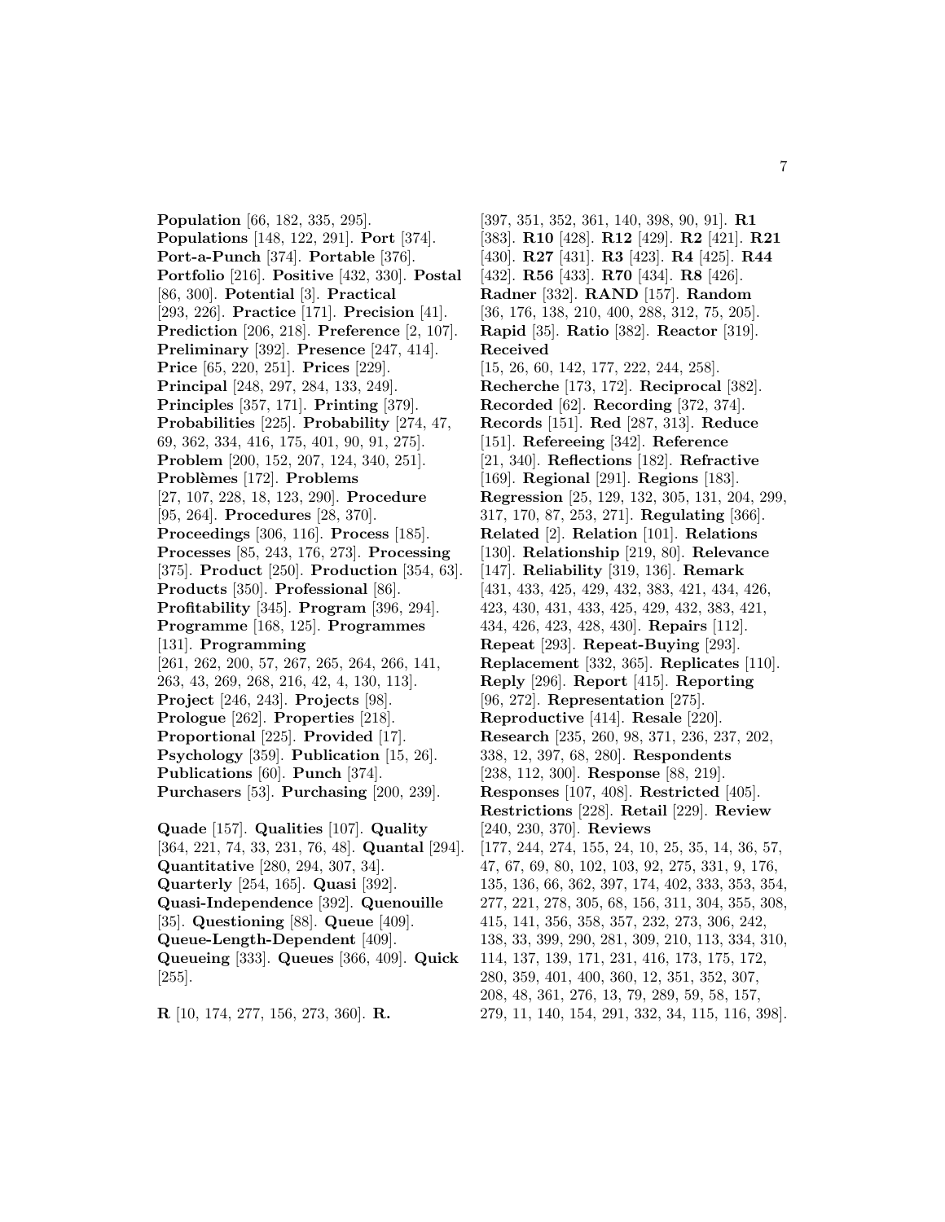**Population** [66, 182, 335, 295]. **Populations** [148, 122, 291]. **Port** [374]. **Port-a-Punch** [374]. **Portable** [376]. **Portfolio** [216]. **Positive** [432, 330]. **Postal** [86, 300]. **Potential** [3]. **Practical** [293, 226]. **Practice** [171]. **Precision** [41]. **Prediction** [206, 218]. **Preference** [2, 107]. **Preliminary** [392]. **Presence** [247, 414]. **Price** [65, 220, 251]. **Prices** [229]. **Principal** [248, 297, 284, 133, 249]. **Principles** [357, 171]. **Printing** [379]. **Probabilities** [225]. **Probability** [274, 47, 69, 362, 334, 416, 175, 401, 90, 91, 275]. **Problem** [200, 152, 207, 124, 340, 251]. **Problèmes** [172]. **Problems** [27, 107, 228, 18, 123, 290]. **Procedure** [95, 264]. **Procedures** [28, 370]. **Proceedings** [306, 116]. **Process** [185]. **Processes** [85, 243, 176, 273]. **Processing** [375]. **Product** [250]. **Production** [354, 63]. **Products** [350]. **Professional** [86]. **Profitability** [345]. **Program** [396, 294]. **Programme** [168, 125]. **Programmes** [131]. **Programming** [261, 262, 200, 57, 267, 265, 264, 266, 141, 263, 43, 269, 268, 216, 42, 4, 130, 113]. **Project** [246, 243]. **Projects** [98]. **Prologue** [262]. **Properties** [218]. **Proportional** [225]. **Provided** [17]. **Psychology** [359]. **Publication** [15, 26]. **Publications** [60]. **Punch** [374]. **Purchasers** [53]. **Purchasing** [200, 239].

**Quade** [157]. **Qualities** [107]. **Quality** [364, 221, 74, 33, 231, 76, 48]. **Quantal** [294]. **Quantitative** [280, 294, 307, 34]. **Quarterly** [254, 165]. **Quasi** [392]. **Quasi-Independence** [392]. **Quenouille** [35]. **Questioning** [88]. **Queue** [409]. **Queue-Length-Dependent** [409]. **Queueing** [333]. **Queues** [366, 409]. **Quick** [255].

**R** [10, 174, 277, 156, 273, 360]. **R.** [397, 351, 352, 361, 140, 398, 90, 91]. **R1** [383]. **R10** [428]. **R12** [429]. **R2** [421]. **R21** [430]. **R27** [431]. **R3** [423]. **R4** [425]. **R44** [432]. **R56** [433]. **R70** [434]. **R8** [426]. **Radner** [332]. **RAND** [157]. **Random** [36, 176, 138, 210, 400, 288, 312, 75, 205]. **Rapid** [35]. **Ratio** [382]. **Reactor** [319]. **Received** [15, 26, 60, 142, 177, 222, 244, 258]. **Recherche** [173, 172]. **Reciprocal** [382]. **Recorded** [62]. **Recording** [372, 374]. **Records** [151]. **Red** [287, 313]. **Reduce** [151]. **Refereeing** [342]. **Reference** [21, 340]. **Reflections** [182]. **Refractive** [169]. **Regional** [291]. **Regions** [183]. **Regression** [25, 129, 132, 305, 131, 204, 299, 317, 170, 87, 253, 271]. **Regulating** [366]. **Related** [2]. **Relation** [101]. **Relations** [130]. **Relationship** [219, 80]. **Relevance** [147]. **Reliability** [319, 136]. **Remark** [431, 433, 425, 429, 432, 383, 421, 434, 426, 423, 430, 431, 433, 425, 429, 432, 383, 421, 434, 426, 423, 428, 430]. **Repairs** [112]. **Repeat** [293]. **Repeat-Buying** [293]. **Replacement** [332, 365]. **Replicates** [110]. **Reply** [296]. **Report** [415]. **Reporting** [96, 272]. **Representation** [275]. **Reproductive** [414]. **Resale** [220]. **Research** [235, 260, 98, 371, 236, 237, 202, 338, 12, 397, 68, 280]. **Respondents** [238, 112, 300]. **Response** [88, 219]. **Responses** [107, 408]. **Restricted** [405]. **Restrictions** [228]. **Retail** [229]. **Review** [240, 230, 370]. **Reviews** [177, 244, 274, 155, 24, 10, 25, 35, 14, 36, 57, 47, 67, 69, 80, 102, 103, 92, 275, 331, 9, 176, 135, 136, 66, 362, 397, 174, 402, 333, 353, 354, 277, 221, 278, 305, 68, 156, 311, 304, 355, 308, 415, 141, 356, 358, 357, 232, 273, 306, 242, 138, 33, 399, 290, 281, 309, 210, 113, 334, 310, 114, 137, 139, 171, 231, 416, 173, 175, 172, 280, 359, 401, 400, 360, 12, 351, 352, 307, 208, 48, 361, 276, 13, 79, 289, 59, 58, 157, 279, 11, 140, 154, 291, 332, 34, 115, 116, 398].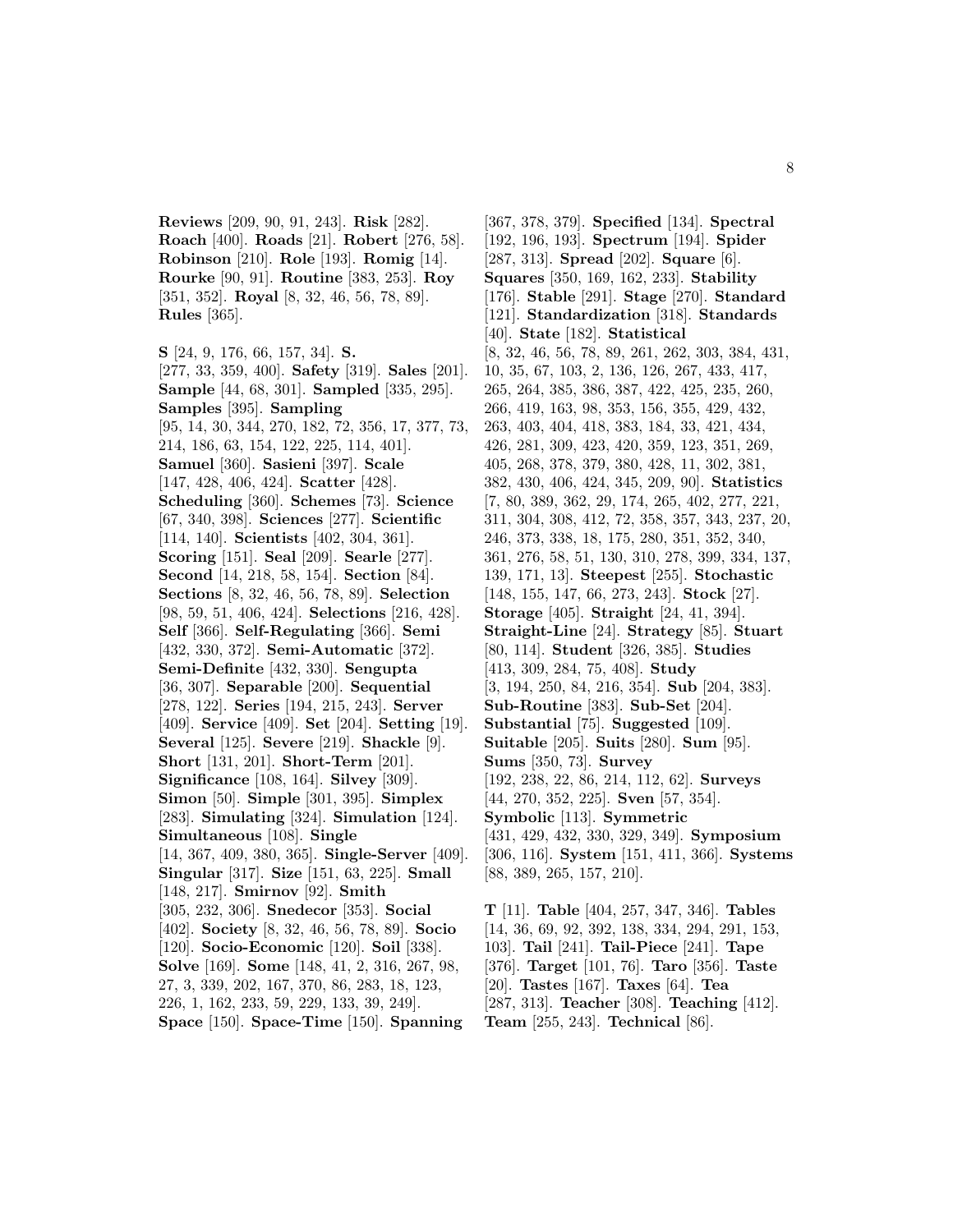**Reviews** [209, 90, 91, 243]. **Risk** [282]. **Roach** [400]. **Roads** [21]. **Robert** [276, 58]. **Robinson** [210]. **Role** [193]. **Romig** [14]. **Rourke** [90, 91]. **Routine** [383, 253]. **Roy** [351, 352]. **Royal** [8, 32, 46, 56, 78, 89]. **Rules** [365].

**S** [24, 9, 176, 66, 157, 34]. **S.** [277, 33, 359, 400]. **Safety** [319]. **Sales** [201]. **Sample** [44, 68, 301]. **Sampled** [335, 295]. **Samples** [395]. **Sampling** [95, 14, 30, 344, 270, 182, 72, 356, 17, 377, 73, 214, 186, 63, 154, 122, 225, 114, 401]. **Samuel** [360]. **Sasieni** [397]. **Scale** [147, 428, 406, 424]. **Scatter** [428]. **Scheduling** [360]. **Schemes** [73]. **Science** [67, 340, 398]. **Sciences** [277]. **Scientific** [114, 140]. **Scientists** [402, 304, 361]. **Scoring** [151]. **Seal** [209]. **Searle** [277]. **Second** [14, 218, 58, 154]. **Section** [84]. **Sections** [8, 32, 46, 56, 78, 89]. **Selection** [98, 59, 51, 406, 424]. **Selections** [216, 428]. **Self** [366]. **Self-Regulating** [366]. **Semi** [432, 330, 372]. **Semi-Automatic** [372]. **Semi-Definite** [432, 330]. **Sengupta** [36, 307]. **Separable** [200]. **Sequential** [278, 122]. **Series** [194, 215, 243]. **Server** [409]. **Service** [409]. **Set** [204]. **Setting** [19]. **Several** [125]. **Severe** [219]. **Shackle** [9]. **Short** [131, 201]. **Short-Term** [201]. **Significance** [108, 164]. **Silvey** [309]. **Simon** [50]. **Simple** [301, 395]. **Simplex** [283]. **Simulating** [324]. **Simulation** [124]. **Simultaneous** [108]. **Single** [14, 367, 409, 380, 365]. **Single-Server** [409]. **Singular** [317]. **Size** [151, 63, 225]. **Small** [148, 217]. **Smirnov** [92]. **Smith** [305, 232, 306]. **Snedecor** [353]. **Social** [402]. **Society** [8, 32, 46, 56, 78, 89]. **Socio** [120]. **Socio-Economic** [120]. **Soil** [338]. **Solve** [169]. **Some** [148, 41, 2, 316, 267, 98, 27, 3, 339, 202, 167, 370, 86, 283, 18, 123, 226, 1, 162, 233, 59, 229, 133, 39, 249]. **Space** [150]. **Space-Time** [150]. **Spanning** [367, 378, 379]. **Specified** [134]. **Spectral** [192, 196, 193]. **Spectrum** [194]. **Spider** [287, 313]. **Spread** [202]. **Square** [6]. **Squares** [350, 169, 162, 233]. **Stability** [176]. **Stable** [291]. **Stage** [270]. **Standard** [121]. **Standardization** [318]. **Standards** [40]. **State** [182]. **Statistical** [8, 32, 46, 56, 78, 89, 261, 262, 303, 384, 431, 10, 35, 67, 103, 2, 136, 126, 267, 433, 417, 265, 264, 385, 386, 387, 422, 425, 235, 260, 266, 419, 163, 98, 353, 156, 355, 429, 432, 263, 403, 404, 418, 383, 184, 33, 421, 434, 426, 281, 309, 423, 420, 359, 123, 351, 269, 405, 268, 378, 379, 380, 428, 11, 302, 381, 382, 430, 406, 424, 345, 209, 90]. **Statistics** [7, 80, 389, 362, 29, 174, 265, 402, 277, 221, 311, 304, 308, 412, 72, 358, 357, 343, 237, 20, 246, 373, 338, 18, 175, 280, 351, 352, 340, 361, 276, 58, 51, 130, 310, 278, 399, 334, 137, 139, 171, 13]. **Steepest** [255]. **Stochastic** [148, 155, 147, 66, 273, 243]. **Stock** [27]. **Storage** [405]. **Straight** [24, 41, 394]. **Straight-Line** [24]. **Strategy** [85]. **Stuart** [80, 114]. **Student** [326, 385]. **Studies** [413, 309, 284, 75, 408]. **Study** [3, 194, 250, 84, 216, 354]. **Sub** [204, 383]. **Sub-Routine** [383]. **Sub-Set** [204]. **Substantial** [75]. **Suggested** [109]. **Suitable** [205]. **Suits** [280]. **Sum** [95]. **Sums** [350, 73]. **Survey** [192, 238, 22, 86, 214, 112, 62]. **Surveys** [44, 270, 352, 225]. **Sven** [57, 354]. **Symbolic** [113]. **Symmetric** [431, 429, 432, 330, 329, 349]. **Symposium** [306, 116]. **System** [151, 411, 366]. **Systems** [88, 389, 265, 157, 210].

**T** [11]. **Table** [404, 257, 347, 346]. **Tables** [14, 36, 69, 92, 392, 138, 334, 294, 291, 153, 103]. **Tail** [241]. **Tail-Piece** [241]. **Tape** [376]. **Target** [101, 76]. **Taro** [356]. **Taste** [20]. **Tastes** [167]. **Taxes** [64]. **Tea** [287, 313]. **Teacher** [308]. **Teaching** [412]. **Team** [255, 243]. **Technical** [86].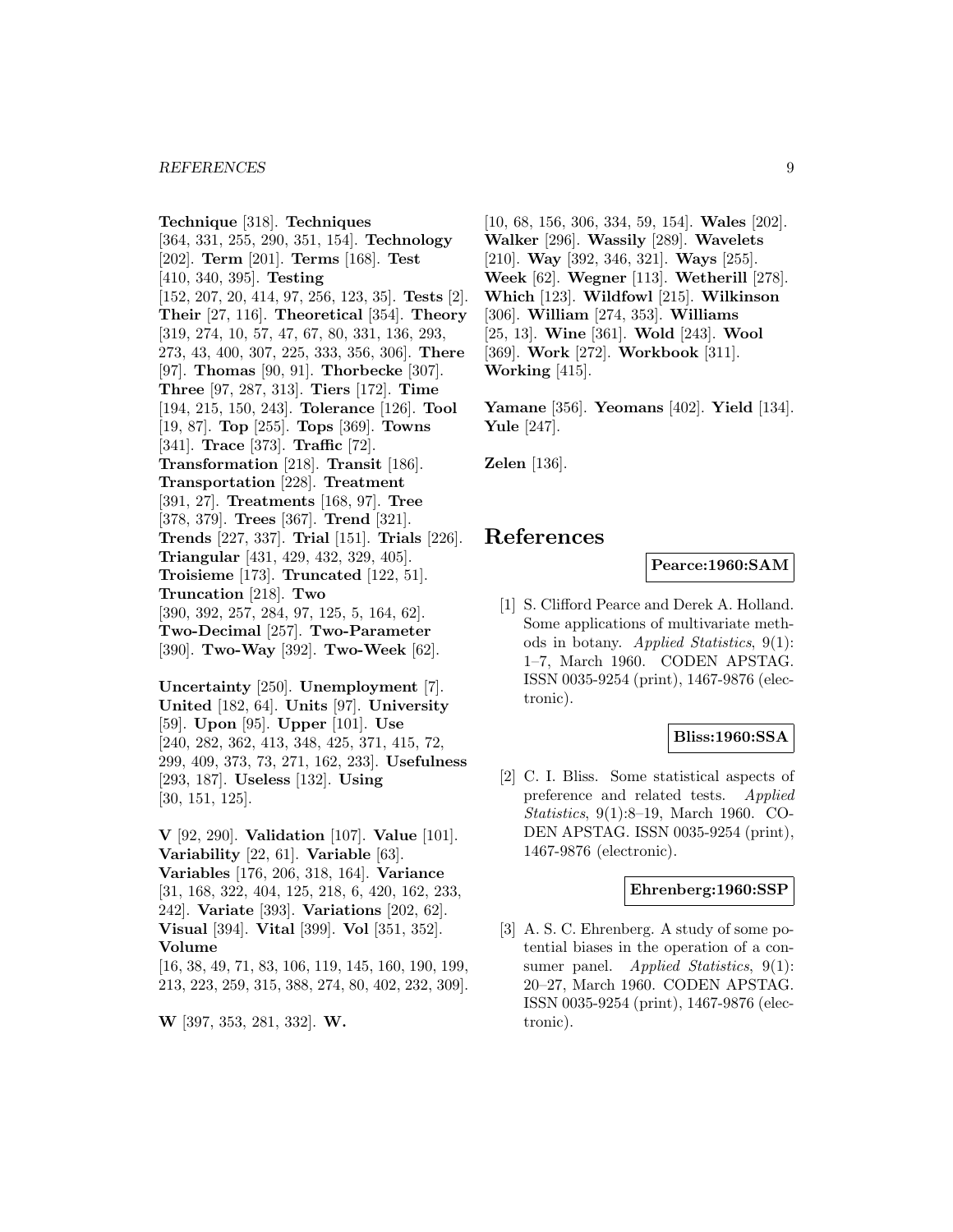**Technique** [318]. **Techniques** [364, 331, 255, 290, 351, 154]. **Technology** [202]. **Term** [201]. **Terms** [168]. **Test** [410, 340, 395]. **Testing** [152, 207, 20, 414, 97, 256, 123, 35]. **Tests** [2]. **Their** [27, 116]. **Theoretical** [354]. **Theory** [319, 274, 10, 57, 47, 67, 80, 331, 136, 293, 273, 43, 400, 307, 225, 333, 356, 306]. **There** [97]. **Thomas** [90, 91]. **Thorbecke** [307]. **Three** [97, 287, 313]. **Tiers** [172]. **Time** [194, 215, 150, 243]. **Tolerance** [126]. **Tool** [19, 87]. **Top** [255]. **Tops** [369]. **Towns** [341]. **Trace** [373]. **Traffic** [72]. **Transformation** [218]. **Transit** [186]. **Transportation** [228]. **Treatment** [391, 27]. **Treatments** [168, 97]. **Tree** [378, 379]. **Trees** [367]. **Trend** [321]. **Trends** [227, 337]. **Trial** [151]. **Trials** [226]. **Triangular** [431, 429, 432, 329, 405]. **Troisieme** [173]. **Truncated** [122, 51]. **Truncation** [218]. **Two** [390, 392, 257, 284, 97, 125, 5, 164, 62]. **Two-Decimal** [257]. **Two-Parameter** [390]. **Two-Way** [392]. **Two-Week** [62].

**Uncertainty** [250]. **Unemployment** [7]. **United** [182, 64]. **Units** [97]. **University** [59]. **Upon** [95]. **Upper** [101]. **Use** [240, 282, 362, 413, 348, 425, 371, 415, 72, 299, 409, 373, 73, 271, 162, 233]. **Usefulness** [293, 187]. **Useless** [132]. **Using** [30, 151, 125].

**V** [92, 290]. **Validation** [107]. **Value** [101]. **Variability** [22, 61]. **Variable** [63]. **Variables** [176, 206, 318, 164]. **Variance** [31, 168, 322, 404, 125, 218, 6, 420, 162, 233, 242]. **Variate** [393]. **Variations** [202, 62]. **Visual** [394]. **Vital** [399]. **Vol** [351, 352]. **Volume** [16, 38, 49, 71, 83, 106, 119, 145, 160, 190, 199, 213, 223, 259, 315, 388, 274, 80, 402, 232, 309].

**W** [397, 353, 281, 332]. **W.** [10, 68, 156, 306, 334, 59, 154]. **Wales** [202]. **Walker** [296]. **Wassily** [289]. **Wavelets** [210]. **Way** [392, 346, 321]. **Ways** [255]. **Week** [62]. **Wegner** [113]. **Wetherill** [278]. **Which** [123]. **Wildfowl** [215]. **Wilkinson** [306]. **William** [274, 353]. **Williams** [25, 13]. **Wine** [361]. **Wold** [243]. **Wool** [369]. **Work** [272]. **Workbook** [311]. **Working** [415].

**Yamane** [356]. **Yeomans** [402]. **Yield** [134]. **Yule** [247].

**Zelen** [136].

# References

**Pearce:1960:SAM**

[1] S. Clifford Pearce and Derek A. Holland. Some applications of multivariate methods in botany. *Applied Statistics*, 9(1): 1–7, March 1960. CODEN APSTAG. ISSN 0035-9254 (print), 1467-9876 (electronic).

**Bliss:1960:SSA**

[2] C. I. Bliss. Some statistical aspects of preference and related tests. *Applied Statistics*, 9(1):8–19, March 1960. CODEN APSTAG. ISSN 0035-9254 (print), 1467-9876 (electronic).

**Ehrenberg:1960:SSP**

[3] A. S. C. Ehrenberg. A study of some potential biases in the operation of a consumer panel. *Applied Statistics*, 9(1): 20–27, March 1960. CODEN APSTAG. ISSN 0035-9254 (print), 1467-9876 (electronic).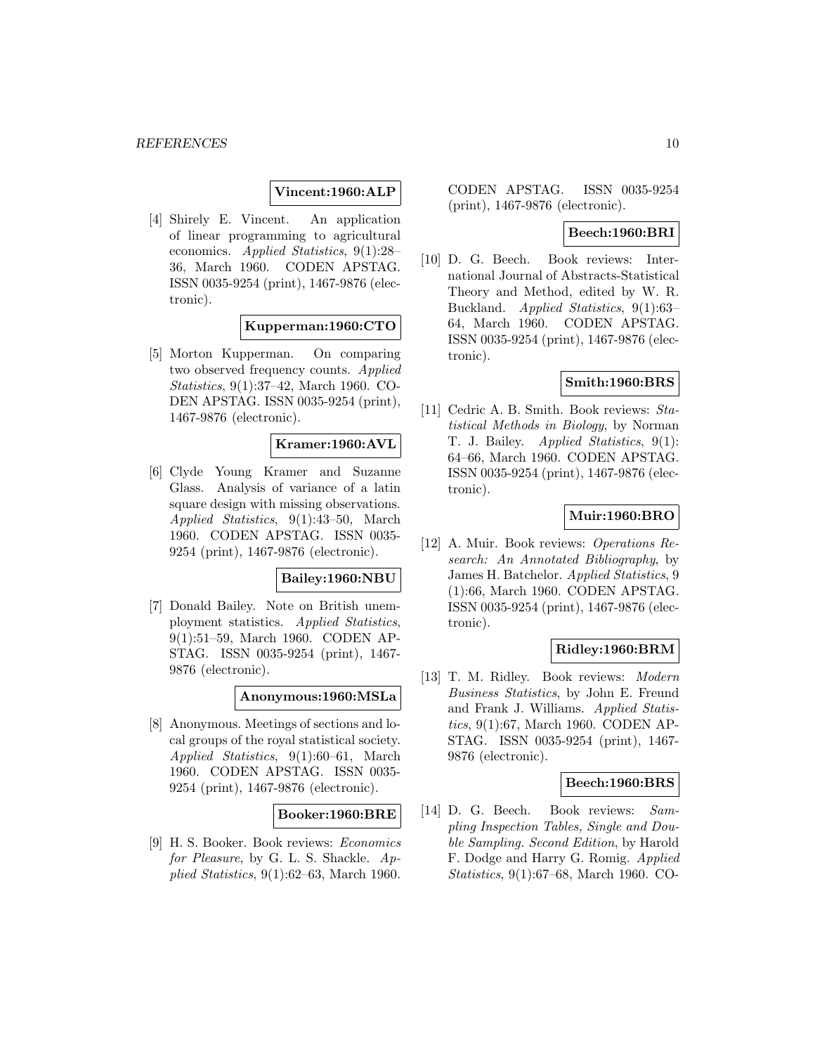**Vincent:1960:ALP**

[4] Shirely E. Vincent. An application of linear programming to agricultural economics. *Applied Statistics*, 9(1):28–36, March 1960. CODEN APSTAG. ISSN 0035-9254 (print), 1467-9876 (electronic).

**Kupperman:1960:CTO**

[5] Morton Kupperman. On comparing two observed frequency counts. *Applied Statistics*, 9(1):37–42, March 1960. CODEN APSTAG. ISSN 0035-9254 (print), 1467-9876 (electronic).

**Kramer:1960:AVL**

[6] Clyde Young Kramer and Suzanne Glass. Analysis of variance of a latin square design with missing observations. *Applied Statistics*, 9(1):43–50, March 1960. CODEN APSTAG. ISSN 0035-9254 (print), 1467-9876 (electronic).

**Bailey:1960:NBU**

[7] Donald Bailey. Note on British unemployment statistics. *Applied Statistics*, 9(1):51–59, March 1960. CODEN APSTAG. ISSN 0035-9254 (print), 1467-9876 (electronic).

**Anonymous:1960:MSLa**

[8] Anonymous. Meetings of sections and local groups of the royal statistical society. *Applied Statistics*, 9(1):60–61, March 1960. CODEN APSTAG. ISSN 0035-9254 (print), 1467-9876 (electronic).

**Booker:1960:BRE**

[9] H. S. Booker. Book reviews: *Economics for Pleasure*, by G. L. S. Shackle. *Applied Statistics*, 9(1):62–63, March 1960. CODEN APSTAG. ISSN 0035-9254 (print), 1467-9876 (electronic).

**Beech:1960:BRI**

[10] D. G. Beech. Book reviews: International Journal of Abstracts-Statistical Theory and Method, edited by W. R. Buckland. *Applied Statistics*, 9(1):63–64, March 1960. CODEN APSTAG. ISSN 0035-9254 (print), 1467-9876 (electronic).

**Smith:1960:BRS**

[11] Cedric A. B. Smith. Book reviews: *Statistical Methods in Biology*, by Norman T. J. Bailey. *Applied Statistics*, 9(1):64–66, March 1960. CODEN APSTAG. ISSN 0035-9254 (print), 1467-9876 (electronic).

**Muir:1960:BRO**

[12] A. Muir. Book reviews: *Operations Research: An Annotated Bibliography*, by James H. Batchelor. *Applied Statistics*, 9(1):66, March 1960. CODEN APSTAG. ISSN 0035-9254 (print), 1467-9876 (electronic).

**Ridley:1960:BRM**

[13] T. M. Ridley. Book reviews: *Modern Business Statistics*, by John E. Freund and Frank J. Williams. *Applied Statistics*, 9(1):67, March 1960. CODEN APSTAG. ISSN 0035-9254 (print), 1467-9876 (electronic).

**Beech:1960:BRS**

[14] D. G. Beech. Book reviews: *Sampling Inspection Tables, Single and Double Sampling. Second Edition*, by Harold F. Dodge and Harry G. Romig. *Applied Statistics*, 9(1):67–68, March 1960. CO-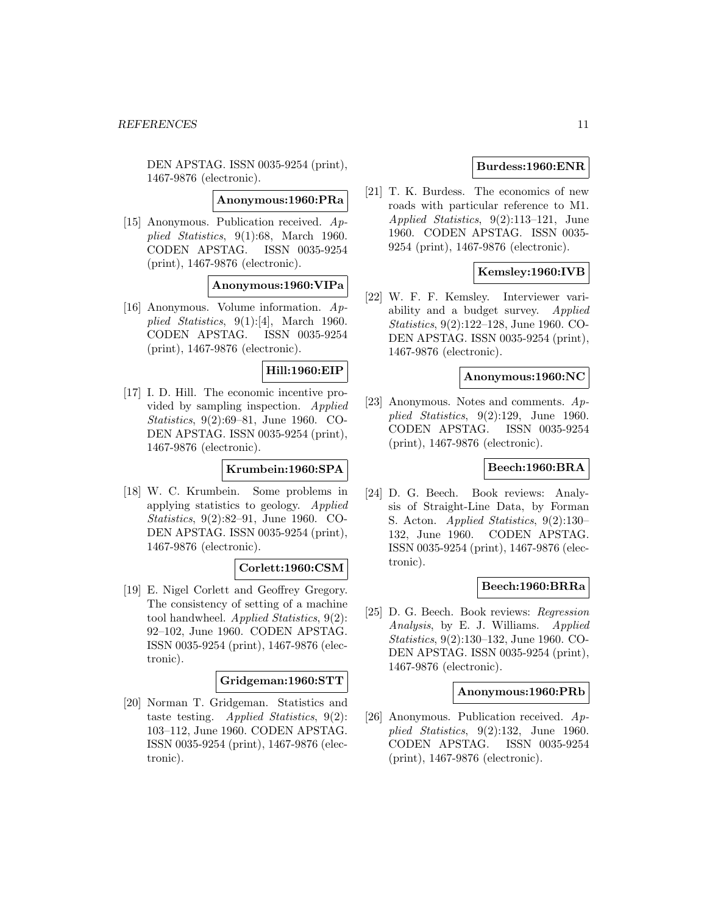DEN APSTAG. ISSN 0035-9254 (print), 1467-9876 (electronic).

**Anonymous:1960:PRa**

[15] Anonymous. Publication received. *Applied Statistics*, 9(1):68, March 1960. CODEN APSTAG. ISSN 0035-9254 (print), 1467-9876 (electronic).

**Anonymous:1960:VIPa**

[16] Anonymous. Volume information. *Applied Statistics*, 9(1):[4], March 1960. CODEN APSTAG. ISSN 0035-9254 (print), 1467-9876 (electronic).

**Hill:1960:EIP**

[17] I. D. Hill. The economic incentive provided by sampling inspection. *Applied Statistics*, 9(2):69–81, June 1960. CODEN APSTAG. ISSN 0035-9254 (print), 1467-9876 (electronic).

**Krumbein:1960:SPA**

[18] W. C. Krumbein. Some problems in applying statistics to geology. *Applied Statistics*, 9(2):82–91, June 1960. CODEN APSTAG. ISSN 0035-9254 (print), 1467-9876 (electronic).

**Corlett:1960:CSM**

[19] E. Nigel Corlett and Geoffrey Gregory. The consistency of setting of a machine tool handwheel. *Applied Statistics*, 9(2): 92–102, June 1960. CODEN APSTAG. ISSN 0035-9254 (print), 1467-9876 (electronic).

**Gridgeman:1960:STT**

[20] Norman T. Gridgeman. Statistics and taste testing. *Applied Statistics*, 9(2): 103–112, June 1960. CODEN APSTAG. ISSN 0035-9254 (print), 1467-9876 (electronic).

**Burdess:1960:ENR**

[21] T. K. Burdess. The economics of new roads with particular reference to M1. *Applied Statistics*, 9(2):113–121, June 1960. CODEN APSTAG. ISSN 0035-9254 (print), 1467-9876 (electronic).

**Kemsley:1960:IVB**

[22] W. F. F. Kemsley. Interviewer variability and a budget survey. *Applied Statistics*, 9(2):122–128, June 1960. CODEN APSTAG. ISSN 0035-9254 (print), 1467-9876 (electronic).

**Anonymous:1960:NC**

[23] Anonymous. Notes and comments. *Applied Statistics*, 9(2):129, June 1960. CODEN APSTAG. ISSN 0035-9254 (print), 1467-9876 (electronic).

**Beech:1960:BRA**

[24] D. G. Beech. Book reviews: Analysis of Straight-Line Data, by Forman S. Acton. *Applied Statistics*, 9(2):130–132, June 1960. CODEN APSTAG. ISSN 0035-9254 (print), 1467-9876 (electronic).

**Beech:1960:BRRa**

[25] D. G. Beech. Book reviews: *Regression Analysis*, by E. J. Williams. *Applied Statistics*, 9(2):130–132, June 1960. CODEN APSTAG. ISSN 0035-9254 (print), 1467-9876 (electronic).

**Anonymous:1960:PRb**

[26] Anonymous. Publication received. *Applied Statistics*, 9(2):132, June 1960. CODEN APSTAG. ISSN 0035-9254 (print), 1467-9876 (electronic).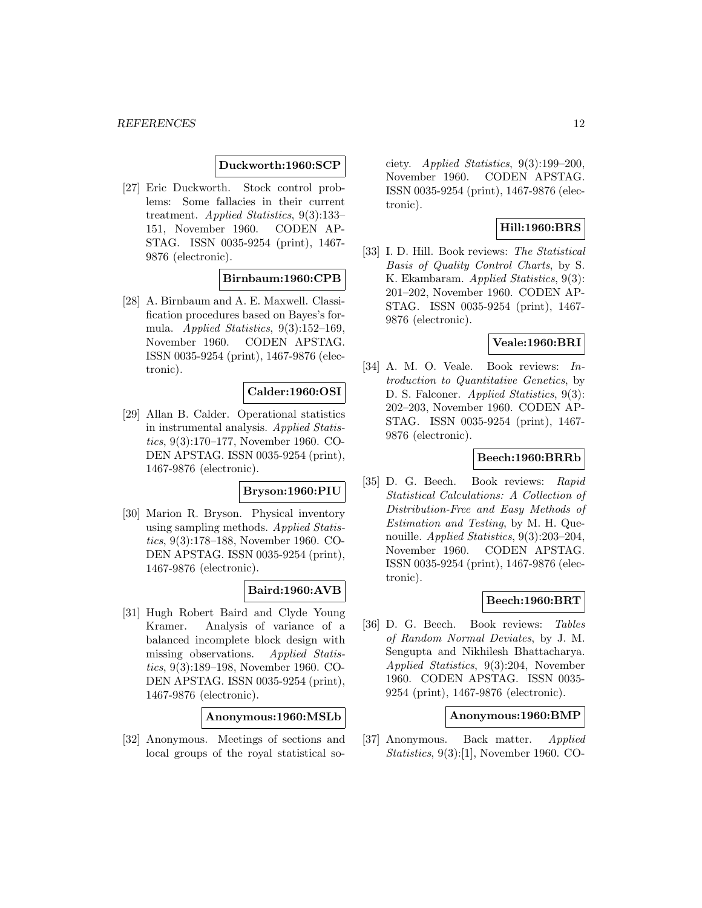**Duckworth:1960:SCP**

[27] Eric Duckworth. Stock control problems: Some fallacies in their current treatment. *Applied Statistics*, 9(3):133–151, November 1960. CODEN APSTAG. ISSN 0035-9254 (print), 1467-9876 (electronic).

**Birnbaum:1960:CPB**

[28] A. Birnbaum and A. E. Maxwell. Classification procedures based on Bayes's formula. *Applied Statistics*, 9(3):152–169, November 1960. CODEN APSTAG. ISSN 0035-9254 (print), 1467-9876 (electronic).

**Calder:1960:OSI**

[29] Allan B. Calder. Operational statistics in instrumental analysis. *Applied Statistics*, 9(3):170–177, November 1960. CODEN APSTAG. ISSN 0035-9254 (print), 1467-9876 (electronic).

**Bryson:1960:PIU**

[30] Marion R. Bryson. Physical inventory using sampling methods. *Applied Statistics*, 9(3):178–188, November 1960. CODEN APSTAG. ISSN 0035-9254 (print), 1467-9876 (electronic).

**Baird:1960:AVB**

[31] Hugh Robert Baird and Clyde Young Kramer. Analysis of variance of a balanced incomplete block design with missing observations. *Applied Statistics*, 9(3):189–198, November 1960. CODEN APSTAG. ISSN 0035-9254 (print), 1467-9876 (electronic).

**Anonymous:1960:MSLb**

[32] Anonymous. Meetings of sections and local groups of the royal statistical society. *Applied Statistics*, 9(3):199–200, November 1960. CODEN APSTAG. ISSN 0035-9254 (print), 1467-9876 (electronic).

**Hill:1960:BRS**

[33] I. D. Hill. Book reviews: *The Statistical Basis of Quality Control Charts*, by S. K. Ekambaram. *Applied Statistics*, 9(3): 201–202, November 1960. CODEN APSTAG. ISSN 0035-9254 (print), 1467-9876 (electronic).

**Veale:1960:BRI**

[34] A. M. O. Veale. Book reviews: *Introduction to Quantitative Genetics*, by D. S. Falconer. *Applied Statistics*, 9(3): 202–203, November 1960. CODEN APSTAG. ISSN 0035-9254 (print), 1467-9876 (electronic).

**Beech:1960:BRRb**

[35] D. G. Beech. Book reviews: *Rapid Statistical Calculations: A Collection of Distribution-Free and Easy Methods of Estimation and Testing*, by M. H. Quenouille. *Applied Statistics*, 9(3):203–204, November 1960. CODEN APSTAG. ISSN 0035-9254 (print), 1467-9876 (electronic).

**Beech:1960:BRT**

[36] D. G. Beech. Book reviews: *Tables of Random Normal Deviates*, by J. M. Sengupta and Nikhilesh Bhattacharya. *Applied Statistics*, 9(3):204, November 1960. CODEN APSTAG. ISSN 0035-9254 (print), 1467-9876 (electronic).

**Anonymous:1960:BMP**

[37] Anonymous. Back matter. *Applied Statistics*, 9(3):[1], November 1960. CO-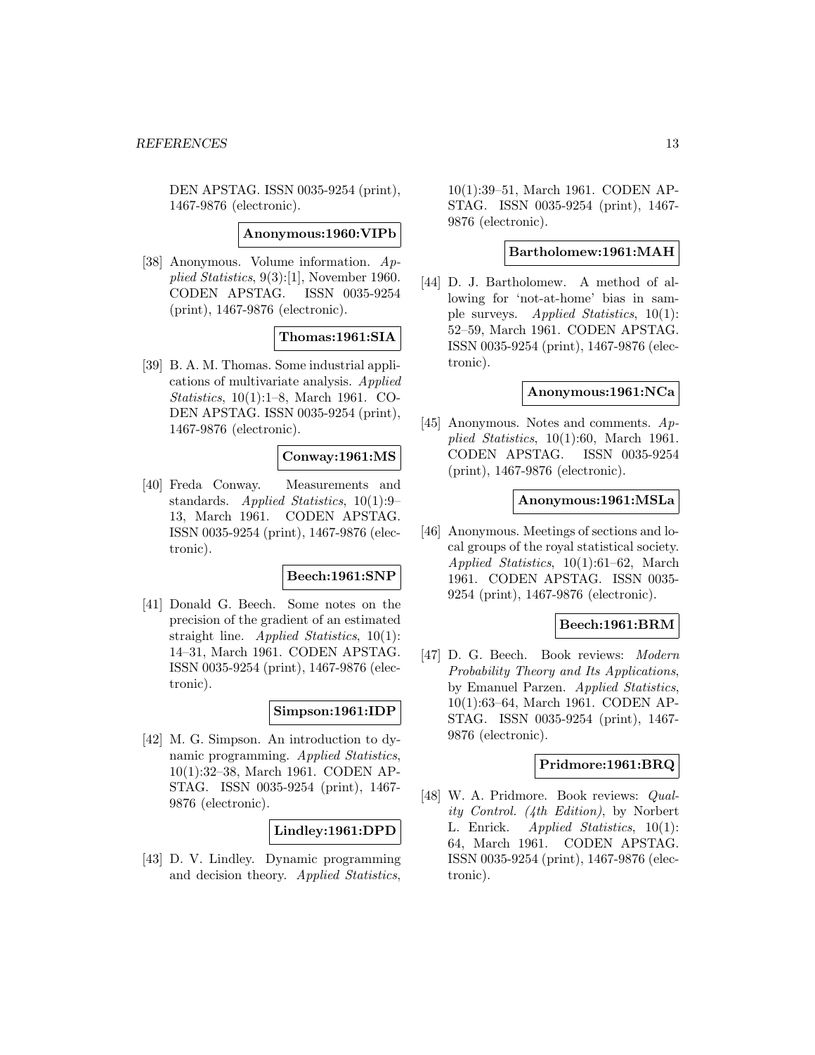DEN APSTAG. ISSN 0035-9254 (print), 1467-9876 (electronic).

**Anonymous:1960:VIPb**

[38] Anonymous. Volume information. *Applied Statistics*, 9(3):[1], November 1960. CODEN APSTAG. ISSN 0035-9254 (print), 1467-9876 (electronic).

**Thomas:1961:SIA**

[39] B. A. M. Thomas. Some industrial applications of multivariate analysis. *Applied Statistics*, 10(1):1–8, March 1961. CODEN APSTAG. ISSN 0035-9254 (print), 1467-9876 (electronic).

**Conway:1961:MS**

[40] Freda Conway. Measurements and standards. *Applied Statistics*, 10(1):9–13, March 1961. CODEN APSTAG. ISSN 0035-9254 (print), 1467-9876 (electronic).

**Beech:1961:SNP**

[41] Donald G. Beech. Some notes on the precision of the gradient of an estimated straight line. *Applied Statistics*, 10(1): 14–31, March 1961. CODEN APSTAG. ISSN 0035-9254 (print), 1467-9876 (electronic).

**Simpson:1961:IDP**

[42] M. G. Simpson. An introduction to dynamic programming. *Applied Statistics*, 10(1):32–38, March 1961. CODEN APSTAG. ISSN 0035-9254 (print), 1467-9876 (electronic).

**Lindley:1961:DPD**

[43] D. V. Lindley. Dynamic programming and decision theory. *Applied Statistics*, 10(1):39–51, March 1961. CODEN APSTAG. ISSN 0035-9254 (print), 1467-9876 (electronic).

**Bartholomew:1961:MAH**

[44] D. J. Bartholomew. A method of allowing for 'not-at-home' bias in sample surveys. *Applied Statistics*, 10(1): 52–59, March 1961. CODEN APSTAG. ISSN 0035-9254 (print), 1467-9876 (electronic).

**Anonymous:1961:NCa**

[45] Anonymous. Notes and comments. *Applied Statistics*, 10(1):60, March 1961. CODEN APSTAG. ISSN 0035-9254 (print), 1467-9876 (electronic).

**Anonymous:1961:MSLa**

[46] Anonymous. Meetings of sections and local groups of the royal statistical society. *Applied Statistics*, 10(1):61–62, March 1961. CODEN APSTAG. ISSN 0035-9254 (print), 1467-9876 (electronic).

**Beech:1961:BRM**

[47] D. G. Beech. Book reviews: *Modern Probability Theory and Its Applications*, by Emanuel Parzen. *Applied Statistics*, 10(1):63–64, March 1961. CODEN APSTAG. ISSN 0035-9254 (print), 1467-9876 (electronic).

**Pridmore:1961:BRQ**

[48] W. A. Pridmore. Book reviews: *Quality Control. (4th Edition)*, by Norbert L. Enrick. *Applied Statistics*, 10(1): 64, March 1961. CODEN APSTAG. ISSN 0035-9254 (print), 1467-9876 (electronic).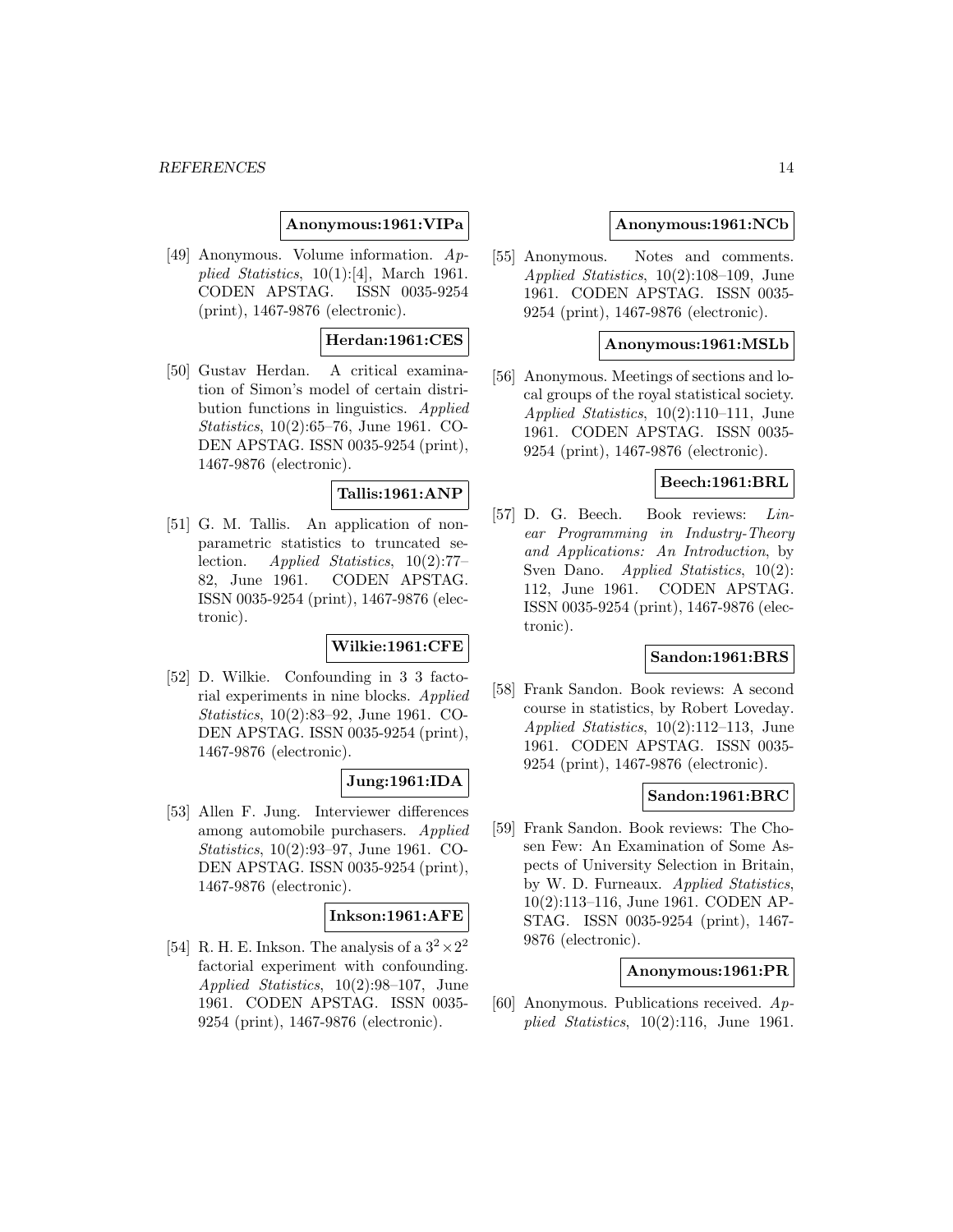**Anonymous:1961:VIPa**

[49] Anonymous. Volume information. *Applied Statistics*, 10(1):[4], March 1961. CODEN APSTAG. ISSN 0035-9254 (print), 1467-9876 (electronic).

**Herdan:1961:CES**

[50] Gustav Herdan. A critical examination of Simon's model of certain distribution functions in linguistics. *Applied Statistics*, 10(2):65–76, June 1961. CODEN APSTAG. ISSN 0035-9254 (print), 1467-9876 (electronic).

**Tallis:1961:ANP**

[51] G. M. Tallis. An application of non-parametric statistics to truncated selection. *Applied Statistics*, 10(2):77–82, June 1961. CODEN APSTAG. ISSN 0035-9254 (print), 1467-9876 (electronic).

**Wilkie:1961:CFE**

[52] D. Wilkie. Confounding in 3 3 factorial experiments in nine blocks. *Applied Statistics*, 10(2):83–92, June 1961. CODEN APSTAG. ISSN 0035-9254 (print), 1467-9876 (electronic).

**Jung:1961:IDA**

[53] Allen F. Jung. Interviewer differences among automobile purchasers. *Applied Statistics*, 10(2):93–97, June 1961. CODEN APSTAG. ISSN 0035-9254 (print), 1467-9876 (electronic).

**Inkson:1961:AFE**

[54] R. H. E. Inkson. The analysis of a $3^2 \times 2^2$ factorial experiment with confounding. *Applied Statistics*, 10(2):98–107, June 1961. CODEN APSTAG. ISSN 0035-9254 (print), 1467-9876 (electronic).

**Anonymous:1961:NCb**

[55] Anonymous. Notes and comments. *Applied Statistics*, 10(2):108–109, June 1961. CODEN APSTAG. ISSN 0035-9254 (print), 1467-9876 (electronic).

**Anonymous:1961:MSLb**

[56] Anonymous. Meetings of sections and local groups of the royal statistical society. *Applied Statistics*, 10(2):110–111, June 1961. CODEN APSTAG. ISSN 0035-9254 (print), 1467-9876 (electronic).

**Beech:1961:BRL**

[57] D. G. Beech. Book reviews: *Linear Programming in Industry-Theory and Applications: An Introduction*, by Sven Dano. *Applied Statistics*, 10(2): 112, June 1961. CODEN APSTAG. ISSN 0035-9254 (print), 1467-9876 (electronic).

**Sandon:1961:BRS**

[58] Frank Sandon. Book reviews: A second course in statistics, by Robert Loveday. *Applied Statistics*, 10(2):112–113, June 1961. CODEN APSTAG. ISSN 0035-9254 (print), 1467-9876 (electronic).

**Sandon:1961:BRC**

[59] Frank Sandon. Book reviews: The Chosen Few: An Examination of Some Aspects of University Selection in Britain, by W. D. Furneaux. *Applied Statistics*, 10(2):113–116, June 1961. CODEN APSTAG. ISSN 0035-9254 (print), 1467-9876 (electronic).

**Anonymous:1961:PR**

[60] Anonymous. Publications received. *Applied Statistics*, 10(2):116, June 1961.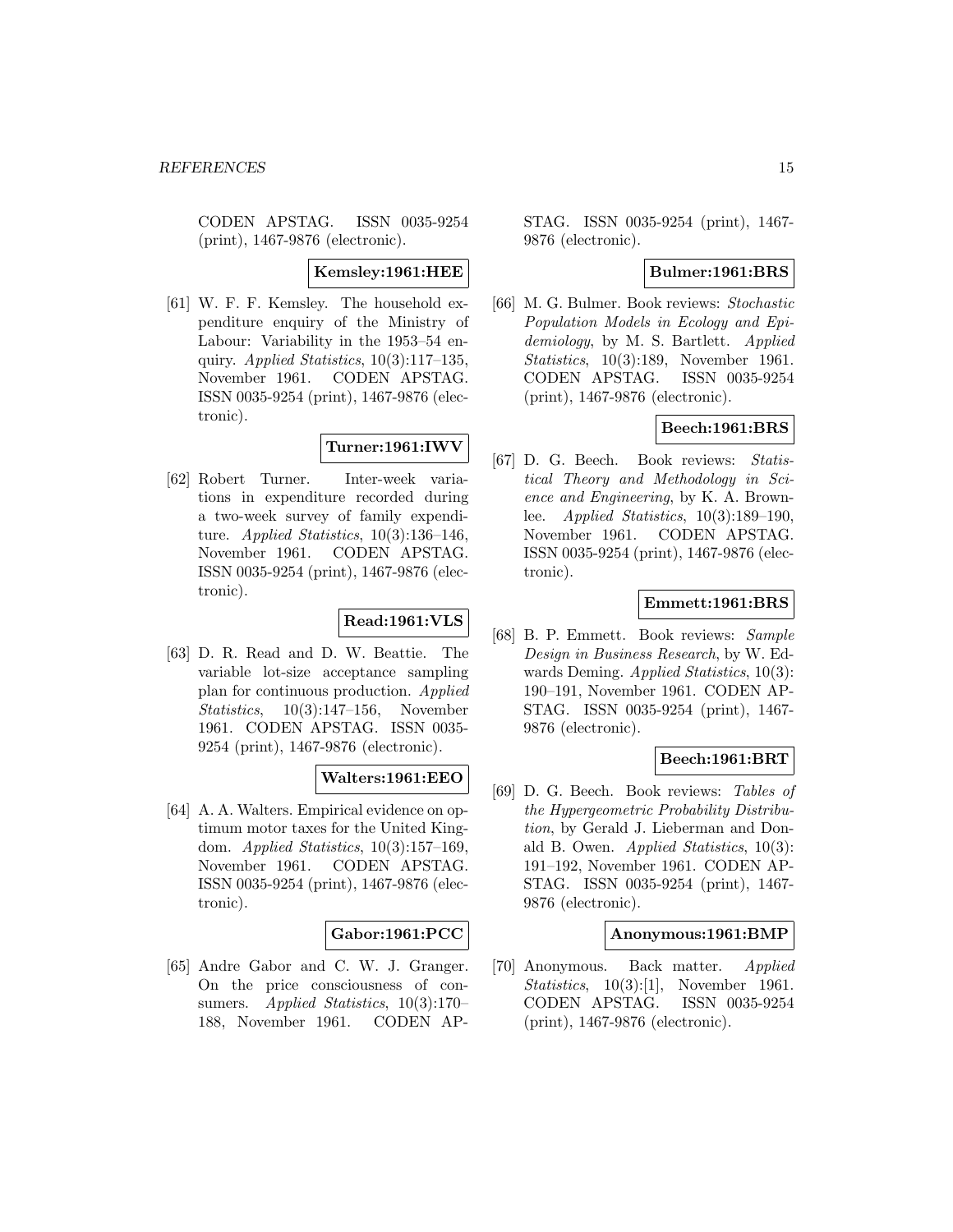CODEN APSTAG. ISSN 0035-9254 (print), 1467-9876 (electronic).

**Kemsley:1961:HEE**

[61] W. F. F. Kemsley. The household expenditure enquiry of the Ministry of Labour: Variability in the 1953–54 enquiry. *Applied Statistics*, 10(3):117–135, November 1961. CODEN APSTAG. ISSN 0035-9254 (print), 1467-9876 (electronic).

**Turner:1961:IWV**

[62] Robert Turner. Inter-week variations in expenditure recorded during a two-week survey of family expenditure. *Applied Statistics*, 10(3):136–146, November 1961. CODEN APSTAG. ISSN 0035-9254 (print), 1467-9876 (electronic).

**Read:1961:VLS**

[63] D. R. Read and D. W. Beattie. The variable lot-size acceptance sampling plan for continuous production. *Applied Statistics*, 10(3):147–156, November 1961. CODEN APSTAG. ISSN 0035-9254 (print), 1467-9876 (electronic).

**Walters:1961:EEO**

[64] A. A. Walters. Empirical evidence on optimum motor taxes for the United Kingdom. *Applied Statistics*, 10(3):157–169, November 1961. CODEN APSTAG. ISSN 0035-9254 (print), 1467-9876 (electronic).

**Gabor:1961:PCC**

[65] Andre Gabor and C. W. J. Granger. On the price consciousness of consumers. *Applied Statistics*, 10(3):170–188, November 1961. CODEN APSTAG. ISSN 0035-9254 (print), 1467-9876 (electronic).

**Bulmer:1961:BRS**

[66] M. G. Bulmer. Book reviews: *Stochastic Population Models in Ecology and Epidemiology*, by M. S. Bartlett. *Applied Statistics*, 10(3):189, November 1961. CODEN APSTAG. ISSN 0035-9254 (print), 1467-9876 (electronic).

**Beech:1961:BRS**

[67] D. G. Beech. Book reviews: *Statistical Theory and Methodology in Science and Engineering*, by K. A. Brownlee. *Applied Statistics*, 10(3):189–190, November 1961. CODEN APSTAG. ISSN 0035-9254 (print), 1467-9876 (electronic).

**Emmett:1961:BRS**

[68] B. P. Emmett. Book reviews: *Sample Design in Business Research*, by W. Edwards Deming. *Applied Statistics*, 10(3): 190–191, November 1961. CODEN APSTAG. ISSN 0035-9254 (print), 1467-9876 (electronic).

**Beech:1961:BRT**

[69] D. G. Beech. Book reviews: *Tables of the Hypergeometric Probability Distribution*, by Gerald J. Lieberman and Donald B. Owen. *Applied Statistics*, 10(3): 191–192, November 1961. CODEN APSTAG. ISSN 0035-9254 (print), 1467-9876 (electronic).

**Anonymous:1961:BMP**

[70] Anonymous. Back matter. *Applied Statistics*, 10(3):[1], November 1961. CODEN APSTAG. ISSN 0035-9254 (print), 1467-9876 (electronic).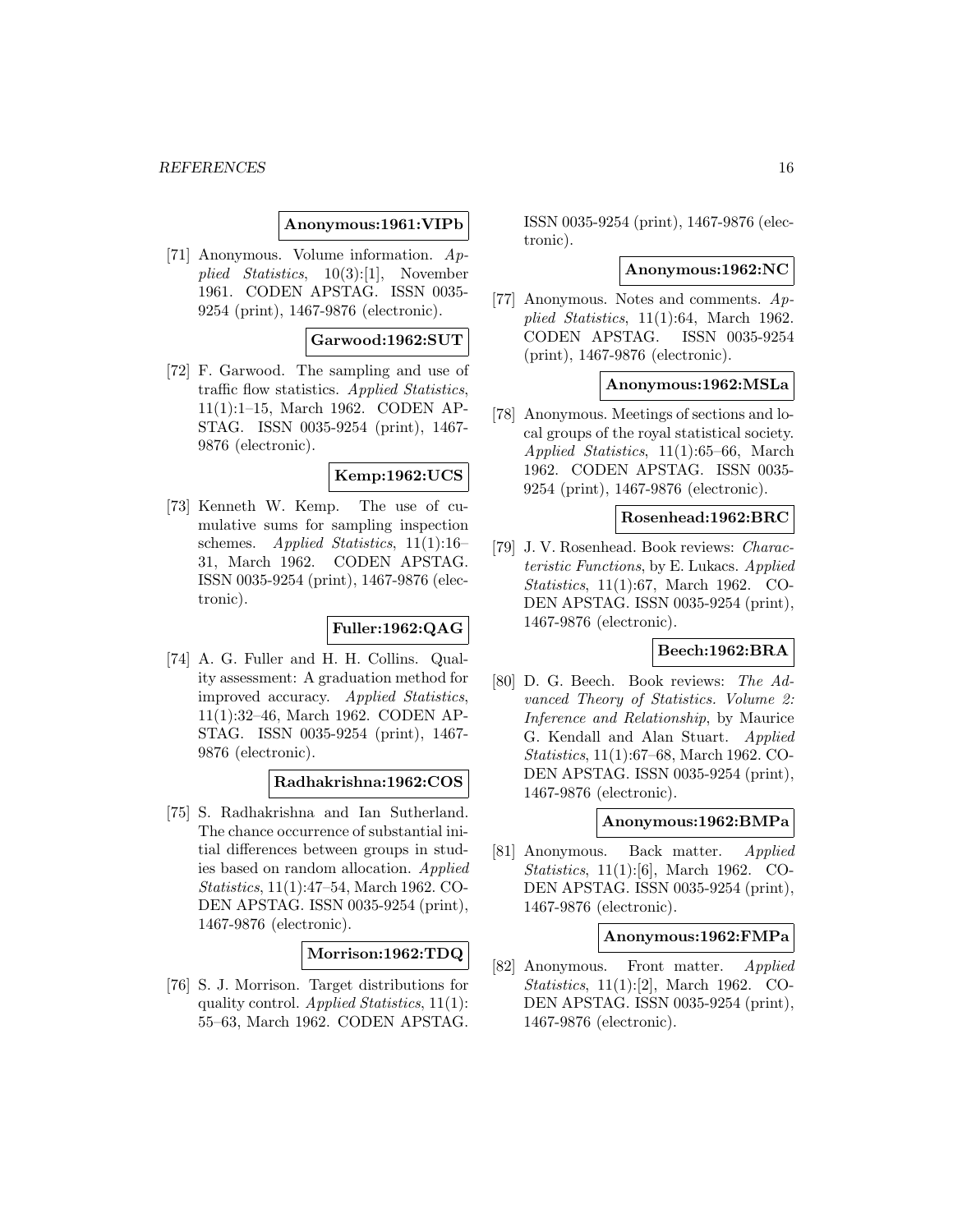**Anonymous:1961:VIPb**

[71] Anonymous. Volume information. *Applied Statistics*, 10(3):[1], November 1961. CODEN APSTAG. ISSN 0035-9254 (print), 1467-9876 (electronic).

**Garwood:1962:SUT**

[72] F. Garwood. The sampling and use of traffic flow statistics. *Applied Statistics*, 11(1):1–15, March 1962. CODEN APSTAG. ISSN 0035-9254 (print), 1467-9876 (electronic).

**Kemp:1962:UCS**

[73] Kenneth W. Kemp. The use of cumulative sums for sampling inspection schemes. *Applied Statistics*, 11(1):16–31, March 1962. CODEN APSTAG. ISSN 0035-9254 (print), 1467-9876 (electronic).

**Fuller:1962:QAG**

[74] A. G. Fuller and H. H. Collins. Quality assessment: A graduation method for improved accuracy. *Applied Statistics*, 11(1):32–46, March 1962. CODEN APSTAG. ISSN 0035-9254 (print), 1467-9876 (electronic).

**Radhakrishna:1962:COS**

[75] S. Radhakrishna and Ian Sutherland. The chance occurrence of substantial initial differences between groups in studies based on random allocation. *Applied Statistics*, 11(1):47–54, March 1962. CODEN APSTAG. ISSN 0035-9254 (print), 1467-9876 (electronic).

**Morrison:1962:TDQ**

[76] S. J. Morrison. Target distributions for quality control. *Applied Statistics*, 11(1):55–63, March 1962. CODEN APSTAG. ISSN 0035-9254 (print), 1467-9876 (electronic).

**Anonymous:1962:NC**

[77] Anonymous. Notes and comments. *Applied Statistics*, 11(1):64, March 1962. CODEN APSTAG. ISSN 0035-9254 (print), 1467-9876 (electronic).

**Anonymous:1962:MSLa**

[78] Anonymous. Meetings of sections and local groups of the royal statistical society. *Applied Statistics*, 11(1):65–66, March 1962. CODEN APSTAG. ISSN 0035-9254 (print), 1467-9876 (electronic).

**Rosenhead:1962:BRC**

[79] J. V. Rosenhead. Book reviews: *Characteristic Functions*, by E. Lukacs. *Applied Statistics*, 11(1):67, March 1962. CODEN APSTAG. ISSN 0035-9254 (print), 1467-9876 (electronic).

**Beech:1962:BRA**

[80] D. G. Beech. Book reviews: *The Advanced Theory of Statistics. Volume 2: Inference and Relationship*, by Maurice G. Kendall and Alan Stuart. *Applied Statistics*, 11(1):67–68, March 1962. CODEN APSTAG. ISSN 0035-9254 (print), 1467-9876 (electronic).

**Anonymous:1962:BMPa**

[81] Anonymous. Back matter. *Applied Statistics*, 11(1):[6], March 1962. CODEN APSTAG. ISSN 0035-9254 (print), 1467-9876 (electronic).

**Anonymous:1962:FMPa**

[82] Anonymous. Front matter. *Applied Statistics*, 11(1):[2], March 1962. CODEN APSTAG. ISSN 0035-9254 (print), 1467-9876 (electronic).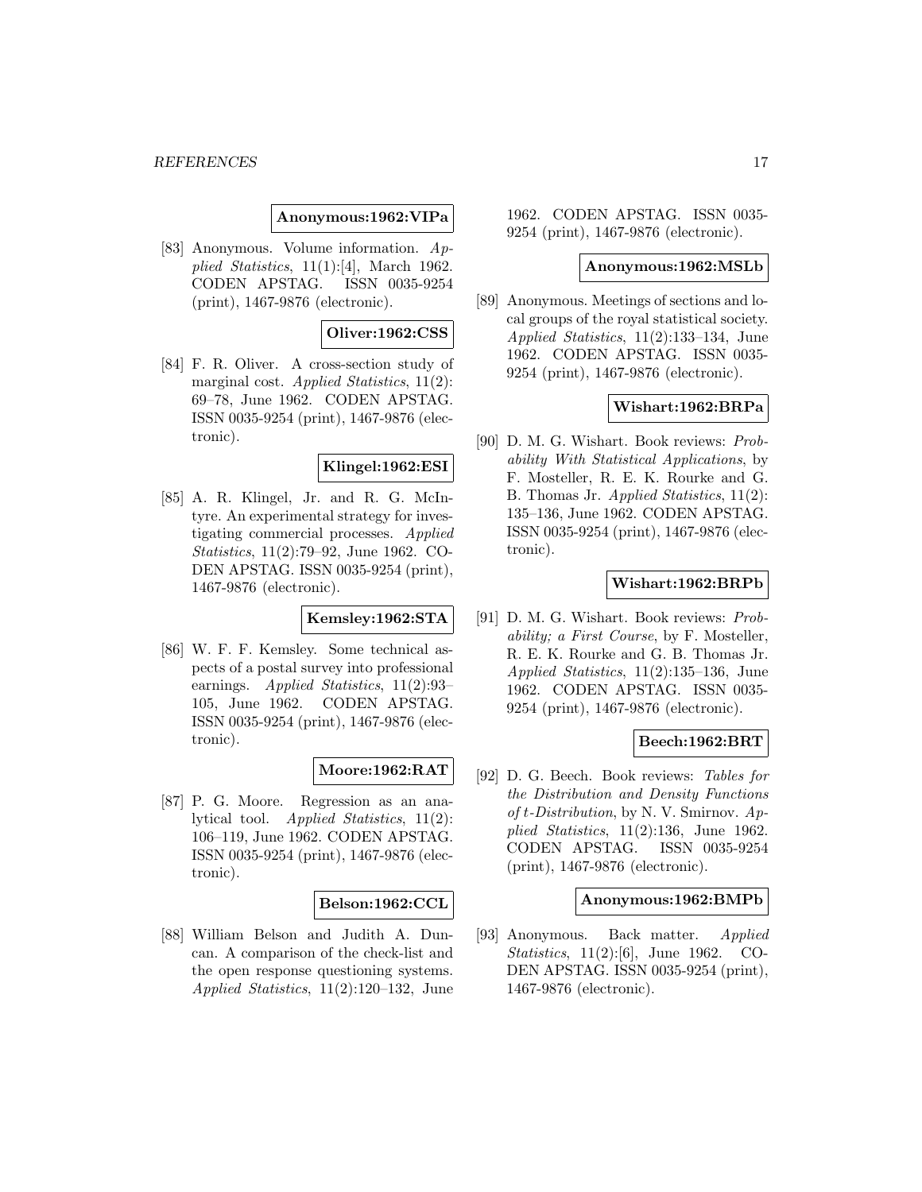**Anonymous:1962:VIPa**

[83] Anonymous. Volume information. *Applied Statistics*, 11(1):[4], March 1962. CODEN APSTAG. ISSN 0035-9254 (print), 1467-9876 (electronic).

**Oliver:1962:CSS**

[84] F. R. Oliver. A cross-section study of marginal cost. *Applied Statistics*, 11(2): 69–78, June 1962. CODEN APSTAG. ISSN 0035-9254 (print), 1467-9876 (electronic).

**Klingel:1962:ESI**

[85] A. R. Klingel, Jr. and R. G. McIntyre. An experimental strategy for investigating commercial processes. *Applied Statistics*, 11(2):79–92, June 1962. CODEN APSTAG. ISSN 0035-9254 (print), 1467-9876 (electronic).

**Kemsley:1962:STA**

[86] W. F. F. Kemsley. Some technical aspects of a postal survey into professional earnings. *Applied Statistics*, 11(2):93–105, June 1962. CODEN APSTAG. ISSN 0035-9254 (print), 1467-9876 (electronic).

**Moore:1962:RAT**

[87] P. G. Moore. Regression as an analytical tool. *Applied Statistics*, 11(2): 106–119, June 1962. CODEN APSTAG. ISSN 0035-9254 (print), 1467-9876 (electronic).

**Belson:1962:CCL**

[88] William Belson and Judith A. Duncan. A comparison of the check-list and the open response questioning systems. *Applied Statistics*, 11(2):120–132, June 1962. CODEN APSTAG. ISSN 0035-9254 (print), 1467-9876 (electronic).

**Anonymous:1962:MSLb**

[89] Anonymous. Meetings of sections and local groups of the royal statistical society. *Applied Statistics*, 11(2):133–134, June 1962. CODEN APSTAG. ISSN 0035-9254 (print), 1467-9876 (electronic).

**Wishart:1962:BRPa**

[90] D. M. G. Wishart. Book reviews: *Probability With Statistical Applications*, by F. Mosteller, R. E. K. Rourke and G. B. Thomas Jr. *Applied Statistics*, 11(2): 135–136, June 1962. CODEN APSTAG. ISSN 0035-9254 (print), 1467-9876 (electronic).

**Wishart:1962:BRPb**

[91] D. M. G. Wishart. Book reviews: *Probability; a First Course*, by F. Mosteller, R. E. K. Rourke and G. B. Thomas Jr. *Applied Statistics*, 11(2):135–136, June 1962. CODEN APSTAG. ISSN 0035-9254 (print), 1467-9876 (electronic).

**Beech:1962:BRT**

[92] D. G. Beech. Book reviews: *Tables for the Distribution and Density Functions of t-Distribution*, by N. V. Smirnov. *Applied Statistics*, 11(2):136, June 1962. CODEN APSTAG. ISSN 0035-9254 (print), 1467-9876 (electronic).

**Anonymous:1962:BMPb**

[93] Anonymous. Back matter. *Applied Statistics*, 11(2):[6], June 1962. CODEN APSTAG. ISSN 0035-9254 (print), 1467-9876 (electronic).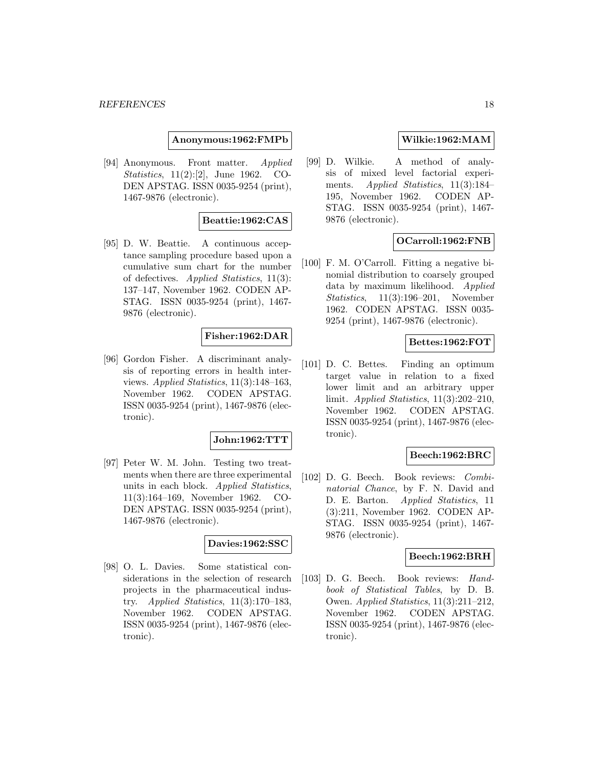**Anonymous:1962:FMPb**

[94] Anonymous. Front matter. *Applied Statistics*, 11(2):[2], June 1962. CODEN APSTAG. ISSN 0035-9254 (print), 1467-9876 (electronic).

**Beattie:1962:CAS**

[95] D. W. Beattie. A continuous acceptance sampling procedure based upon a cumulative sum chart for the number of defectives. *Applied Statistics*, 11(3): 137–147, November 1962. CODEN APSTAG. ISSN 0035-9254 (print), 1467-9876 (electronic).

**Fisher:1962:DAR**

[96] Gordon Fisher. A discriminant analysis of reporting errors in health interviews. *Applied Statistics*, 11(3):148–163, November 1962. CODEN APSTAG. ISSN 0035-9254 (print), 1467-9876 (electronic).

**John:1962:TTT**

[97] Peter W. M. John. Testing two treatments when there are three experimental units in each block. *Applied Statistics*, 11(3):164–169, November 1962. CODEN APSTAG. ISSN 0035-9254 (print), 1467-9876 (electronic).

**Davies:1962:SSC**

[98] O. L. Davies. Some statistical considerations in the selection of research projects in the pharmaceutical industry. *Applied Statistics*, 11(3):170–183, November 1962. CODEN APSTAG. ISSN 0035-9254 (print), 1467-9876 (electronic).

**Wilkie:1962:MAM**

[99] D. Wilkie. A method of analysis of mixed level factorial experiments. *Applied Statistics*, 11(3):184–195, November 1962. CODEN APSTAG. ISSN 0035-9254 (print), 1467-9876 (electronic).

**OCarroll:1962:FNB**

[100] F. M. O'Carroll. Fitting a negative binomial distribution to coarsely grouped data by maximum likelihood. *Applied Statistics*, 11(3):196–201, November 1962. CODEN APSTAG. ISSN 0035-9254 (print), 1467-9876 (electronic).

**Bettes:1962:FOT**

[101] D. C. Bettes. Finding an optimum target value in relation to a fixed lower limit and an arbitrary upper limit. *Applied Statistics*, 11(3):202–210, November 1962. CODEN APSTAG. ISSN 0035-9254 (print), 1467-9876 (electronic).

**Beech:1962:BRC**

[102] D. G. Beech. Book reviews: *Combinatorial Chance*, by F. N. David and D. E. Barton. *Applied Statistics*, 11 (3):211, November 1962. CODEN APSTAG. ISSN 0035-9254 (print), 1467-9876 (electronic).

**Beech:1962:BRH**

[103] D. G. Beech. Book reviews: *Handbook of Statistical Tables*, by D. B. Owen. *Applied Statistics*, 11(3):211–212, November 1962. CODEN APSTAG. ISSN 0035-9254 (print), 1467-9876 (electronic).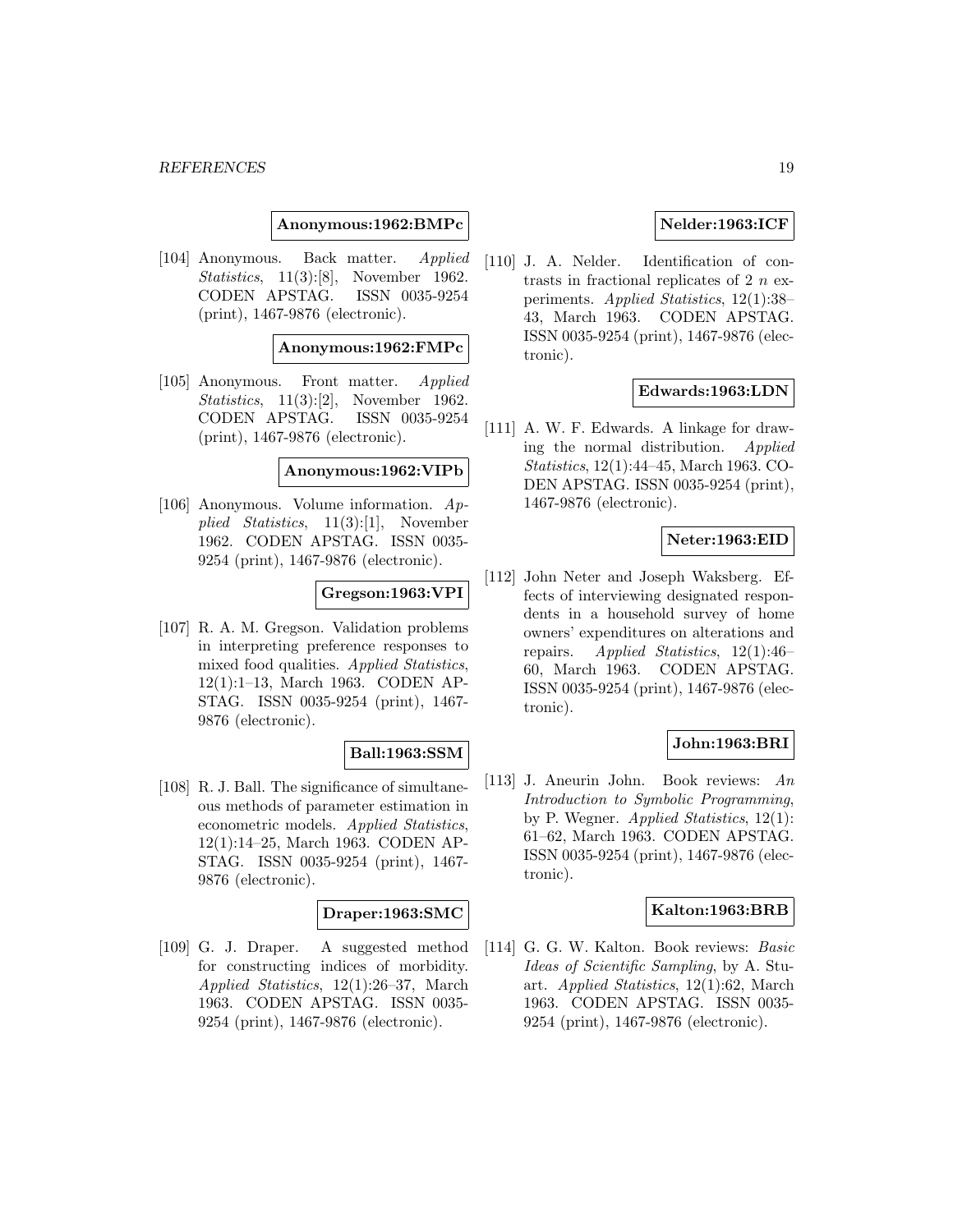**Anonymous:1962:BMPc**

[104] Anonymous. Back matter. *Applied Statistics*, 11(3):[8], November 1962. CODEN APSTAG. ISSN 0035-9254 (print), 1467-9876 (electronic).

**Anonymous:1962:FMPc**

[105] Anonymous. Front matter. *Applied Statistics*, 11(3):[2], November 1962. CODEN APSTAG. ISSN 0035-9254 (print), 1467-9876 (electronic).

**Anonymous:1962:VIPb**

[106] Anonymous. Volume information. *Applied Statistics*, 11(3):[1], November 1962. CODEN APSTAG. ISSN 0035-9254 (print), 1467-9876 (electronic).

**Gregson:1963:VPI**

[107] R. A. M. Gregson. Validation problems in interpreting preference responses to mixed food qualities. *Applied Statistics*, 12(1):1–13, March 1963. CODEN APSTAG. ISSN 0035-9254 (print), 1467-9876 (electronic).

**Ball:1963:SSM**

[108] R. J. Ball. The significance of simultaneous methods of parameter estimation in econometric models. *Applied Statistics*, 12(1):14–25, March 1963. CODEN APSTAG. ISSN 0035-9254 (print), 1467-9876 (electronic).

**Draper:1963:SMC**

[109] G. J. Draper. A suggested method for constructing indices of morbidity. *Applied Statistics*, 12(1):26–37, March 1963. CODEN APSTAG. ISSN 0035-9254 (print), 1467-9876 (electronic).

**Nelder:1963:ICF**

[110] J. A. Nelder. Identification of contrasts in fractional replicates of 2 $n$ experiments. *Applied Statistics*, 12(1):38–43, March 1963. CODEN APSTAG. ISSN 0035-9254 (print), 1467-9876 (electronic).

**Edwards:1963:LDN**

[111] A. W. F. Edwards. A linkage for drawing the normal distribution. *Applied Statistics*, 12(1):44–45, March 1963. CODEN APSTAG. ISSN 0035-9254 (print), 1467-9876 (electronic).

**Neter:1963:EID**

[112] John Neter and Joseph Waksberg. Effects of interviewing designated respondents in a household survey of home owners' expenditures on alterations and repairs. *Applied Statistics*, 12(1):46–60, March 1963. CODEN APSTAG. ISSN 0035-9254 (print), 1467-9876 (electronic).

**John:1963:BRI**

[113] J. Aneurin John. Book reviews: *An Introduction to Symbolic Programming*, by P. Wegner. *Applied Statistics*, 12(1): 61–62, March 1963. CODEN APSTAG. ISSN 0035-9254 (print), 1467-9876 (electronic).

**Kalton:1963:BRB**

[114] G. G. W. Kalton. Book reviews: *Basic Ideas of Scientific Sampling*, by A. Stuart. *Applied Statistics*, 12(1):62, March 1963. CODEN APSTAG. ISSN 0035-9254 (print), 1467-9876 (electronic).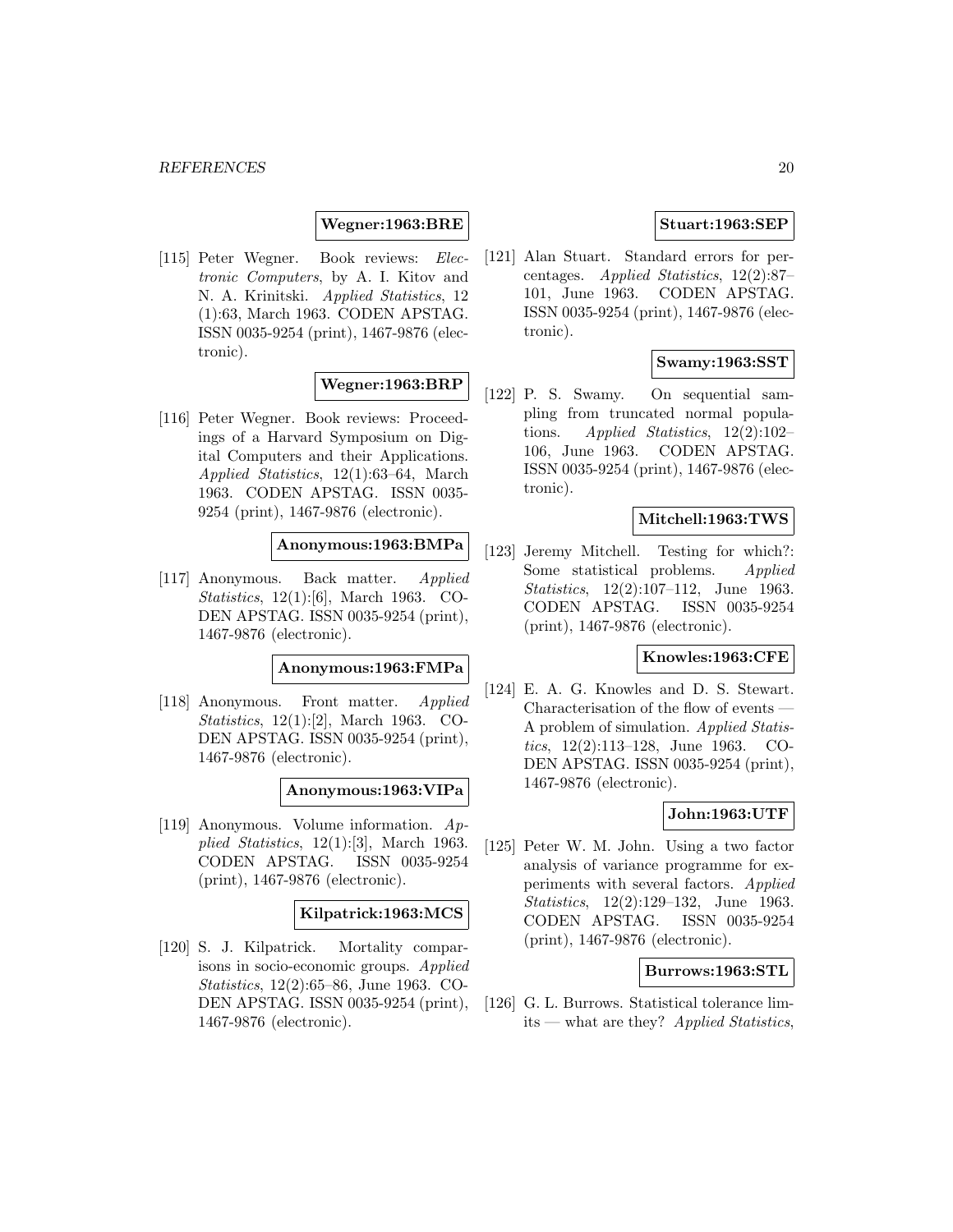**Wegner:1963:BRE**

[115] Peter Wegner. Book reviews: *Electronic Computers*, by A. I. Kitov and N. A. Krinitski. *Applied Statistics*, 12 (1):63, March 1963. CODEN APSTAG. ISSN 0035-9254 (print), 1467-9876 (electronic).

**Wegner:1963:BRP**

[116] Peter Wegner. Book reviews: Proceedings of a Harvard Symposium on Digital Computers and their Applications. *Applied Statistics*, 12(1):63–64, March 1963. CODEN APSTAG. ISSN 0035-9254 (print), 1467-9876 (electronic).

**Anonymous:1963:BMPa**

[117] Anonymous. Back matter. *Applied Statistics*, 12(1):[6], March 1963. CODEN APSTAG. ISSN 0035-9254 (print), 1467-9876 (electronic).

**Anonymous:1963:FMPa**

[118] Anonymous. Front matter. *Applied Statistics*, 12(1):[2], March 1963. CODEN APSTAG. ISSN 0035-9254 (print), 1467-9876 (electronic).

**Anonymous:1963:VIPa**

[119] Anonymous. Volume information. *Applied Statistics*, 12(1):[3], March 1963. CODEN APSTAG. ISSN 0035-9254 (print), 1467-9876 (electronic).

**Kilpatrick:1963:MCS**

[120] S. J. Kilpatrick. Mortality comparisons in socio-economic groups. *Applied Statistics*, 12(2):65–86, June 1963. CODEN APSTAG. ISSN 0035-9254 (print), 1467-9876 (electronic).

**Stuart:1963:SEP**

[121] Alan Stuart. Standard errors for percentages. *Applied Statistics*, 12(2):87–101, June 1963. CODEN APSTAG. ISSN 0035-9254 (print), 1467-9876 (electronic).

**Swamy:1963:SST**

[122] P. S. Swamy. On sequential sampling from truncated normal populations. *Applied Statistics*, 12(2):102–106, June 1963. CODEN APSTAG. ISSN 0035-9254 (print), 1467-9876 (electronic).

**Mitchell:1963:TWS**

[123] Jeremy Mitchell. Testing for which?: Some statistical problems. *Applied Statistics*, 12(2):107–112, June 1963. CODEN APSTAG. ISSN 0035-9254 (print), 1467-9876 (electronic).

**Knowles:1963:CFE**

[124] E. A. G. Knowles and D. S. Stewart. Characterisation of the flow of events — A problem of simulation. *Applied Statistics*, 12(2):113–128, June 1963. CODEN APSTAG. ISSN 0035-9254 (print), 1467-9876 (electronic).

**John:1963:UTF**

[125] Peter W. M. John. Using a two factor analysis of variance programme for experiments with several factors. *Applied Statistics*, 12(2):129–132, June 1963. CODEN APSTAG. ISSN 0035-9254 (print), 1467-9876 (electronic).

**Burrows:1963:STL**

[126] G. L. Burrows. Statistical tolerance limits — what are they? *Applied Statistics*,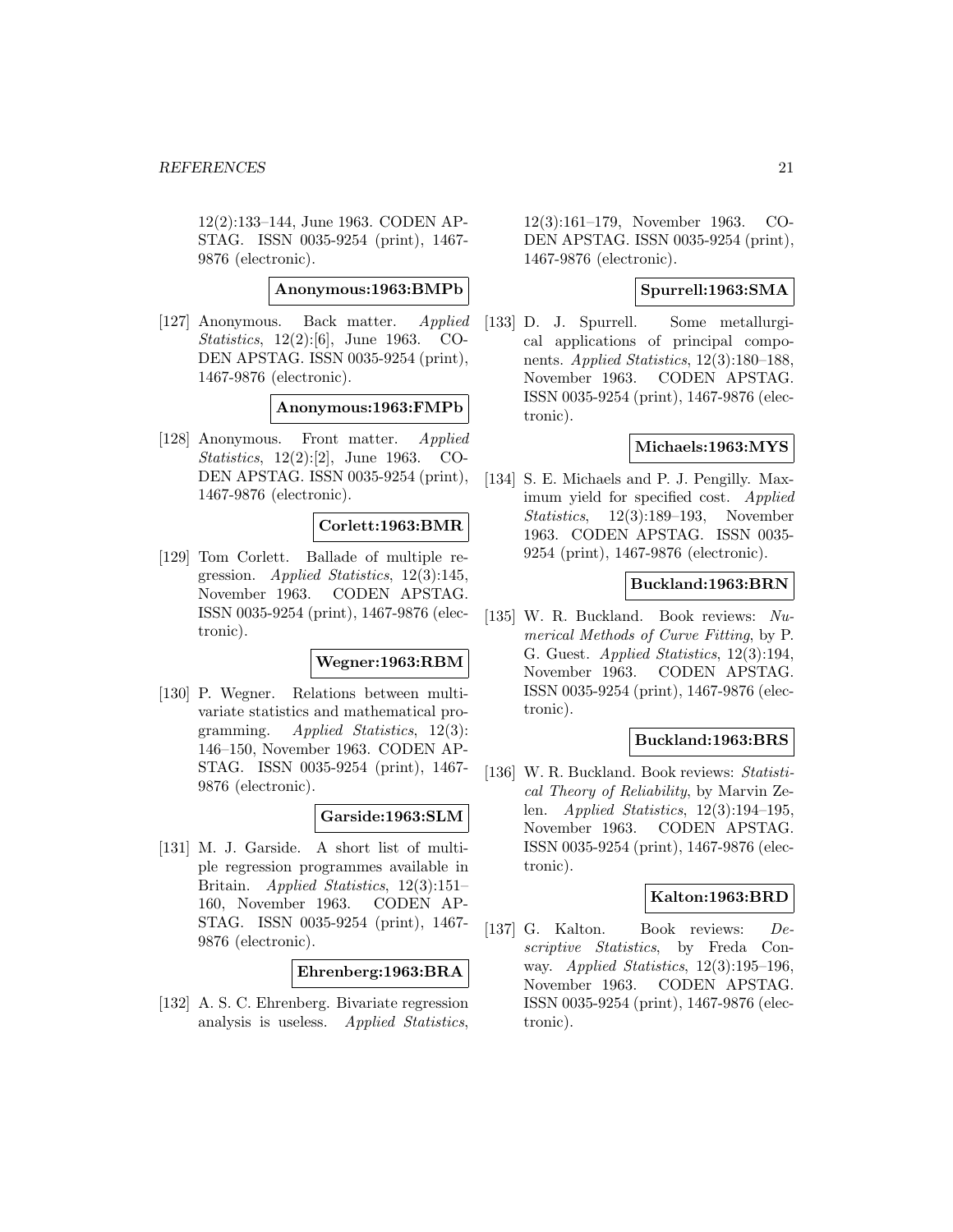12(2):133–144, June 1963. CODEN APSTAG. ISSN 0035-9254 (print), 1467-9876 (electronic).

**Anonymous:1963:BMPb**

[127] Anonymous. Back matter. *Applied Statistics*, 12(2):[6], June 1963. CODEN APSTAG. ISSN 0035-9254 (print), 1467-9876 (electronic).

**Anonymous:1963:FMPb**

[128] Anonymous. Front matter. *Applied Statistics*, 12(2):[2], June 1963. CODEN APSTAG. ISSN 0035-9254 (print), 1467-9876 (electronic).

**Corlett:1963:BMR**

[129] Tom Corlett. Ballade of multiple regression. *Applied Statistics*, 12(3):145, November 1963. CODEN APSTAG. ISSN 0035-9254 (print), 1467-9876 (electronic).

**Wegner:1963:RBM**

[130] P. Wegner. Relations between multivariate statistics and mathematical programming. *Applied Statistics*, 12(3): 146–150, November 1963. CODEN APSTAG. ISSN 0035-9254 (print), 1467-9876 (electronic).

**Garside:1963:SLM**

[131] M. J. Garside. A short list of multiple regression programmes available in Britain. *Applied Statistics*, 12(3):151–160, November 1963. CODEN APSTAG. ISSN 0035-9254 (print), 1467-9876 (electronic).

**Ehrenberg:1963:BRA**

[132] A. S. C. Ehrenberg. Bivariate regression analysis is useless. *Applied Statistics*, 12(3):161–179, November 1963. CODEN APSTAG. ISSN 0035-9254 (print), 1467-9876 (electronic).

**Spurrell:1963:SMA**

[133] D. J. Spurrell. Some metallurgical applications of principal components. *Applied Statistics*, 12(3):180–188, November 1963. CODEN APSTAG. ISSN 0035-9254 (print), 1467-9876 (electronic).

**Michaels:1963:MYS**

[134] S. E. Michaels and P. J. Pengilly. Maximum yield for specified cost. *Applied Statistics*, 12(3):189–193, November 1963. CODEN APSTAG. ISSN 0035-9254 (print), 1467-9876 (electronic).

**Buckland:1963:BRN**

[135] W. R. Buckland. Book reviews: *Numerical Methods of Curve Fitting*, by P. G. Guest. *Applied Statistics*, 12(3):194, November 1963. CODEN APSTAG. ISSN 0035-9254 (print), 1467-9876 (electronic).

**Buckland:1963:BRS**

[136] W. R. Buckland. Book reviews: *Statistical Theory of Reliability*, by Marvin Zelen. *Applied Statistics*, 12(3):194–195, November 1963. CODEN APSTAG. ISSN 0035-9254 (print), 1467-9876 (electronic).

**Kalton:1963:BRD**

[137] G. Kalton. Book reviews: *Descriptive Statistics*, by Freda Conway. *Applied Statistics*, 12(3):195–196, November 1963. CODEN APSTAG. ISSN 0035-9254 (print), 1467-9876 (electronic).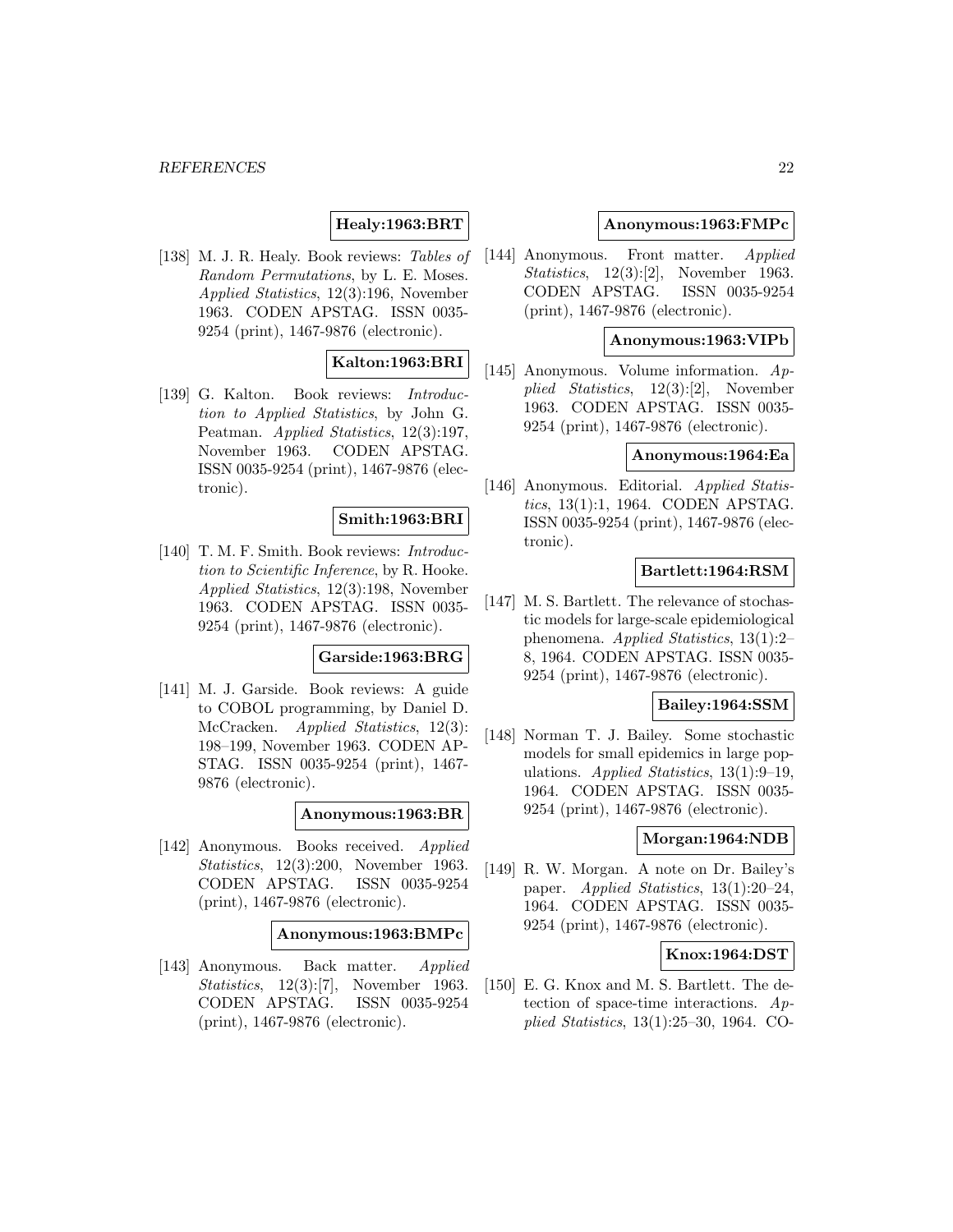**Healy:1963:BRT**

[138] M. J. R. Healy. Book reviews: *Tables of Random Permutations*, by L. E. Moses. *Applied Statistics*, 12(3):196, November 1963. CODEN APSTAG. ISSN 0035-9254 (print), 1467-9876 (electronic).

**Kalton:1963:BRI**

[139] G. Kalton. Book reviews: *Introduction to Applied Statistics*, by John G. Peatman. *Applied Statistics*, 12(3):197, November 1963. CODEN APSTAG. ISSN 0035-9254 (print), 1467-9876 (electronic).

**Smith:1963:BRI**

[140] T. M. F. Smith. Book reviews: *Introduction to Scientific Inference*, by R. Hooke. *Applied Statistics*, 12(3):198, November 1963. CODEN APSTAG. ISSN 0035-9254 (print), 1467-9876 (electronic).

**Garside:1963:BRG**

[141] M. J. Garside. Book reviews: A guide to COBOL programming, by Daniel D. McCracken. *Applied Statistics*, 12(3): 198–199, November 1963. CODEN APSTAG. ISSN 0035-9254 (print), 1467-9876 (electronic).

**Anonymous:1963:BR**

[142] Anonymous. Books received. *Applied Statistics*, 12(3):200, November 1963. CODEN APSTAG. ISSN 0035-9254 (print), 1467-9876 (electronic).

**Anonymous:1963:BMPc**

[143] Anonymous. Back matter. *Applied Statistics*, 12(3):[7], November 1963. CODEN APSTAG. ISSN 0035-9254 (print), 1467-9876 (electronic).

**Anonymous:1963:FMPc**

[144] Anonymous. Front matter. *Applied Statistics*, 12(3):[2], November 1963. CODEN APSTAG. ISSN 0035-9254 (print), 1467-9876 (electronic).

**Anonymous:1963:VIPb**

[145] Anonymous. Volume information. *Applied Statistics*, 12(3):[2], November 1963. CODEN APSTAG. ISSN 0035-9254 (print), 1467-9876 (electronic).

**Anonymous:1964:Ea**

[146] Anonymous. Editorial. *Applied Statistics*, 13(1):1, 1964. CODEN APSTAG. ISSN 0035-9254 (print), 1467-9876 (electronic).

**Bartlett:1964:RSM**

[147] M. S. Bartlett. The relevance of stochastic models for large-scale epidemiological phenomena. *Applied Statistics*, 13(1):2–8, 1964. CODEN APSTAG. ISSN 0035-9254 (print), 1467-9876 (electronic).

**Bailey:1964:SSM**

[148] Norman T. J. Bailey. Some stochastic models for small epidemics in large populations. *Applied Statistics*, 13(1):9–19, 1964. CODEN APSTAG. ISSN 0035-9254 (print), 1467-9876 (electronic).

**Morgan:1964:NDB**

[149] R. W. Morgan. A note on Dr. Bailey's paper. *Applied Statistics*, 13(1):20–24, 1964. CODEN APSTAG. ISSN 0035-9254 (print), 1467-9876 (electronic).

**Knox:1964:DST**

[150] E. G. Knox and M. S. Bartlett. The detection of space-time interactions. *Applied Statistics*, 13(1):25–30, 1964. CO-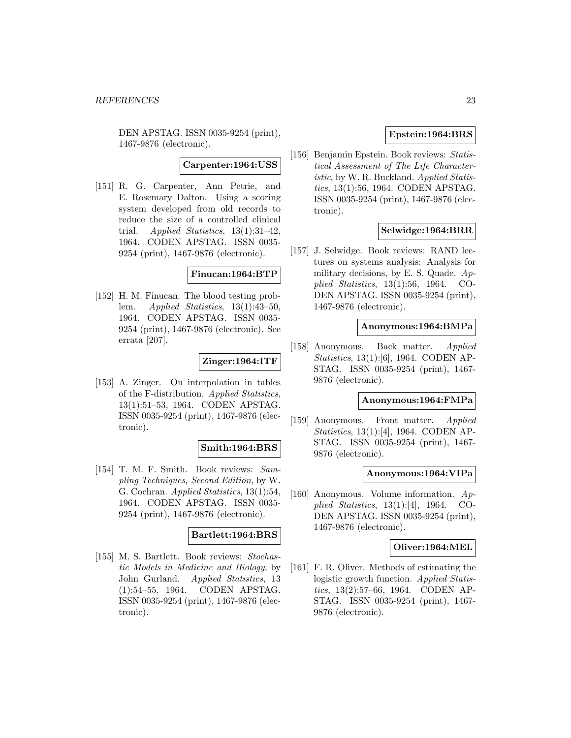DEN APSTAG. ISSN 0035-9254 (print), 1467-9876 (electronic).

**Carpenter:1964:USS**

[151] R. G. Carpenter, Ann Petrie, and E. Rosemary Dalton. Using a scoring system developed from old records to reduce the size of a controlled clinical trial. *Applied Statistics*, 13(1):31–42, 1964. CODEN APSTAG. ISSN 0035-9254 (print), 1467-9876 (electronic).

**Finucan:1964:BTP**

[152] H. M. Finucan. The blood testing problem. *Applied Statistics*, 13(1):43–50, 1964. CODEN APSTAG. ISSN 0035-9254 (print), 1467-9876 (electronic). See errata [207].

**Zinger:1964:ITF**

[153] A. Zinger. On interpolation in tables of the F-distribution. *Applied Statistics*, 13(1):51–53, 1964. CODEN APSTAG. ISSN 0035-9254 (print), 1467-9876 (electronic).

**Smith:1964:BRS**

[154] T. M. F. Smith. Book reviews: *Sampling Techniques, Second Edition*, by W. G. Cochran. *Applied Statistics*, 13(1):54, 1964. CODEN APSTAG. ISSN 0035-9254 (print), 1467-9876 (electronic).

**Bartlett:1964:BRS**

[155] M. S. Bartlett. Book reviews: *Stochastic Models in Medicine and Biology*, by John Gurland. *Applied Statistics*, 13 (1):54–55, 1964. CODEN APSTAG. ISSN 0035-9254 (print), 1467-9876 (electronic).

**Epstein:1964:BRS**

[156] Benjamin Epstein. Book reviews: *Statistical Assessment of The Life Characteristic*, by W. R. Buckland. *Applied Statistics*, 13(1):56, 1964. CODEN APSTAG. ISSN 0035-9254 (print), 1467-9876 (electronic).

**Selwidge:1964:BRR**

[157] J. Selwidge. Book reviews: RAND lectures on systems analysis: Analysis for military decisions, by E. S. Quade. *Applied Statistics*, 13(1):56, 1964. CODEN APSTAG. ISSN 0035-9254 (print), 1467-9876 (electronic).

**Anonymous:1964:BMPa**

[158] Anonymous. Back matter. *Applied Statistics*, 13(1):[6], 1964. CODEN APSTAG. ISSN 0035-9254 (print), 1467-9876 (electronic).

**Anonymous:1964:FMPa**

[159] Anonymous. Front matter. *Applied Statistics*, 13(1):[4], 1964. CODEN APSTAG. ISSN 0035-9254 (print), 1467-9876 (electronic).

**Anonymous:1964:VIPa**

[160] Anonymous. Volume information. *Applied Statistics*, 13(1):[4], 1964. CODEN APSTAG. ISSN 0035-9254 (print), 1467-9876 (electronic).

**Oliver:1964:MEL**

[161] F. R. Oliver. Methods of estimating the logistic growth function. *Applied Statistics*, 13(2):57–66, 1964. CODEN APSTAG. ISSN 0035-9254 (print), 1467-9876 (electronic).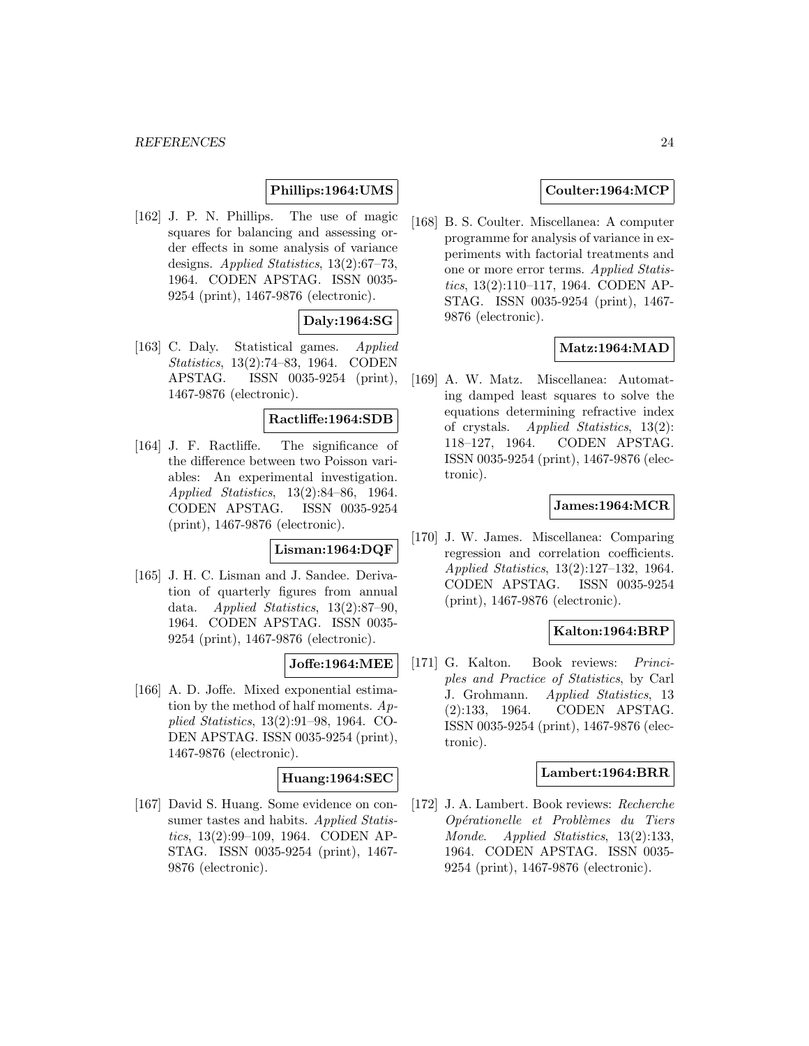**Phillips:1964:UMS**

[162] J. P. N. Phillips. The use of magic squares for balancing and assessing order effects in some analysis of variance designs. *Applied Statistics*, 13(2):67–73, 1964. CODEN APSTAG. ISSN 0035-9254 (print), 1467-9876 (electronic).

**Daly:1964:SG**

[163] C. Daly. Statistical games. *Applied Statistics*, 13(2):74–83, 1964. CODEN APSTAG. ISSN 0035-9254 (print), 1467-9876 (electronic).

**Ractliffe:1964:SDB**

[164] J. F. Ractliffe. The significance of the difference between two Poisson variables: An experimental investigation. *Applied Statistics*, 13(2):84–86, 1964. CODEN APSTAG. ISSN 0035-9254 (print), 1467-9876 (electronic).

**Lisman:1964:DQF**

[165] J. H. C. Lisman and J. Sandee. Derivation of quarterly figures from annual data. *Applied Statistics*, 13(2):87–90, 1964. CODEN APSTAG. ISSN 0035-9254 (print), 1467-9876 (electronic).

**Joffe:1964:MEE**

[166] A. D. Joffe. Mixed exponential estimation by the method of half moments. *Applied Statistics*, 13(2):91–98, 1964. CODEN APSTAG. ISSN 0035-9254 (print), 1467-9876 (electronic).

**Huang:1964:SEC**

[167] David S. Huang. Some evidence on consumer tastes and habits. *Applied Statistics*, 13(2):99–109, 1964. CODEN APSTAG. ISSN 0035-9254 (print), 1467-9876 (electronic).

**Coulter:1964:MCP**

[168] B. S. Coulter. Miscellanea: A computer programme for analysis of variance in experiments with factorial treatments and one or more error terms. *Applied Statistics*, 13(2):110–117, 1964. CODEN APSTAG. ISSN 0035-9254 (print), 1467-9876 (electronic).

**Matz:1964:MAD**

[169] A. W. Matz. Miscellanea: Automating damped least squares to solve the equations determining refractive index of crystals. *Applied Statistics*, 13(2): 118–127, 1964. CODEN APSTAG. ISSN 0035-9254 (print), 1467-9876 (electronic).

**James:1964:MCR**

[170] J. W. James. Miscellanea: Comparing regression and correlation coefficients. *Applied Statistics*, 13(2):127–132, 1964. CODEN APSTAG. ISSN 0035-9254 (print), 1467-9876 (electronic).

**Kalton:1964:BRP**

[171] G. Kalton. Book reviews: *Principles and Practice of Statistics*, by Carl J. Grohmann. *Applied Statistics*, 13 (2):133, 1964. CODEN APSTAG. ISSN 0035-9254 (print), 1467-9876 (electronic).

**Lambert:1964:BRR**

[172] J. A. Lambert. Book reviews: *Recherche Opérationelle et Problèmes du Tiers Monde*. *Applied Statistics*, 13(2):133, 1964. CODEN APSTAG. ISSN 0035-9254 (print), 1467-9876 (electronic).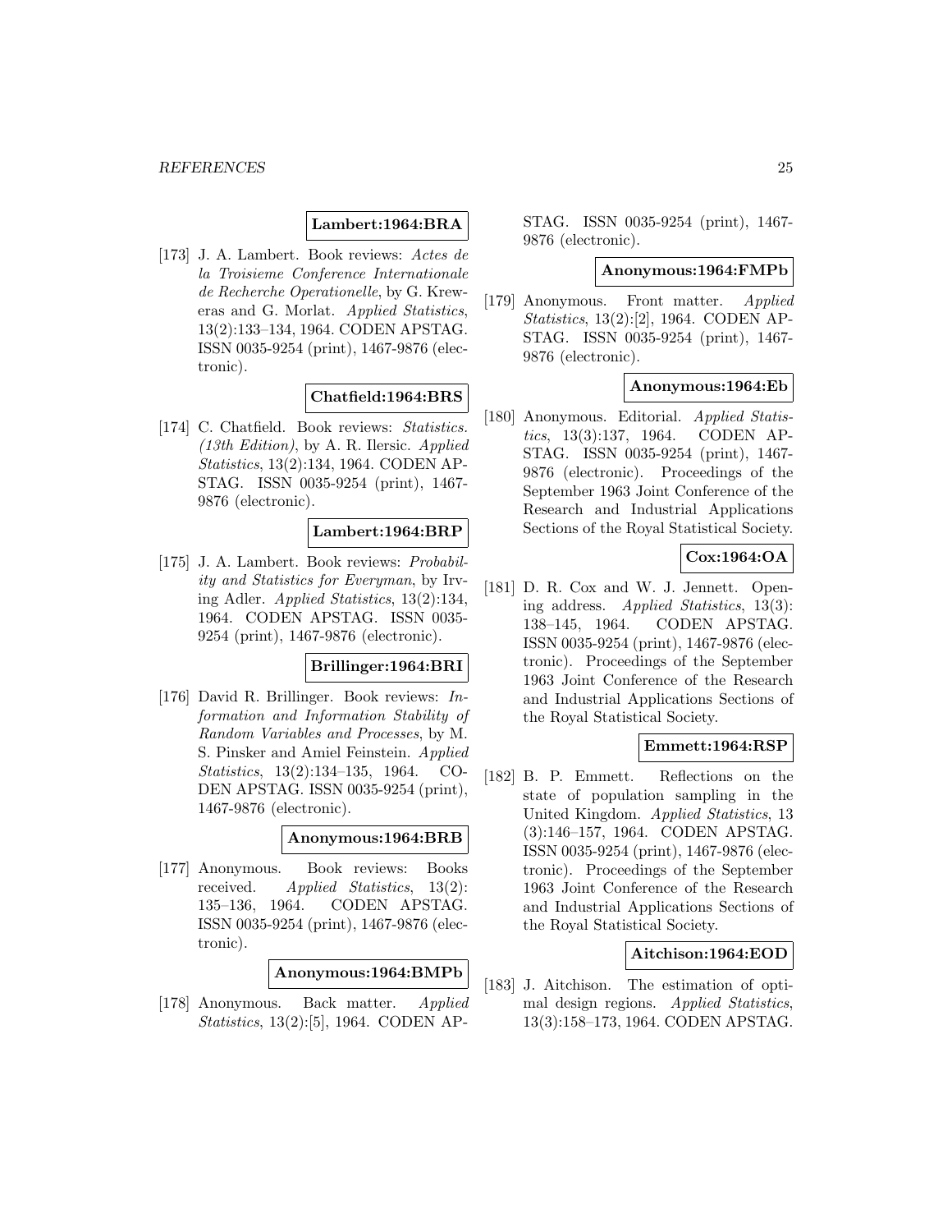**Lambert:1964:BRA**

[173] J. A. Lambert. Book reviews: *Actes de la Troisieme Conference Internationale de Recherche Operationelle*, by G. Kreweras and G. Morlat. *Applied Statistics*, 13(2):133–134, 1964. CODEN APSTAG. ISSN 0035-9254 (print), 1467-9876 (electronic).

**Chatfield:1964:BRS**

[174] C. Chatfield. Book reviews: *Statistics. (13th Edition)*, by A. R. Ilersic. *Applied Statistics*, 13(2):134, 1964. CODEN APSTAG. ISSN 0035-9254 (print), 1467-9876 (electronic).

**Lambert:1964:BRP**

[175] J. A. Lambert. Book reviews: *Probability and Statistics for Everyman*, by Irving Adler. *Applied Statistics*, 13(2):134, 1964. CODEN APSTAG. ISSN 0035-9254 (print), 1467-9876 (electronic).

**Brillinger:1964:BRI**

[176] David R. Brillinger. Book reviews: *Information and Information Stability of Random Variables and Processes*, by M. S. Pinsker and Amiel Feinstein. *Applied Statistics*, 13(2):134–135, 1964. CODEN APSTAG. ISSN 0035-9254 (print), 1467-9876 (electronic).

**Anonymous:1964:BRB**

[177] Anonymous. Book reviews: Books received. *Applied Statistics*, 13(2): 135–136, 1964. CODEN APSTAG. ISSN 0035-9254 (print), 1467-9876 (electronic).

**Anonymous:1964:BMPb**

[178] Anonymous. Back matter. *Applied Statistics*, 13(2):[5], 1964. CODEN APSTAG. ISSN 0035-9254 (print), 1467-9876 (electronic).

**Anonymous:1964:FMPb**

[179] Anonymous. Front matter. *Applied Statistics*, 13(2):[2], 1964. CODEN APSTAG. ISSN 0035-9254 (print), 1467-9876 (electronic).

**Anonymous:1964:Eb**

[180] Anonymous. Editorial. *Applied Statistics*, 13(3):137, 1964. CODEN APSTAG. ISSN 0035-9254 (print), 1467-9876 (electronic). Proceedings of the September 1963 Joint Conference of the Research and Industrial Applications Sections of the Royal Statistical Society.

**Cox:1964:OA**

[181] D. R. Cox and W. J. Jennett. Opening address. *Applied Statistics*, 13(3): 138–145, 1964. CODEN APSTAG. ISSN 0035-9254 (print), 1467-9876 (electronic). Proceedings of the September 1963 Joint Conference of the Research and Industrial Applications Sections of the Royal Statistical Society.

**Emmett:1964:RSP**

[182] B. P. Emmett. Reflections on the state of population sampling in the United Kingdom. *Applied Statistics*, 13 (3):146–157, 1964. CODEN APSTAG. ISSN 0035-9254 (print), 1467-9876 (electronic). Proceedings of the September 1963 Joint Conference of the Research and Industrial Applications Sections of the Royal Statistical Society.

**Aitchison:1964:EOD**

[183] J. Aitchison. The estimation of optimal design regions. *Applied Statistics*, 13(3):158–173, 1964. CODEN APSTAG.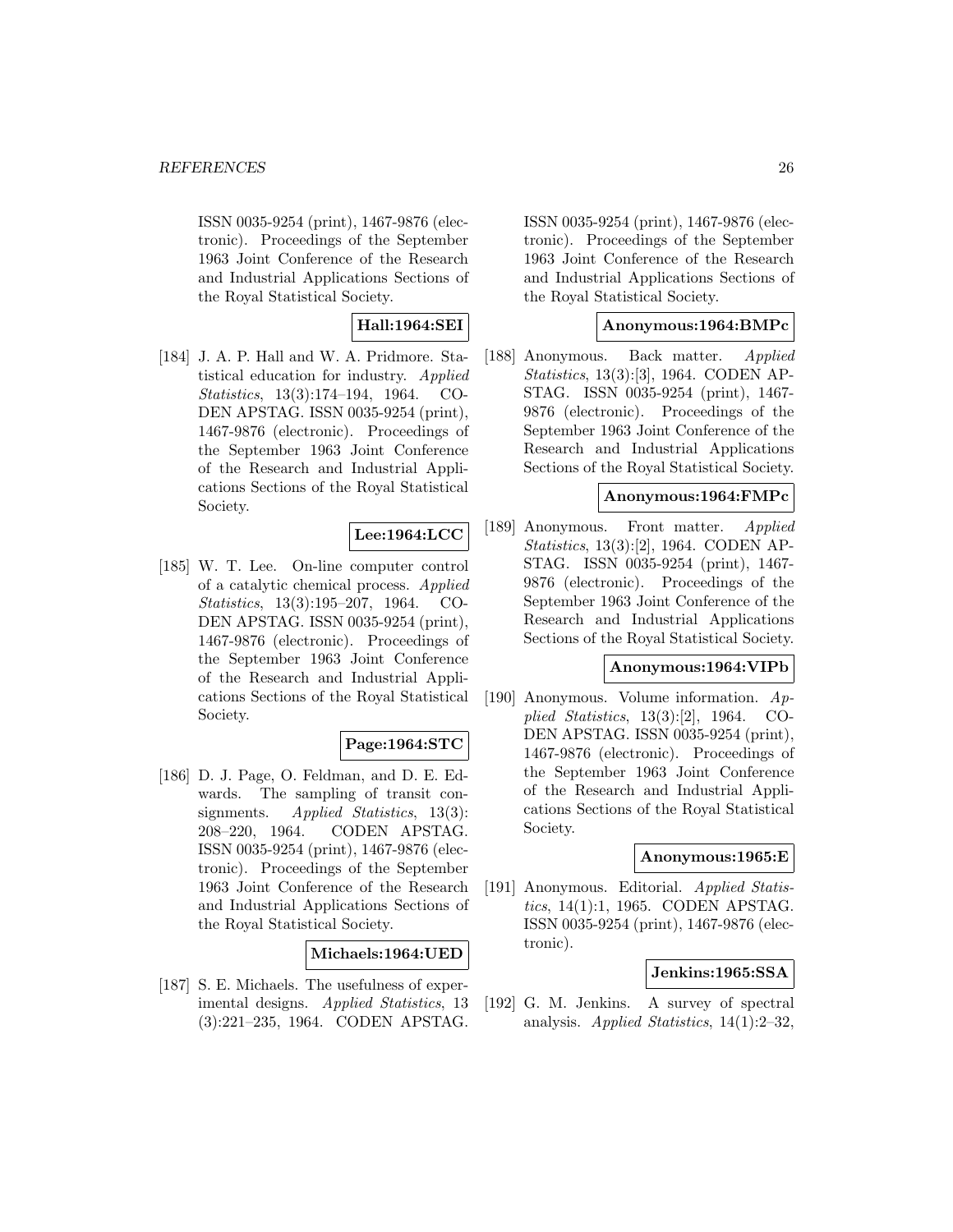ISSN 0035-9254 (print), 1467-9876 (electronic). Proceedings of the September 1963 Joint Conference of the Research and Industrial Applications Sections of the Royal Statistical Society.

**Hall:1964:SEI**

[184] J. A. P. Hall and W. A. Pridmore. Statistical education for industry. *Applied Statistics*, 13(3):174–194, 1964. CODEN APSTAG. ISSN 0035-9254 (print), 1467-9876 (electronic). Proceedings of the September 1963 Joint Conference of the Research and Industrial Applications Sections of the Royal Statistical Society.

**Lee:1964:LCC**

[185] W. T. Lee. On-line computer control of a catalytic chemical process. *Applied Statistics*, 13(3):195–207, 1964. CODEN APSTAG. ISSN 0035-9254 (print), 1467-9876 (electronic). Proceedings of the September 1963 Joint Conference of the Research and Industrial Applications Sections of the Royal Statistical Society.

**Page:1964:STC**

[186] D. J. Page, O. Feldman, and D. E. Edwards. The sampling of transit consignments. *Applied Statistics*, 13(3): 208–220, 1964. CODEN APSTAG. ISSN 0035-9254 (print), 1467-9876 (electronic). Proceedings of the September 1963 Joint Conference of the Research and Industrial Applications Sections of the Royal Statistical Society.

**Michaels:1964:UED**

[187] S. E. Michaels. The usefulness of experimental designs. *Applied Statistics*, 13 (3):221–235, 1964. CODEN APSTAG. ISSN 0035-9254 (print), 1467-9876 (electronic). Proceedings of the September 1963 Joint Conference of the Research and Industrial Applications Sections of the Royal Statistical Society.

**Anonymous:1964:BMPc**

[188] Anonymous. Back matter. *Applied Statistics*, 13(3):[3], 1964. CODEN APSTAG. ISSN 0035-9254 (print), 1467-9876 (electronic). Proceedings of the September 1963 Joint Conference of the Research and Industrial Applications Sections of the Royal Statistical Society.

**Anonymous:1964:FMPc**

[189] Anonymous. Front matter. *Applied Statistics*, 13(3):[2], 1964. CODEN APSTAG. ISSN 0035-9254 (print), 1467-9876 (electronic). Proceedings of the September 1963 Joint Conference of the Research and Industrial Applications Sections of the Royal Statistical Society.

**Anonymous:1964:VIPb**

[190] Anonymous. Volume information. *Applied Statistics*, 13(3):[2], 1964. CODEN APSTAG. ISSN 0035-9254 (print), 1467-9876 (electronic). Proceedings of the September 1963 Joint Conference of the Research and Industrial Applications Sections of the Royal Statistical Society.

**Anonymous:1965:E**

[191] Anonymous. Editorial. *Applied Statistics*, 14(1):1, 1965. CODEN APSTAG. ISSN 0035-9254 (print), 1467-9876 (electronic).

**Jenkins:1965:SSA**

[192] G. M. Jenkins. A survey of spectral analysis. *Applied Statistics*, 14(1):2–32,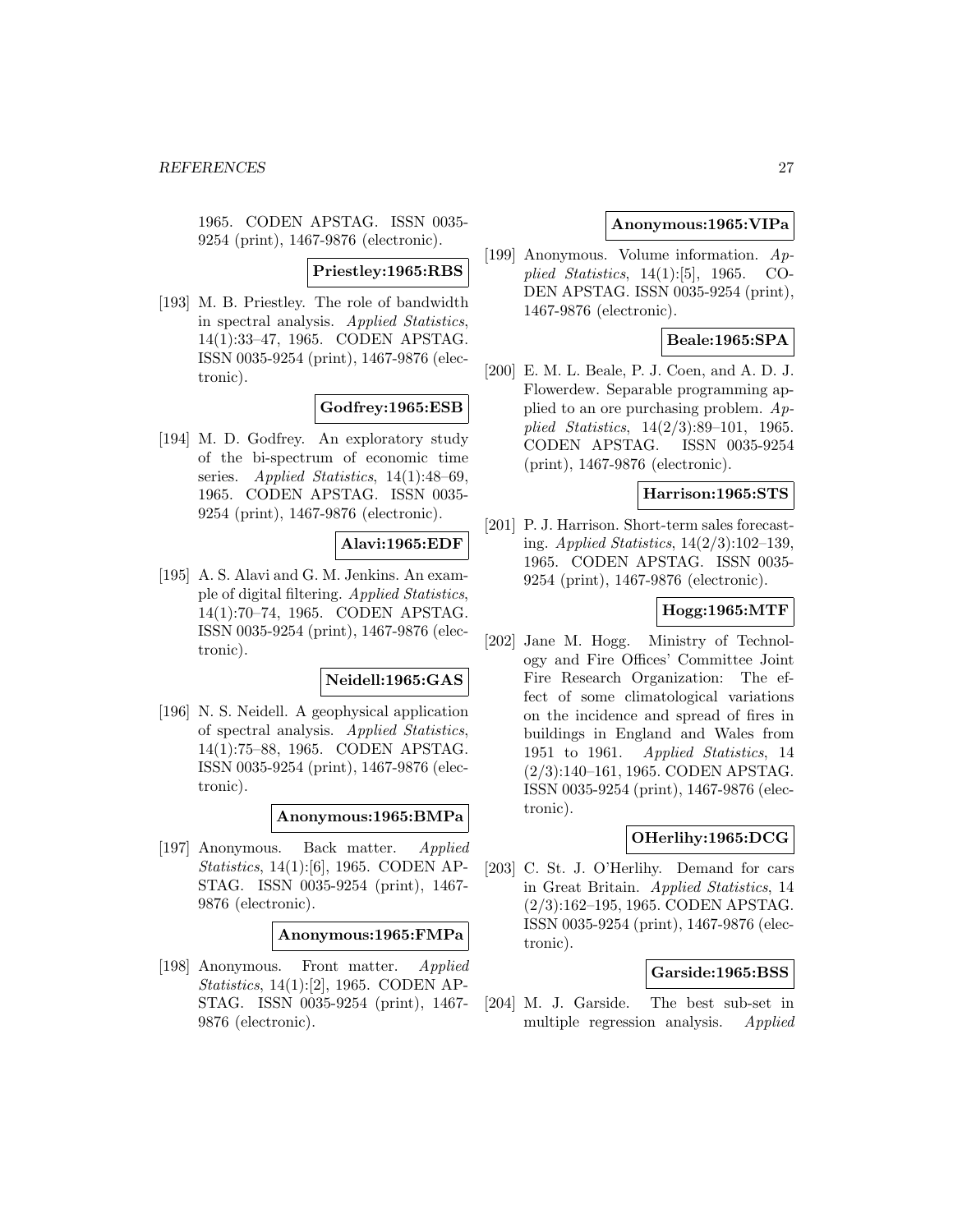1965. CODEN APSTAG. ISSN 0035-9254 (print), 1467-9876 (electronic).

**Priestley:1965:RBS**

[193] M. B. Priestley. The role of bandwidth in spectral analysis. *Applied Statistics*, 14(1):33–47, 1965. CODEN APSTAG. ISSN 0035-9254 (print), 1467-9876 (electronic).

**Godfrey:1965:ESB**

[194] M. D. Godfrey. An exploratory study of the bi-spectrum of economic time series. *Applied Statistics*, 14(1):48–69, 1965. CODEN APSTAG. ISSN 0035-9254 (print), 1467-9876 (electronic).

**Alavi:1965:EDF**

[195] A. S. Alavi and G. M. Jenkins. An example of digital filtering. *Applied Statistics*, 14(1):70–74, 1965. CODEN APSTAG. ISSN 0035-9254 (print), 1467-9876 (electronic).

**Neidell:1965:GAS**

[196] N. S. Neidell. A geophysical application of spectral analysis. *Applied Statistics*, 14(1):75–88, 1965. CODEN APSTAG. ISSN 0035-9254 (print), 1467-9876 (electronic).

**Anonymous:1965:BMPa**

[197] Anonymous. Back matter. *Applied Statistics*, 14(1):[6], 1965. CODEN APSTAG. ISSN 0035-9254 (print), 1467-9876 (electronic).

**Anonymous:1965:FMPa**

[198] Anonymous. Front matter. *Applied Statistics*, 14(1):[2], 1965. CODEN APSTAG. ISSN 0035-9254 (print), 1467-9876 (electronic).

**Anonymous:1965:VIPa**

[199] Anonymous. Volume information. *Applied Statistics*, 14(1):[5], 1965. CODEN APSTAG. ISSN 0035-9254 (print), 1467-9876 (electronic).

**Beale:1965:SPA**

[200] E. M. L. Beale, P. J. Coen, and A. D. J. Flowerdew. Separable programming applied to an ore purchasing problem. *Applied Statistics*, 14(2/3):89–101, 1965. CODEN APSTAG. ISSN 0035-9254 (print), 1467-9876 (electronic).

**Harrison:1965:STS**

[201] P. J. Harrison. Short-term sales forecasting. *Applied Statistics*, 14(2/3):102–139, 1965. CODEN APSTAG. ISSN 0035-9254 (print), 1467-9876 (electronic).

**Hogg:1965:MTF**

[202] Jane M. Hogg. Ministry of Technology and Fire Offices' Committee Joint Fire Research Organization: The effect of some climatological variations on the incidence and spread of fires in buildings in England and Wales from 1951 to 1961. *Applied Statistics*, 14 (2/3):140–161, 1965. CODEN APSTAG. ISSN 0035-9254 (print), 1467-9876 (electronic).

**OHerlihy:1965:DCG**

[203] C. St. J. O'Herlihy. Demand for cars in Great Britain. *Applied Statistics*, 14 (2/3):162–195, 1965. CODEN APSTAG. ISSN 0035-9254 (print), 1467-9876 (electronic).

**Garside:1965:BSS**

[204] M. J. Garside. The best sub-set in multiple regression analysis. *Applied*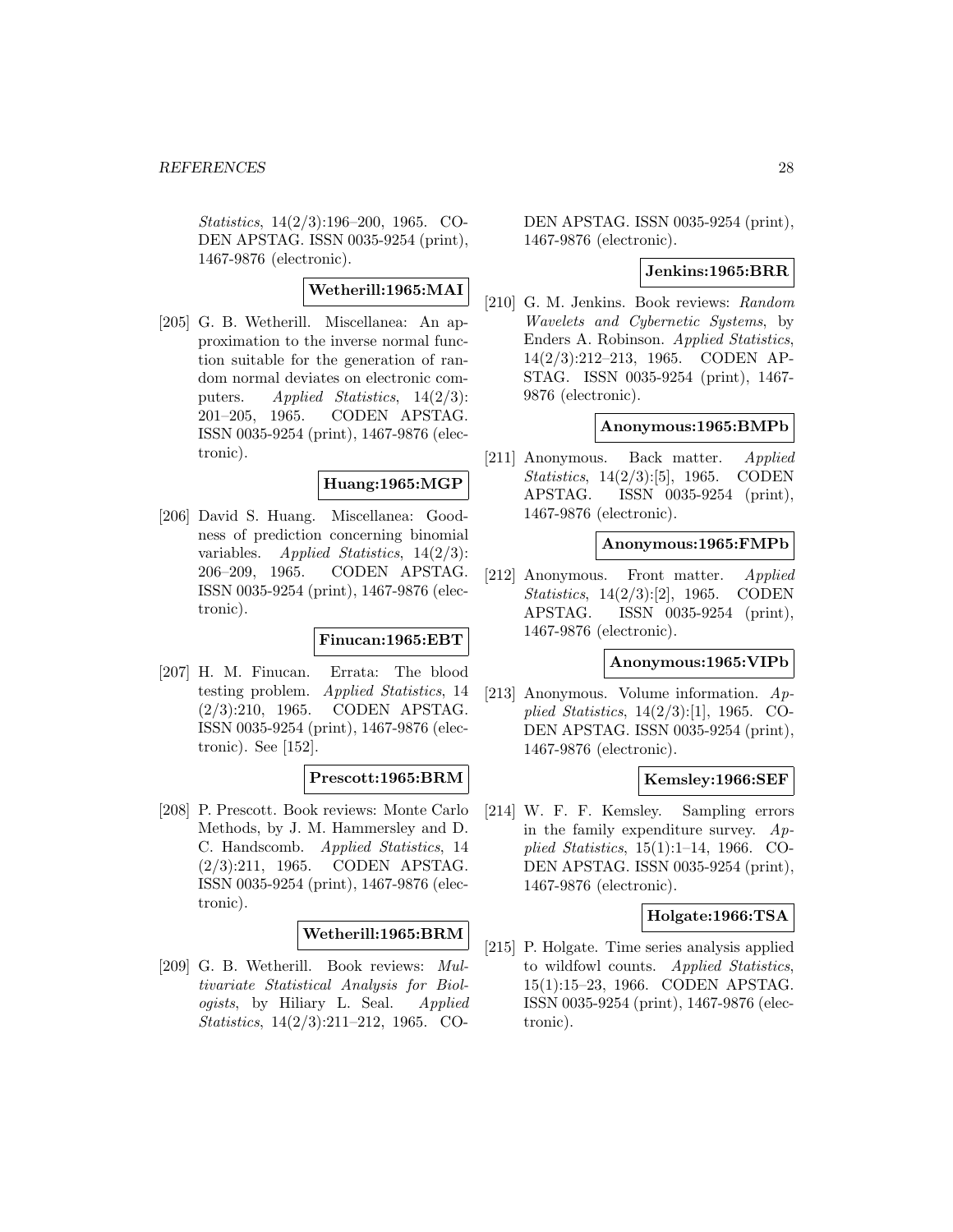*Statistics*, 14(2/3):196–200, 1965. CODEN APSTAG. ISSN 0035-9254 (print), 1467-9876 (electronic).

**Wetherill:1965:MAI**

[205] G. B. Wetherill. Miscellanea: An approximation to the inverse normal function suitable for the generation of random normal deviates on electronic computers. *Applied Statistics*, 14(2/3): 201–205, 1965. CODEN APSTAG. ISSN 0035-9254 (print), 1467-9876 (electronic).

**Huang:1965:MGP**

[206] David S. Huang. Miscellanea: Goodness of prediction concerning binomial variables. *Applied Statistics*, 14(2/3): 206–209, 1965. CODEN APSTAG. ISSN 0035-9254 (print), 1467-9876 (electronic).

**Finucan:1965:EBT**

[207] H. M. Finucan. Errata: The blood testing problem. *Applied Statistics*, 14 (2/3):210, 1965. CODEN APSTAG. ISSN 0035-9254 (print), 1467-9876 (electronic). See [152].

**Prescott:1965:BRM**

[208] P. Prescott. Book reviews: Monte Carlo Methods, by J. M. Hammersley and D. C. Handscomb. *Applied Statistics*, 14 (2/3):211, 1965. CODEN APSTAG. ISSN 0035-9254 (print), 1467-9876 (electronic).

**Wetherill:1965:BRM**

[209] G. B. Wetherill. Book reviews: *Multivariate Statistical Analysis for Biologists*, by Hiliary L. Seal. *Applied Statistics*, 14(2/3):211–212, 1965. CODEN APSTAG. ISSN 0035-9254 (print), 1467-9876 (electronic).

**Jenkins:1965:BRR**

[210] G. M. Jenkins. Book reviews: *Random Wavelets and Cybernetic Systems*, by Enders A. Robinson. *Applied Statistics*, 14(2/3):212–213, 1965. CODEN APSTAG. ISSN 0035-9254 (print), 1467-9876 (electronic).

**Anonymous:1965:BMPb**

[211] Anonymous. Back matter. *Applied Statistics*, 14(2/3):[5], 1965. CODEN APSTAG. ISSN 0035-9254 (print), 1467-9876 (electronic).

**Anonymous:1965:FMPb**

[212] Anonymous. Front matter. *Applied Statistics*, 14(2/3):[2], 1965. CODEN APSTAG. ISSN 0035-9254 (print), 1467-9876 (electronic).

**Anonymous:1965:VIPb**

[213] Anonymous. Volume information. *Applied Statistics*, 14(2/3):[1], 1965. CODEN APSTAG. ISSN 0035-9254 (print), 1467-9876 (electronic).

**Kemsley:1966:SEF**

[214] W. F. F. Kemsley. Sampling errors in the family expenditure survey. *Applied Statistics*, 15(1):1–14, 1966. CODEN APSTAG. ISSN 0035-9254 (print), 1467-9876 (electronic).

**Holgate:1966:TSA**

[215] P. Holgate. Time series analysis applied to wildfowl counts. *Applied Statistics*, 15(1):15–23, 1966. CODEN APSTAG. ISSN 0035-9254 (print), 1467-9876 (electronic).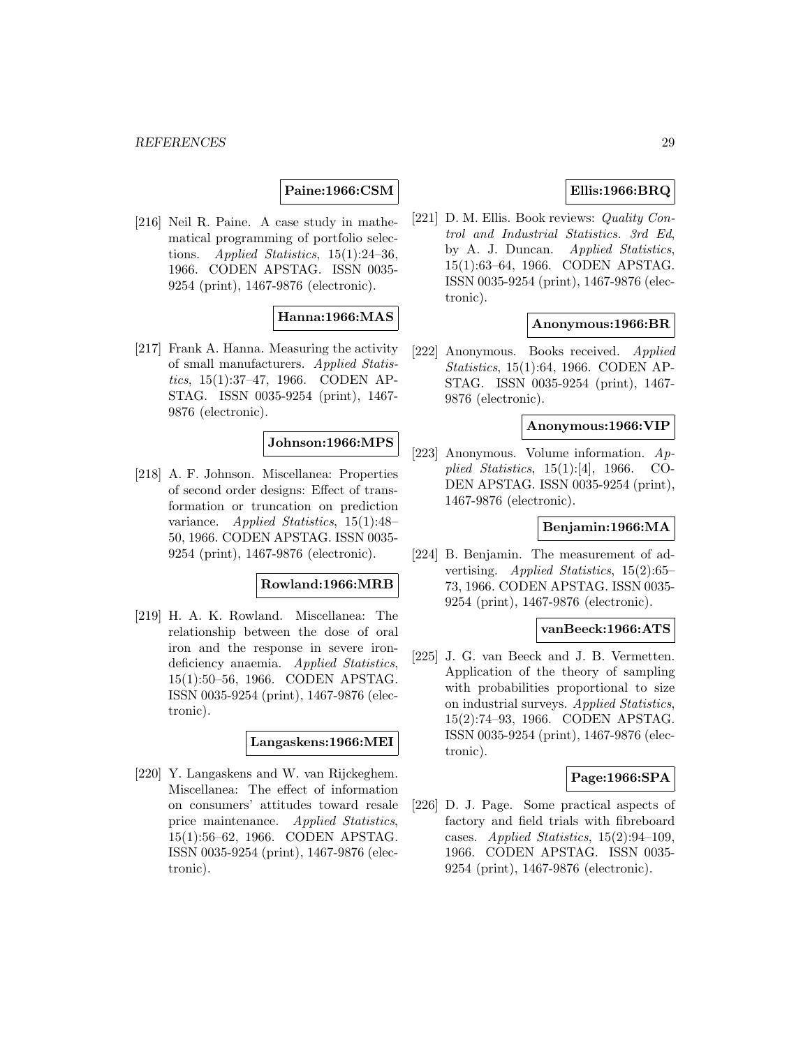**Paine:1966:CSM**

[216] Neil R. Paine. A case study in mathematical programming of portfolio selections. *Applied Statistics*, 15(1):24–36, 1966. CODEN APSTAG. ISSN 0035-9254 (print), 1467-9876 (electronic).

**Hanna:1966:MAS**

[217] Frank A. Hanna. Measuring the activity of small manufacturers. *Applied Statistics*, 15(1):37–47, 1966. CODEN APSTAG. ISSN 0035-9254 (print), 1467-9876 (electronic).

**Johnson:1966:MPS**

[218] A. F. Johnson. Miscellanea: Properties of second order designs: Effect of transformation or truncation on prediction variance. *Applied Statistics*, 15(1):48–50, 1966. CODEN APSTAG. ISSN 0035-9254 (print), 1467-9876 (electronic).

**Rowland:1966:MRB**

[219] H. A. K. Rowland. Miscellanea: The relationship between the dose of oral iron and the response in severe iron-deficiency anaemia. *Applied Statistics*, 15(1):50–56, 1966. CODEN APSTAG. ISSN 0035-9254 (print), 1467-9876 (electronic).

**Langaskens:1966:MEI**

[220] Y. Langaskens and W. van Rijckeghem. Miscellanea: The effect of information on consumers' attitudes toward resale price maintenance. *Applied Statistics*, 15(1):56–62, 1966. CODEN APSTAG. ISSN 0035-9254 (print), 1467-9876 (electronic).

**Ellis:1966:BRQ**

[221] D. M. Ellis. Book reviews: *Quality Control and Industrial Statistics. 3rd Ed*, by A. J. Duncan. *Applied Statistics*, 15(1):63–64, 1966. CODEN APSTAG. ISSN 0035-9254 (print), 1467-9876 (electronic).

**Anonymous:1966:BR**

[222] Anonymous. Books received. *Applied Statistics*, 15(1):64, 1966. CODEN APSTAG. ISSN 0035-9254 (print), 1467-9876 (electronic).

**Anonymous:1966:VIP**

[223] Anonymous. Volume information. *Applied Statistics*, 15(1):[4], 1966. CODEN APSTAG. ISSN 0035-9254 (print), 1467-9876 (electronic).

**Benjamin:1966:MA**

[224] B. Benjamin. The measurement of advertising. *Applied Statistics*, 15(2):65–73, 1966. CODEN APSTAG. ISSN 0035-9254 (print), 1467-9876 (electronic).

**vanBeeck:1966:ATS**

[225] J. G. van Beeck and J. B. Vermetten. Application of the theory of sampling with probabilities proportional to size on industrial surveys. *Applied Statistics*, 15(2):74–93, 1966. CODEN APSTAG. ISSN 0035-9254 (print), 1467-9876 (electronic).

**Page:1966:SPA**

[226] D. J. Page. Some practical aspects of factory and field trials with fibreboard cases. *Applied Statistics*, 15(2):94–109, 1966. CODEN APSTAG. ISSN 0035-9254 (print), 1467-9876 (electronic).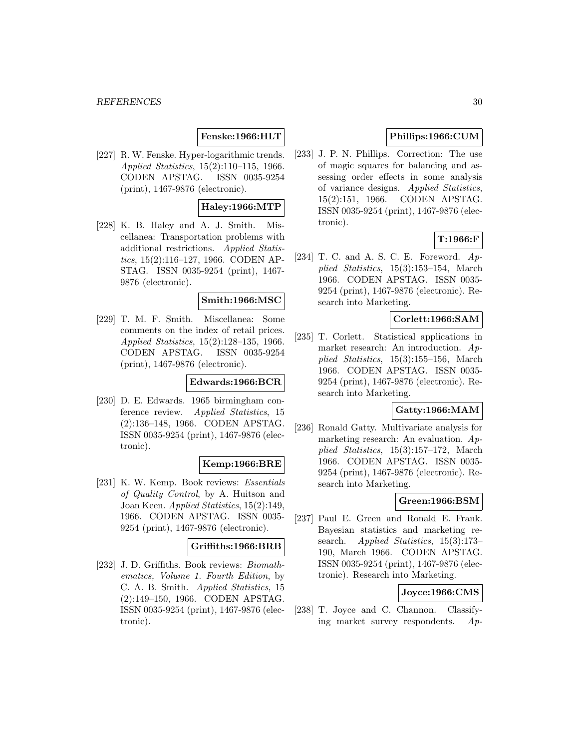**Fenske:1966:HLT**

[227] R. W. Fenske. Hyper-logarithmic trends. *Applied Statistics*, 15(2):110–115, 1966. CODEN APSTAG. ISSN 0035-9254 (print), 1467-9876 (electronic).

**Haley:1966:MTP**

[228] K. B. Haley and A. J. Smith. Miscellanea: Transportation problems with additional restrictions. *Applied Statistics*, 15(2):116–127, 1966. CODEN APSTAG. ISSN 0035-9254 (print), 1467-9876 (electronic).

**Smith:1966:MSC**

[229] T. M. F. Smith. Miscellanea: Some comments on the index of retail prices. *Applied Statistics*, 15(2):128–135, 1966. CODEN APSTAG. ISSN 0035-9254 (print), 1467-9876 (electronic).

**Edwards:1966:BCR**

[230] D. E. Edwards. 1965 birmingham conference review. *Applied Statistics*, 15 (2):136–148, 1966. CODEN APSTAG. ISSN 0035-9254 (print), 1467-9876 (electronic).

**Kemp:1966:BRE**

[231] K. W. Kemp. Book reviews: *Essentials of Quality Control*, by A. Huitson and Joan Keen. *Applied Statistics*, 15(2):149, 1966. CODEN APSTAG. ISSN 0035-9254 (print), 1467-9876 (electronic).

**Griffiths:1966:BRB**

[232] J. D. Griffiths. Book reviews: *Biomathematics, Volume 1. Fourth Edition*, by C. A. B. Smith. *Applied Statistics*, 15 (2):149–150, 1966. CODEN APSTAG. ISSN 0035-9254 (print), 1467-9876 (electronic).

**Phillips:1966:CUM**

[233] J. P. N. Phillips. Correction: The use of magic squares for balancing and assessing order effects in some analysis of variance designs. *Applied Statistics*, 15(2):151, 1966. CODEN APSTAG. ISSN 0035-9254 (print), 1467-9876 (electronic).

**T:1966:F**

[234] T. C. and A. S. C. E. Foreword. *Applied Statistics*, 15(3):153–154, March 1966. CODEN APSTAG. ISSN 0035-9254 (print), 1467-9876 (electronic). Research into Marketing.

**Corlett:1966:SAM**

[235] T. Corlett. Statistical applications in market research: An introduction. *Applied Statistics*, 15(3):155–156, March 1966. CODEN APSTAG. ISSN 0035-9254 (print), 1467-9876 (electronic). Research into Marketing.

**Gatty:1966:MAM**

[236] Ronald Gatty. Multivariate analysis for marketing research: An evaluation. *Applied Statistics*, 15(3):157–172, March 1966. CODEN APSTAG. ISSN 0035-9254 (print), 1467-9876 (electronic). Research into Marketing.

**Green:1966:BSM**

[237] Paul E. Green and Ronald E. Frank. Bayesian statistics and marketing research. *Applied Statistics*, 15(3):173–190, March 1966. CODEN APSTAG. ISSN 0035-9254 (print), 1467-9876 (electronic). Research into Marketing.

**Joyce:1966:CMS**

[238] T. Joyce and C. Channon. Classifying market survey respondents. *Ap-*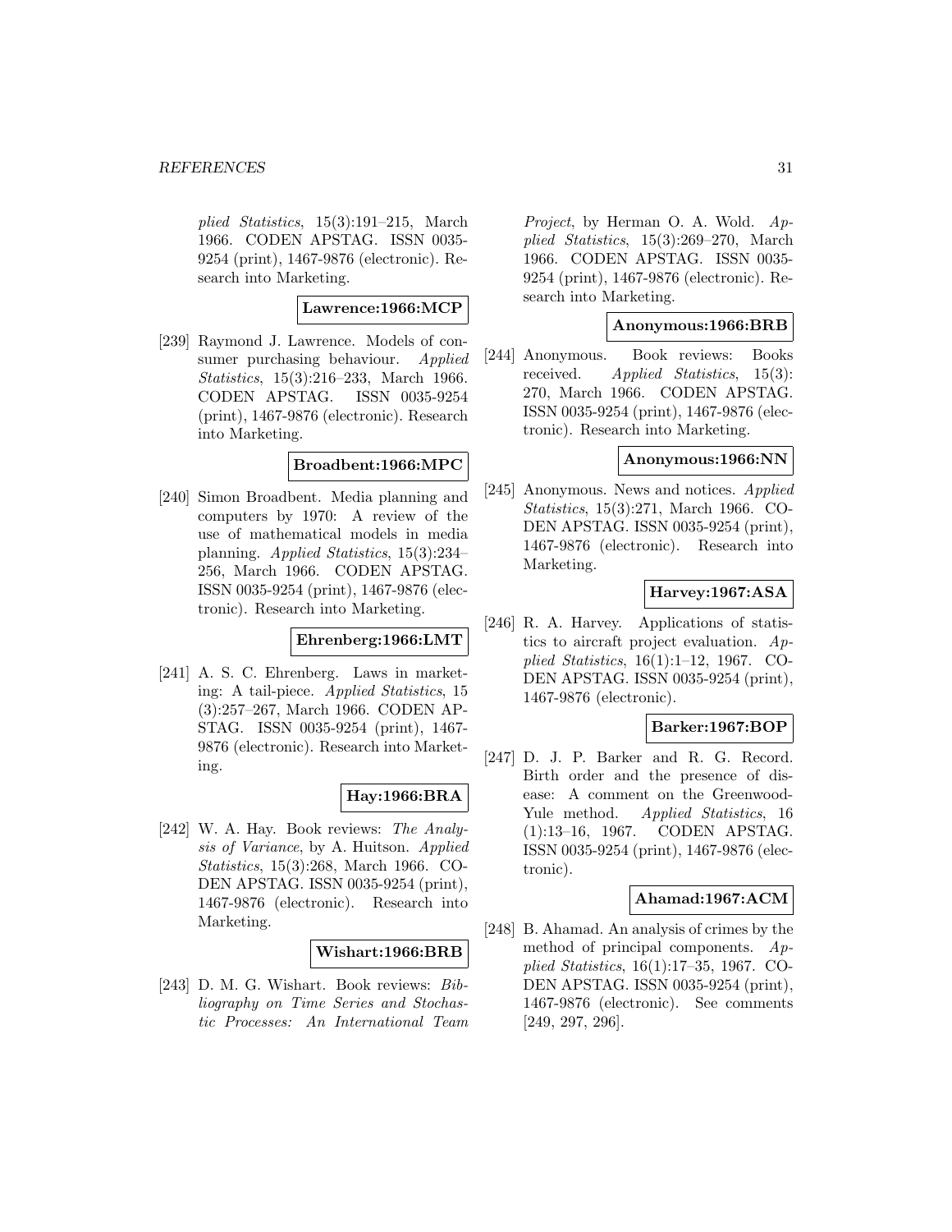*plied Statistics*, 15(3):191–215, March 1966. CODEN APSTAG. ISSN 0035-9254 (print), 1467-9876 (electronic). Research into Marketing.

**Lawrence:1966:MCP**

[239] Raymond J. Lawrence. Models of consumer purchasing behaviour. *Applied Statistics*, 15(3):216–233, March 1966. CODEN APSTAG. ISSN 0035-9254 (print), 1467-9876 (electronic). Research into Marketing.

**Broadbent:1966:MPC**

[240] Simon Broadbent. Media planning and computers by 1970: A review of the use of mathematical models in media planning. *Applied Statistics*, 15(3):234–256, March 1966. CODEN APSTAG. ISSN 0035-9254 (print), 1467-9876 (electronic). Research into Marketing.

**Ehrenberg:1966:LMT**

[241] A. S. C. Ehrenberg. Laws in marketing: A tail-piece. *Applied Statistics*, 15 (3):257–267, March 1966. CODEN APSTAG. ISSN 0035-9254 (print), 1467-9876 (electronic). Research into Marketing.

**Hay:1966:BRA**

[242] W. A. Hay. Book reviews: *The Analysis of Variance*, by A. Huitson. *Applied Statistics*, 15(3):268, March 1966. CODEN APSTAG. ISSN 0035-9254 (print), 1467-9876 (electronic). Research into Marketing.

**Wishart:1966:BRB**

[243] D. M. G. Wishart. Book reviews: *Bibliography on Time Series and Stochastic Processes: An International Team Project*, by Herman O. A. Wold. *Applied Statistics*, 15(3):269–270, March 1966. CODEN APSTAG. ISSN 0035-9254 (print), 1467-9876 (electronic). Research into Marketing.

**Anonymous:1966:BRB**

[244] Anonymous. Book reviews: Books received. *Applied Statistics*, 15(3): 270, March 1966. CODEN APSTAG. ISSN 0035-9254 (print), 1467-9876 (electronic). Research into Marketing.

**Anonymous:1966:NN**

[245] Anonymous. News and notices. *Applied Statistics*, 15(3):271, March 1966. CODEN APSTAG. ISSN 0035-9254 (print), 1467-9876 (electronic). Research into Marketing.

**Harvey:1967:ASA**

[246] R. A. Harvey. Applications of statistics to aircraft project evaluation. *Applied Statistics*, 16(1):1–12, 1967. CODEN APSTAG. ISSN 0035-9254 (print), 1467-9876 (electronic).

**Barker:1967:BOP**

[247] D. J. P. Barker and R. G. Record. Birth order and the presence of disease: A comment on the Greenwood-Yule method. *Applied Statistics*, 16 (1):13–16, 1967. CODEN APSTAG. ISSN 0035-9254 (print), 1467-9876 (electronic).

**Ahamad:1967:ACM**

[248] B. Ahamad. An analysis of crimes by the method of principal components. *Applied Statistics*, 16(1):17–35, 1967. CODEN APSTAG. ISSN 0035-9254 (print), 1467-9876 (electronic). See comments [249, 297, 296].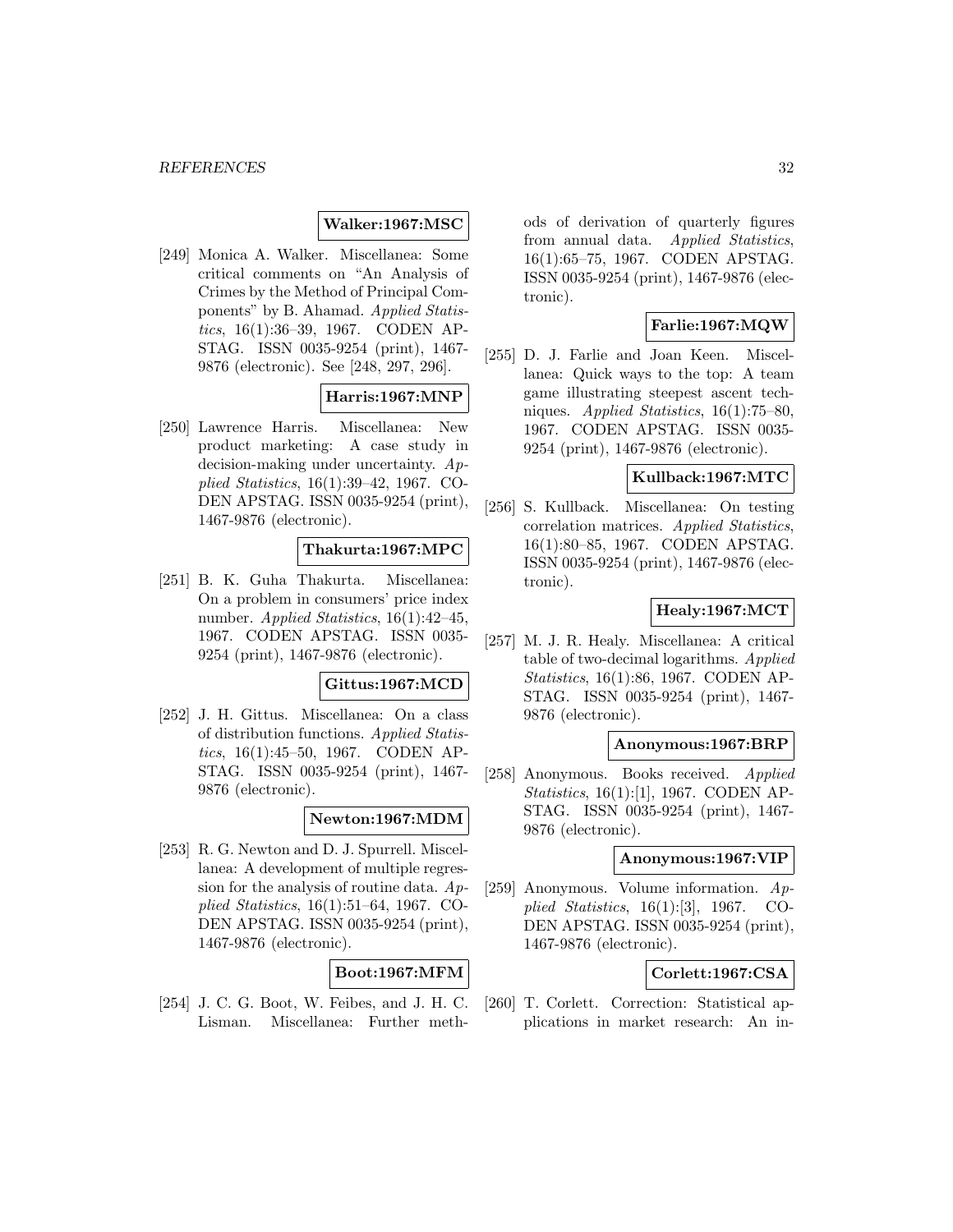**Walker:1967:MSC**

[249] Monica A. Walker. Miscellanea: Some critical comments on "An Analysis of Crimes by the Method of Principal Components" by B. Ahamad. *Applied Statistics*, 16(1):36–39, 1967. CODEN APSTAG. ISSN 0035-9254 (print), 1467-9876 (electronic). See [248, 297, 296].

**Harris:1967:MNP**

[250] Lawrence Harris. Miscellanea: New product marketing: A case study in decision-making under uncertainty. *Applied Statistics*, 16(1):39–42, 1967. CODEN APSTAG. ISSN 0035-9254 (print), 1467-9876 (electronic).

**Thakurta:1967:MPC**

[251] B. K. Guha Thakurta. Miscellanea: On a problem in consumers' price index number. *Applied Statistics*, 16(1):42–45, 1967. CODEN APSTAG. ISSN 0035-9254 (print), 1467-9876 (electronic).

**Gittus:1967:MCD**

[252] J. H. Gittus. Miscellanea: On a class of distribution functions. *Applied Statistics*, 16(1):45–50, 1967. CODEN APSTAG. ISSN 0035-9254 (print), 1467-9876 (electronic).

**Newton:1967:MDM**

[253] R. G. Newton and D. J. Spurrell. Miscellanea: A development of multiple regression for the analysis of routine data. *Applied Statistics*, 16(1):51–64, 1967. CODEN APSTAG. ISSN 0035-9254 (print), 1467-9876 (electronic).

**Boot:1967:MFM**

[254] J. C. G. Boot, W. Feibes, and J. H. C. Lisman. Miscellanea: Further methods of derivation of quarterly figures from annual data. *Applied Statistics*, 16(1):65–75, 1967. CODEN APSTAG. ISSN 0035-9254 (print), 1467-9876 (electronic).

**Farlie:1967:MQW**

[255] D. J. Farlie and Joan Keen. Miscellanea: Quick ways to the top: A team game illustrating steepest ascent techniques. *Applied Statistics*, 16(1):75–80, 1967. CODEN APSTAG. ISSN 0035-9254 (print), 1467-9876 (electronic).

**Kullback:1967:MTC**

[256] S. Kullback. Miscellanea: On testing correlation matrices. *Applied Statistics*, 16(1):80–85, 1967. CODEN APSTAG. ISSN 0035-9254 (print), 1467-9876 (electronic).

**Healy:1967:MCT**

[257] M. J. R. Healy. Miscellanea: A critical table of two-decimal logarithms. *Applied Statistics*, 16(1):86, 1967. CODEN APSTAG. ISSN 0035-9254 (print), 1467-9876 (electronic).

**Anonymous:1967:BRP**

[258] Anonymous. Books received. *Applied Statistics*, 16(1):[1], 1967. CODEN APSTAG. ISSN 0035-9254 (print), 1467-9876 (electronic).

**Anonymous:1967:VIP**

[259] Anonymous. Volume information. *Applied Statistics*, 16(1):[3], 1967. CODEN APSTAG. ISSN 0035-9254 (print), 1467-9876 (electronic).

**Corlett:1967:CSA**

[260] T. Corlett. Correction: Statistical applications in market research: An in-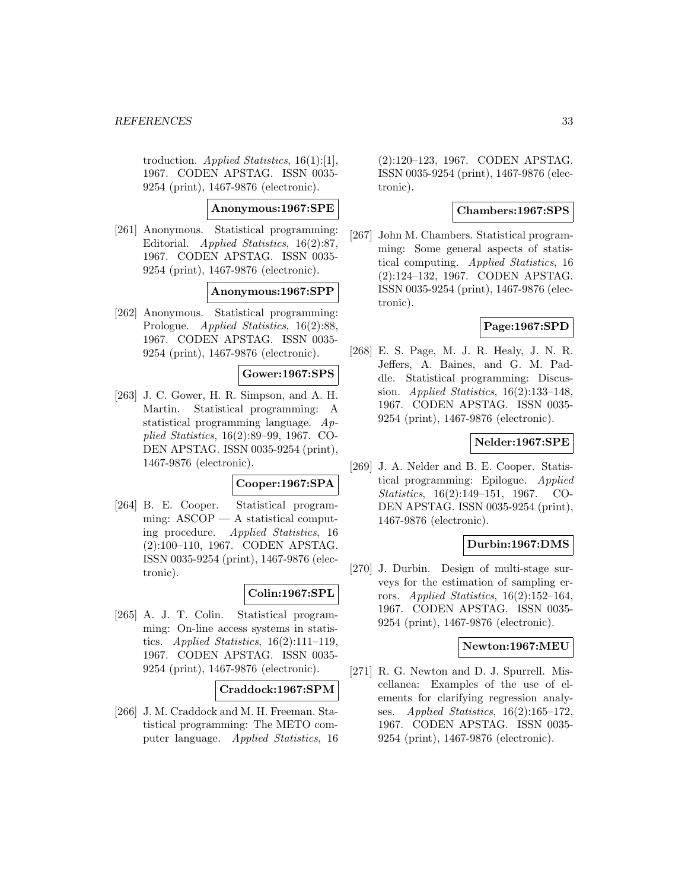troduction. *Applied Statistics*, 16(1):[1], 1967. CODEN APSTAG. ISSN 0035-9254 (print), 1467-9876 (electronic).

**Anonymous:1967:SPE**

[261] Anonymous. Statistical programming: Editorial. *Applied Statistics*, 16(2):87, 1967. CODEN APSTAG. ISSN 0035-9254 (print), 1467-9876 (electronic).

**Anonymous:1967:SPP**

[262] Anonymous. Statistical programming: Prologue. *Applied Statistics*, 16(2):88, 1967. CODEN APSTAG. ISSN 0035-9254 (print), 1467-9876 (electronic).

**Gower:1967:SPS**

[263] J. C. Gower, H. R. Simpson, and A. H. Martin. Statistical programming: A statistical programming language. *Applied Statistics*, 16(2):89–99, 1967. CODEN APSTAG. ISSN 0035-9254 (print), 1467-9876 (electronic).

**Cooper:1967:SPA**

[264] B. E. Cooper. Statistical programming: ASCOP — A statistical computing procedure. *Applied Statistics*, 16 (2):100–110, 1967. CODEN APSTAG. ISSN 0035-9254 (print), 1467-9876 (electronic).

**Colin:1967:SPL**

[265] A. J. T. Colin. Statistical programming: On-line access systems in statistics. *Applied Statistics*, 16(2):111–119, 1967. CODEN APSTAG. ISSN 0035-9254 (print), 1467-9876 (electronic).

**Craddock:1967:SPM**

[266] J. M. Craddock and M. H. Freeman. Statistical programming: The METO computer language. *Applied Statistics*, 16 (2):120–123, 1967. CODEN APSTAG. ISSN 0035-9254 (print), 1467-9876 (electronic).

**Chambers:1967:SPS**

[267] John M. Chambers. Statistical programming: Some general aspects of statistical computing. *Applied Statistics*, 16 (2):124–132, 1967. CODEN APSTAG. ISSN 0035-9254 (print), 1467-9876 (electronic).

**Page:1967:SPD**

[268] E. S. Page, M. J. R. Healy, J. N. R. Jeffers, A. Baines, and G. M. Paddle. Statistical programming: Discussion. *Applied Statistics*, 16(2):133–148, 1967. CODEN APSTAG. ISSN 0035-9254 (print), 1467-9876 (electronic).

**Nelder:1967:SPE**

[269] J. A. Nelder and B. E. Cooper. Statistical programming: Epilogue. *Applied Statistics*, 16(2):149–151, 1967. CODEN APSTAG. ISSN 0035-9254 (print), 1467-9876 (electronic).

**Durbin:1967:DMS**

[270] J. Durbin. Design of multi-stage surveys for the estimation of sampling errors. *Applied Statistics*, 16(2):152–164, 1967. CODEN APSTAG. ISSN 0035-9254 (print), 1467-9876 (electronic).

**Newton:1967:MEU**

[271] R. G. Newton and D. J. Spurrell. Miscellanea: Examples of the use of elements for clarifying regression analyses. *Applied Statistics*, 16(2):165–172, 1967. CODEN APSTAG. ISSN 0035-9254 (print), 1467-9876 (electronic).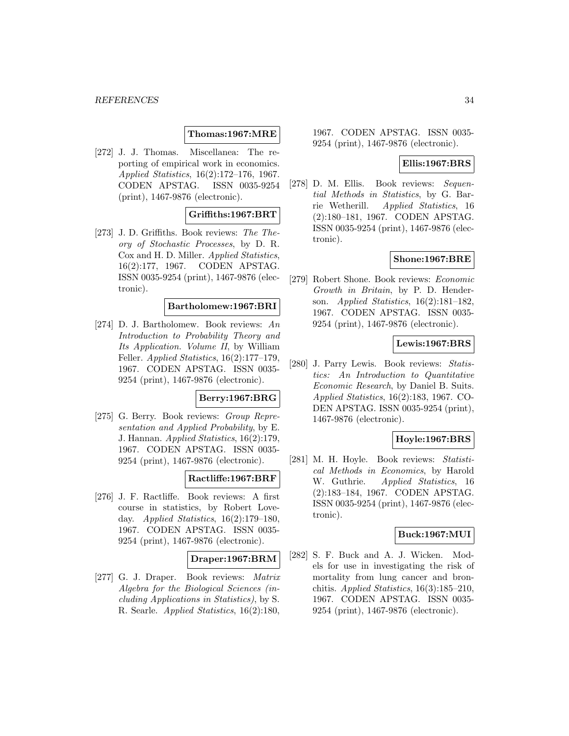**Thomas:1967:MRE**

[272] J. J. Thomas. Miscellanea: The reporting of empirical work in economics. *Applied Statistics*, 16(2):172–176, 1967. CODEN APSTAG. ISSN 0035-9254 (print), 1467-9876 (electronic).

**Griffiths:1967:BRT**

[273] J. D. Griffiths. Book reviews: *The Theory of Stochastic Processes*, by D. R. Cox and H. D. Miller. *Applied Statistics*, 16(2):177, 1967. CODEN APSTAG. ISSN 0035-9254 (print), 1467-9876 (electronic).

**Bartholomew:1967:BRI**

[274] D. J. Bartholomew. Book reviews: *An Introduction to Probability Theory and Its Application. Volume II*, by William Feller. *Applied Statistics*, 16(2):177–179, 1967. CODEN APSTAG. ISSN 0035-9254 (print), 1467-9876 (electronic).

**Berry:1967:BRG**

[275] G. Berry. Book reviews: *Group Representation and Applied Probability*, by E. J. Hannan. *Applied Statistics*, 16(2):179, 1967. CODEN APSTAG. ISSN 0035-9254 (print), 1467-9876 (electronic).

**Ractliffe:1967:BRF**

[276] J. F. Ractliffe. Book reviews: A first course in statistics, by Robert Loveday. *Applied Statistics*, 16(2):179–180, 1967. CODEN APSTAG. ISSN 0035-9254 (print), 1467-9876 (electronic).

**Draper:1967:BRM**

[277] G. J. Draper. Book reviews: *Matrix Algebra for the Biological Sciences (including Applications in Statistics)*, by S. R. Searle. *Applied Statistics*, 16(2):180, 1967. CODEN APSTAG. ISSN 0035-9254 (print), 1467-9876 (electronic).

**Ellis:1967:BRS**

[278] D. M. Ellis. Book reviews: *Sequential Methods in Statistics*, by G. Barrie Wetherill. *Applied Statistics*, 16 (2):180–181, 1967. CODEN APSTAG. ISSN 0035-9254 (print), 1467-9876 (electronic).

**Shone:1967:BRE**

[279] Robert Shone. Book reviews: *Economic Growth in Britain*, by P. D. Henderson. *Applied Statistics*, 16(2):181–182, 1967. CODEN APSTAG. ISSN 0035-9254 (print), 1467-9876 (electronic).

**Lewis:1967:BRS**

[280] J. Parry Lewis. Book reviews: *Statistics: An Introduction to Quantitative Economic Research*, by Daniel B. Suits. *Applied Statistics*, 16(2):183, 1967. CODEN APSTAG. ISSN 0035-9254 (print), 1467-9876 (electronic).

**Hoyle:1967:BRS**

[281] M. H. Hoyle. Book reviews: *Statistical Methods in Economics*, by Harold W. Guthrie. *Applied Statistics*, 16 (2):183–184, 1967. CODEN APSTAG. ISSN 0035-9254 (print), 1467-9876 (electronic).

**Buck:1967:MUI**

[282] S. F. Buck and A. J. Wicken. Models for use in investigating the risk of mortality from lung cancer and bronchitis. *Applied Statistics*, 16(3):185–210, 1967. CODEN APSTAG. ISSN 0035-9254 (print), 1467-9876 (electronic).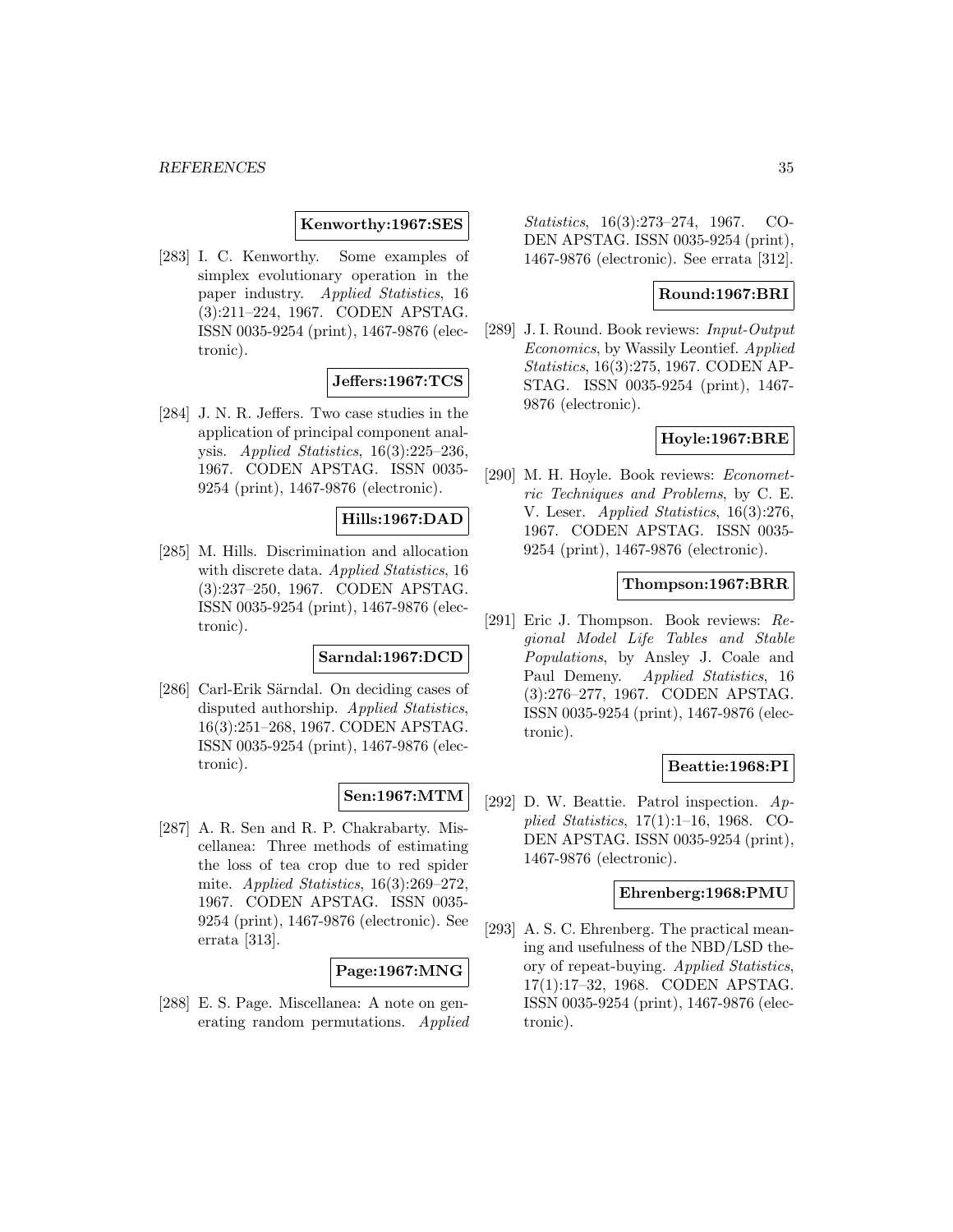**Kenworthy:1967:SES**

[283] I. C. Kenworthy. Some examples of simplex evolutionary operation in the paper industry. *Applied Statistics*, 16 (3):211–224, 1967. CODEN APSTAG. ISSN 0035-9254 (print), 1467-9876 (electronic).

**Jeffers:1967:TCS**

[284] J. N. R. Jeffers. Two case studies in the application of principal component analysis. *Applied Statistics*, 16(3):225–236, 1967. CODEN APSTAG. ISSN 0035-9254 (print), 1467-9876 (electronic).

**Hills:1967:DAD**

[285] M. Hills. Discrimination and allocation with discrete data. *Applied Statistics*, 16 (3):237–250, 1967. CODEN APSTAG. ISSN 0035-9254 (print), 1467-9876 (electronic).

**Sarndal:1967:DCD**

[286] Carl-Erik Särndal. On deciding cases of disputed authorship. *Applied Statistics*, 16(3):251–268, 1967. CODEN APSTAG. ISSN 0035-9254 (print), 1467-9876 (electronic).

**Sen:1967:MTM**

[287] A. R. Sen and R. P. Chakrabarty. Miscellanea: Three methods of estimating the loss of tea crop due to red spider mite. *Applied Statistics*, 16(3):269–272, 1967. CODEN APSTAG. ISSN 0035-9254 (print), 1467-9876 (electronic). See errata [313].

**Page:1967:MNG**

[288] E. S. Page. Miscellanea: A note on generating random permutations. *Applied Statistics*, 16(3):273–274, 1967. CODEN APSTAG. ISSN 0035-9254 (print), 1467-9876 (electronic). See errata [312].

**Round:1967:BRI**

[289] J. I. Round. Book reviews: *Input-Output Economics*, by Wassily Leontief. *Applied Statistics*, 16(3):275, 1967. CODEN APSTAG. ISSN 0035-9254 (print), 1467-9876 (electronic).

**Hoyle:1967:BRE**

[290] M. H. Hoyle. Book reviews: *Econometric Techniques and Problems*, by C. E. V. Leser. *Applied Statistics*, 16(3):276, 1967. CODEN APSTAG. ISSN 0035-9254 (print), 1467-9876 (electronic).

**Thompson:1967:BRR**

[291] Eric J. Thompson. Book reviews: *Regional Model Life Tables and Stable Populations*, by Ansley J. Coale and Paul Demeny. *Applied Statistics*, 16 (3):276–277, 1967. CODEN APSTAG. ISSN 0035-9254 (print), 1467-9876 (electronic).

**Beattie:1968:PI**

[292] D. W. Beattie. Patrol inspection. *Applied Statistics*, 17(1):1–16, 1968. CODEN APSTAG. ISSN 0035-9254 (print), 1467-9876 (electronic).

**Ehrenberg:1968:PMU**

[293] A. S. C. Ehrenberg. The practical meaning and usefulness of the NBD/LSD theory of repeat-buying. *Applied Statistics*, 17(1):17–32, 1968. CODEN APSTAG. ISSN 0035-9254 (print), 1467-9876 (electronic).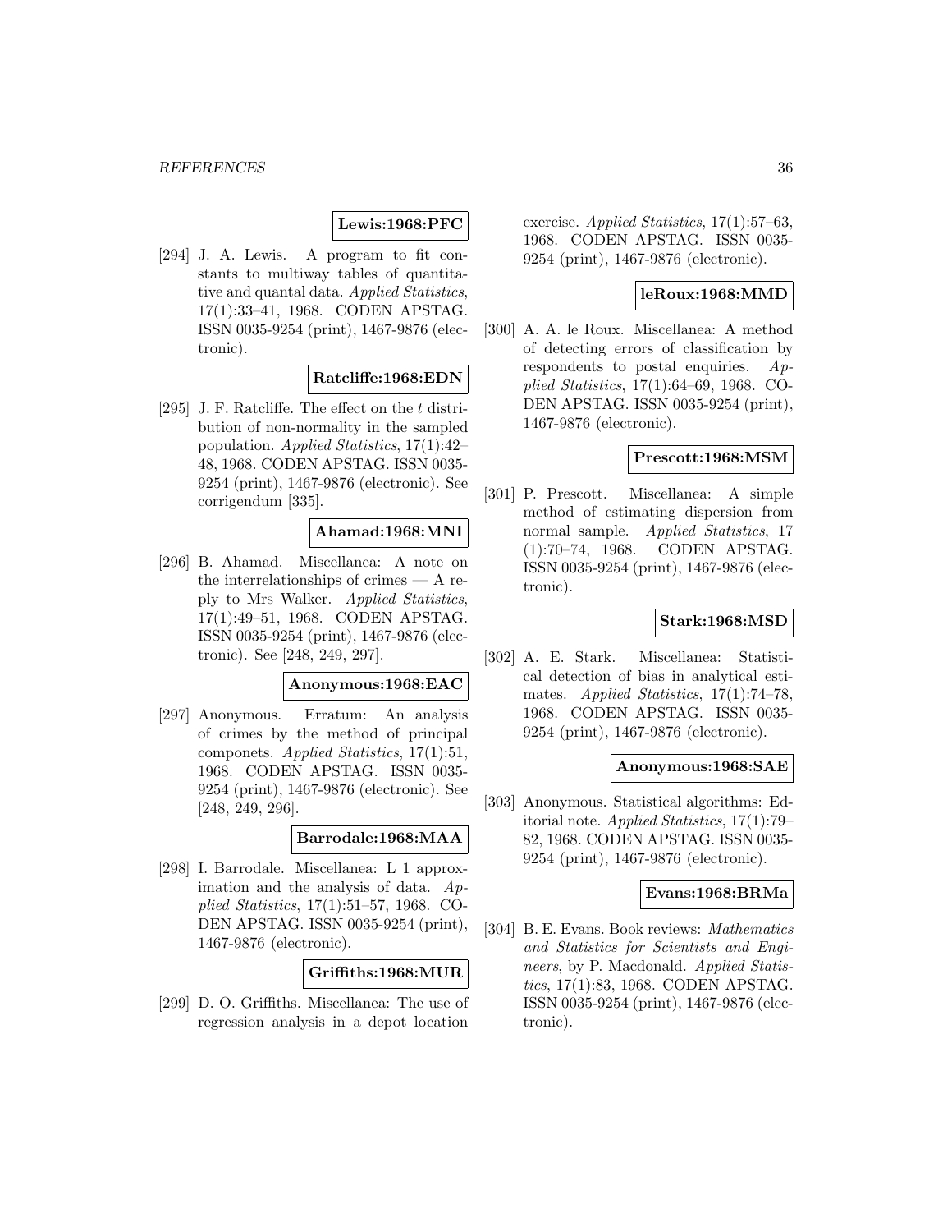**Lewis:1968:PFC**

[294] J. A. Lewis. A program to fit constants to multiway tables of quantitative and quantal data. *Applied Statistics*, 17(1):33–41, 1968. CODEN APSTAG. ISSN 0035-9254 (print), 1467-9876 (electronic).

**Ratcliffe:1968:EDN**

[295] J. F. Ratcliffe. The effect on the $t$ distribution of non-normality in the sampled population. *Applied Statistics*, 17(1):42–48, 1968. CODEN APSTAG. ISSN 0035-9254 (print), 1467-9876 (electronic). See corrigendum [335].

**Ahamad:1968:MNI**

[296] B. Ahamad. Miscellanea: A note on the interrelationships of crimes — A reply to Mrs Walker. *Applied Statistics*, 17(1):49–51, 1968. CODEN APSTAG. ISSN 0035-9254 (print), 1467-9876 (electronic). See [248, 249, 297].

**Anonymous:1968:EAC**

[297] Anonymous. Erratum: An analysis of crimes by the method of principal componets. *Applied Statistics*, 17(1):51, 1968. CODEN APSTAG. ISSN 0035-9254 (print), 1467-9876 (electronic). See [248, 249, 296].

**Barrodale:1968:MAA**

[298] I. Barrodale. Miscellanea: L 1 approximation and the analysis of data. *Applied Statistics*, 17(1):51–57, 1968. CODEN APSTAG. ISSN 0035-9254 (print), 1467-9876 (electronic).

**Griffiths:1968:MUR**

[299] D. O. Griffiths. Miscellanea: The use of regression analysis in a depot location exercise. *Applied Statistics*, 17(1):57–63, 1968. CODEN APSTAG. ISSN 0035-9254 (print), 1467-9876 (electronic).

**leRoux:1968:MMD**

[300] A. A. le Roux. Miscellanea: A method of detecting errors of classification by respondents to postal enquiries. *Applied Statistics*, 17(1):64–69, 1968. CODEN APSTAG. ISSN 0035-9254 (print), 1467-9876 (electronic).

**Prescott:1968:MSM**

[301] P. Prescott. Miscellanea: A simple method of estimating dispersion from normal sample. *Applied Statistics*, 17 (1):70–74, 1968. CODEN APSTAG. ISSN 0035-9254 (print), 1467-9876 (electronic).

**Stark:1968:MSD**

[302] A. E. Stark. Miscellanea: Statistical detection of bias in analytical estimates. *Applied Statistics*, 17(1):74–78, 1968. CODEN APSTAG. ISSN 0035-9254 (print), 1467-9876 (electronic).

**Anonymous:1968:SAE**

[303] Anonymous. Statistical algorithms: Editorial note. *Applied Statistics*, 17(1):79–82, 1968. CODEN APSTAG. ISSN 0035-9254 (print), 1467-9876 (electronic).

**Evans:1968:BRMa**

[304] B. E. Evans. Book reviews: *Mathematics and Statistics for Scientists and Engineers*, by P. Macdonald. *Applied Statistics*, 17(1):83, 1968. CODEN APSTAG. ISSN 0035-9254 (print), 1467-9876 (electronic).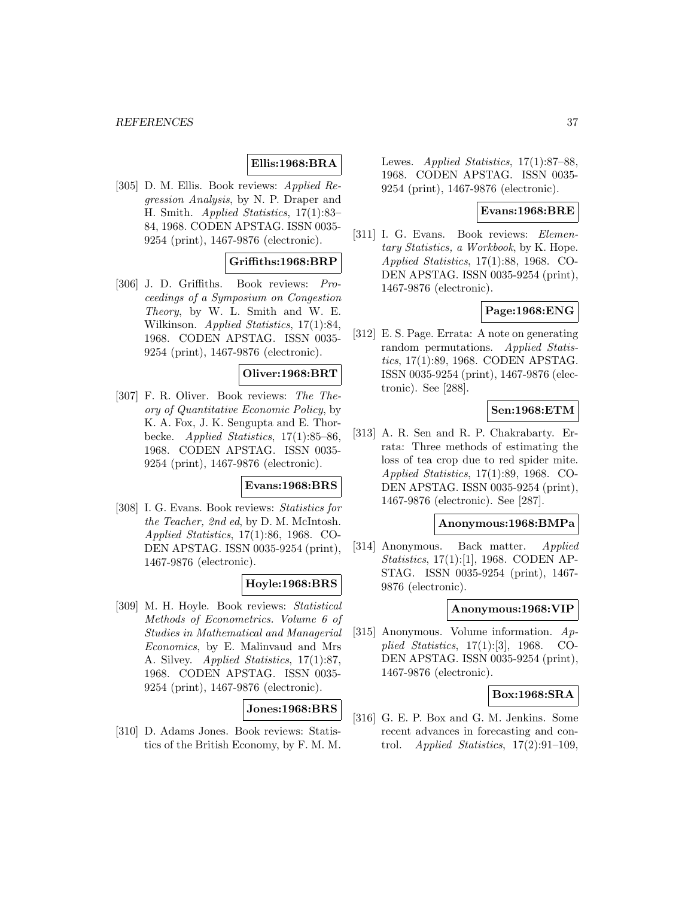**Ellis:1968:BRA**

[305] D. M. Ellis. Book reviews: *Applied Regression Analysis*, by N. P. Draper and H. Smith. *Applied Statistics*, 17(1):83–84, 1968. CODEN APSTAG. ISSN 0035-9254 (print), 1467-9876 (electronic).

**Griffiths:1968:BRP**

[306] J. D. Griffiths. Book reviews: *Proceedings of a Symposium on Congestion Theory*, by W. L. Smith and W. E. Wilkinson. *Applied Statistics*, 17(1):84, 1968. CODEN APSTAG. ISSN 0035-9254 (print), 1467-9876 (electronic).

**Oliver:1968:BRT**

[307] F. R. Oliver. Book reviews: *The Theory of Quantitative Economic Policy*, by K. A. Fox, J. K. Sengupta and E. Thorbecke. *Applied Statistics*, 17(1):85–86, 1968. CODEN APSTAG. ISSN 0035-9254 (print), 1467-9876 (electronic).

**Evans:1968:BRS**

[308] I. G. Evans. Book reviews: *Statistics for the Teacher, 2nd ed*, by D. M. McIntosh. *Applied Statistics*, 17(1):86, 1968. CODEN APSTAG. ISSN 0035-9254 (print), 1467-9876 (electronic).

**Hoyle:1968:BRS**

[309] M. H. Hoyle. Book reviews: *Statistical Methods of Econometrics. Volume 6 of Studies in Mathematical and Managerial Economics*, by E. Malinvaud and Mrs A. Silvey. *Applied Statistics*, 17(1):87, 1968. CODEN APSTAG. ISSN 0035-9254 (print), 1467-9876 (electronic).

**Jones:1968:BRS**

[310] D. Adams Jones. Book reviews: Statistics of the British Economy, by F. M. M. Lewes. *Applied Statistics*, 17(1):87–88, 1968. CODEN APSTAG. ISSN 0035-9254 (print), 1467-9876 (electronic).

**Evans:1968:BRE**

[311] I. G. Evans. Book reviews: *Elementary Statistics, a Workbook*, by K. Hope. *Applied Statistics*, 17(1):88, 1968. CODEN APSTAG. ISSN 0035-9254 (print), 1467-9876 (electronic).

**Page:1968:ENG**

[312] E. S. Page. Errata: A note on generating random permutations. *Applied Statistics*, 17(1):89, 1968. CODEN APSTAG. ISSN 0035-9254 (print), 1467-9876 (electronic). See [288].

**Sen:1968:ETM**

[313] A. R. Sen and R. P. Chakrabarty. Errata: Three methods of estimating the loss of tea crop due to red spider mite. *Applied Statistics*, 17(1):89, 1968. CODEN APSTAG. ISSN 0035-9254 (print), 1467-9876 (electronic). See [287].

**Anonymous:1968:BMPa**

[314] Anonymous. Back matter. *Applied Statistics*, 17(1):[1], 1968. CODEN APSTAG. ISSN 0035-9254 (print), 1467-9876 (electronic).

**Anonymous:1968:VIP**

[315] Anonymous. Volume information. *Applied Statistics*, 17(1):[3], 1968. CODEN APSTAG. ISSN 0035-9254 (print), 1467-9876 (electronic).

**Box:1968:SRA**

[316] G. E. P. Box and G. M. Jenkins. Some recent advances in forecasting and control. *Applied Statistics*, 17(2):91–109,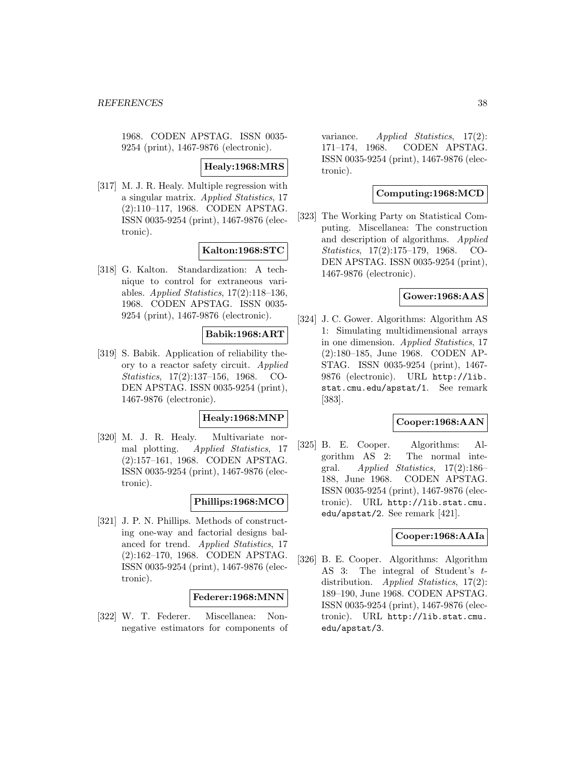1968. CODEN APSTAG. ISSN 0035-9254 (print), 1467-9876 (electronic).

**Healy:1968:MRS**

[317] M. J. R. Healy. Multiple regression with a singular matrix. *Applied Statistics*, 17 (2):110–117, 1968. CODEN APSTAG. ISSN 0035-9254 (print), 1467-9876 (electronic).

**Kalton:1968:STC**

[318] G. Kalton. Standardization: A technique to control for extraneous variables. *Applied Statistics*, 17(2):118–136, 1968. CODEN APSTAG. ISSN 0035-9254 (print), 1467-9876 (electronic).

**Babik:1968:ART**

[319] S. Babik. Application of reliability theory to a reactor safety circuit. *Applied Statistics*, 17(2):137–156, 1968. CODEN APSTAG. ISSN 0035-9254 (print), 1467-9876 (electronic).

**Healy:1968:MNP**

[320] M. J. R. Healy. Multivariate normal plotting. *Applied Statistics*, 17 (2):157–161, 1968. CODEN APSTAG. ISSN 0035-9254 (print), 1467-9876 (electronic).

**Phillips:1968:MCO**

[321] J. P. N. Phillips. Methods of constructing one-way and factorial designs balanced for trend. *Applied Statistics*, 17 (2):162–170, 1968. CODEN APSTAG. ISSN 0035-9254 (print), 1467-9876 (electronic).

**Federer:1968:MNN**

[322] W. T. Federer. Miscellanea: Nonnegative estimators for components of variance. *Applied Statistics*, 17(2): 171–174, 1968. CODEN APSTAG. ISSN 0035-9254 (print), 1467-9876 (electronic).

**Computing:1968:MCD**

[323] The Working Party on Statistical Computing. Miscellanea: The construction and description of algorithms. *Applied Statistics*, 17(2):175–179, 1968. CODEN APSTAG. ISSN 0035-9254 (print), 1467-9876 (electronic).

**Gower:1968:AAS**

[324] J. C. Gower. Algorithms: Algorithm AS 1: Simulating multidimensional arrays in one dimension. *Applied Statistics*, 17 (2):180–185, June 1968. CODEN APSTAG. ISSN 0035-9254 (print), 1467-9876 (electronic). URL http://lib.stat.cmu.edu/apstat/1. See remark [383].

**Cooper:1968:AAN**

[325] B. E. Cooper. Algorithms: Algorithm AS 2: The normal integral. *Applied Statistics*, 17(2):186–188, June 1968. CODEN APSTAG. ISSN 0035-9254 (print), 1467-9876 (electronic). URL http://lib.stat.cmu.edu/apstat/2. See remark [421].

**Cooper:1968:AAIa**

[326] B. E. Cooper. Algorithms: Algorithm AS 3: The integral of Student's $t$-distribution. *Applied Statistics*, 17(2): 189–190, June 1968. CODEN APSTAG. ISSN 0035-9254 (print), 1467-9876 (electronic). URL http://lib.stat.cmu.edu/apstat/3.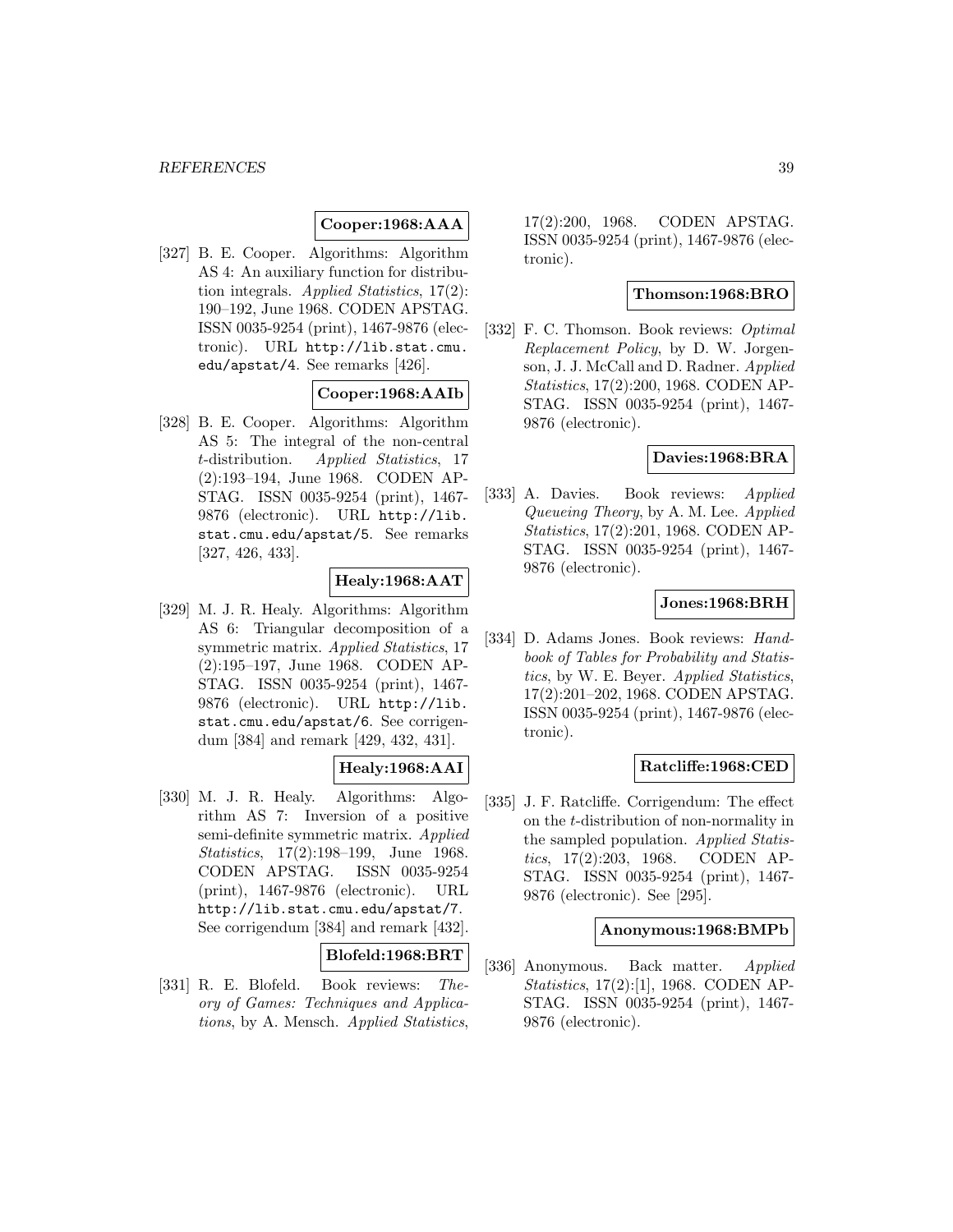**Cooper:1968:AAA**

[327] B. E. Cooper. Algorithms: Algorithm AS 4: An auxiliary function for distribution integrals. *Applied Statistics*, 17(2): 190–192, June 1968. CODEN APSTAG. ISSN 0035-9254 (print), 1467-9876 (electronic). URL http://lib.stat.cmu.edu/apstat/4. See remarks [426].

**Cooper:1968:AAIb**

[328] B. E. Cooper. Algorithms: Algorithm AS 5: The integral of the non-central $t$-distribution. *Applied Statistics*, 17 (2):193–194, June 1968. CODEN APSTAG. ISSN 0035-9254 (print), 1467-9876 (electronic). URL http://lib.stat.cmu.edu/apstat/5. See remarks [327, 426, 433].

**Healy:1968:AAT**

[329] M. J. R. Healy. Algorithms: Algorithm AS 6: Triangular decomposition of a symmetric matrix. *Applied Statistics*, 17 (2):195–197, June 1968. CODEN APSTAG. ISSN 0035-9254 (print), 1467-9876 (electronic). URL http://lib.stat.cmu.edu/apstat/6. See corrigendum [384] and remark [429, 432, 431].

**Healy:1968:AAI**

[330] M. J. R. Healy. Algorithms: Algorithm AS 7: Inversion of a positive semi-definite symmetric matrix. *Applied Statistics*, 17(2):198–199, June 1968. CODEN APSTAG. ISSN 0035-9254 (print), 1467-9876 (electronic). URL http://lib.stat.cmu.edu/apstat/7. See corrigendum [384] and remark [432].

**Blofeld:1968:BRT**

[331] R. E. Blofeld. Book reviews: *Theory of Games: Techniques and Applications*, by A. Mensch. *Applied Statistics*, 17(2):200, 1968. CODEN APSTAG. ISSN 0035-9254 (print), 1467-9876 (electronic).

**Thomson:1968:BRO**

[332] F. C. Thomson. Book reviews: *Optimal Replacement Policy*, by D. W. Jorgenson, J. J. McCall and D. Radner. *Applied Statistics*, 17(2):200, 1968. CODEN APSTAG. ISSN 0035-9254 (print), 1467-9876 (electronic).

**Davies:1968:BRA**

[333] A. Davies. Book reviews: *Applied Queueing Theory*, by A. M. Lee. *Applied Statistics*, 17(2):201, 1968. CODEN APSTAG. ISSN 0035-9254 (print), 1467-9876 (electronic).

**Jones:1968:BRH**

[334] D. Adams Jones. Book reviews: *Handbook of Tables for Probability and Statistics*, by W. E. Beyer. *Applied Statistics*, 17(2):201–202, 1968. CODEN APSTAG. ISSN 0035-9254 (print), 1467-9876 (electronic).

**Ratcliffe:1968:CED**

[335] J. F. Ratcliffe. Corrigendum: The effect on the $t$-distribution of non-normality in the sampled population. *Applied Statistics*, 17(2):203, 1968. CODEN APSTAG. ISSN 0035-9254 (print), 1467-9876 (electronic). See [295].

**Anonymous:1968:BMPb**

[336] Anonymous. Back matter. *Applied Statistics*, 17(2):[1], 1968. CODEN APSTAG. ISSN 0035-9254 (print), 1467-9876 (electronic).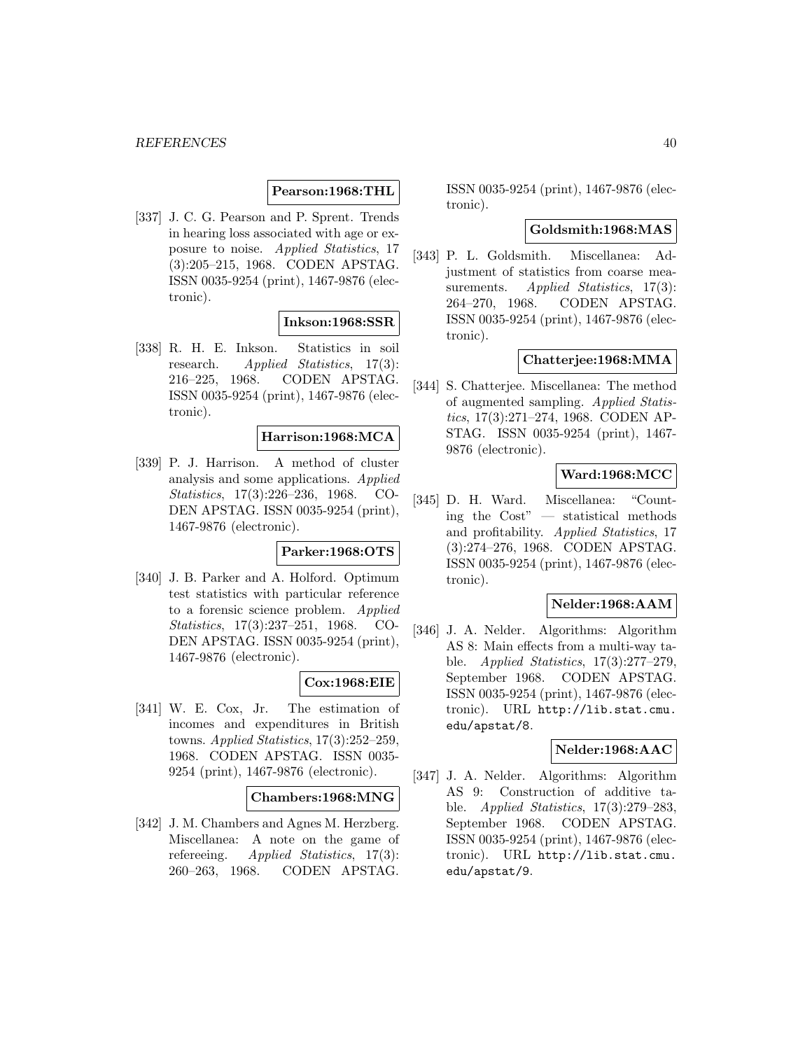**Pearson:1968:THL**

[337] J. C. G. Pearson and P. Sprent. Trends in hearing loss associated with age or exposure to noise. *Applied Statistics*, 17 (3):205–215, 1968. CODEN APSTAG. ISSN 0035-9254 (print), 1467-9876 (electronic).

**Inkson:1968:SSR**

[338] R. H. E. Inkson. Statistics in soil research. *Applied Statistics*, 17(3): 216–225, 1968. CODEN APSTAG. ISSN 0035-9254 (print), 1467-9876 (electronic).

**Harrison:1968:MCA**

[339] P. J. Harrison. A method of cluster analysis and some applications. *Applied Statistics*, 17(3):226–236, 1968. CODEN APSTAG. ISSN 0035-9254 (print), 1467-9876 (electronic).

**Parker:1968:OTS**

[340] J. B. Parker and A. Holford. Optimum test statistics with particular reference to a forensic science problem. *Applied Statistics*, 17(3):237–251, 1968. CODEN APSTAG. ISSN 0035-9254 (print), 1467-9876 (electronic).

**Cox:1968:EIE**

[341] W. E. Cox, Jr. The estimation of incomes and expenditures in British towns. *Applied Statistics*, 17(3):252–259, 1968. CODEN APSTAG. ISSN 0035-9254 (print), 1467-9876 (electronic).

**Chambers:1968:MNG**

[342] J. M. Chambers and Agnes M. Herzberg. Miscellanea: A note on the game of refereeing. *Applied Statistics*, 17(3): 260–263, 1968. CODEN APSTAG. ISSN 0035-9254 (print), 1467-9876 (electronic).

**Goldsmith:1968:MAS**

[343] P. L. Goldsmith. Miscellanea: Adjustment of statistics from coarse measurements. *Applied Statistics*, 17(3): 264–270, 1968. CODEN APSTAG. ISSN 0035-9254 (print), 1467-9876 (electronic).

**Chatterjee:1968:MMA**

[344] S. Chatterjee. Miscellanea: The method of augmented sampling. *Applied Statistics*, 17(3):271–274, 1968. CODEN APSTAG. ISSN 0035-9254 (print), 1467-9876 (electronic).

**Ward:1968:MCC**

[345] D. H. Ward. Miscellanea: "Counting the Cost" — statistical methods and profitability. *Applied Statistics*, 17 (3):274–276, 1968. CODEN APSTAG. ISSN 0035-9254 (print), 1467-9876 (electronic).

**Nelder:1968:AAM**

[346] J. A. Nelder. Algorithms: Algorithm AS 8: Main effects from a multi-way table. *Applied Statistics*, 17(3):277–279, September 1968. CODEN APSTAG. ISSN 0035-9254 (print), 1467-9876 (electronic). URL http://lib.stat.cmu.edu/apstat/8.

**Nelder:1968:AAC**

[347] J. A. Nelder. Algorithms: Algorithm AS 9: Construction of additive table. *Applied Statistics*, 17(3):279–283, September 1968. CODEN APSTAG. ISSN 0035-9254 (print), 1467-9876 (electronic). URL http://lib.stat.cmu.edu/apstat/9.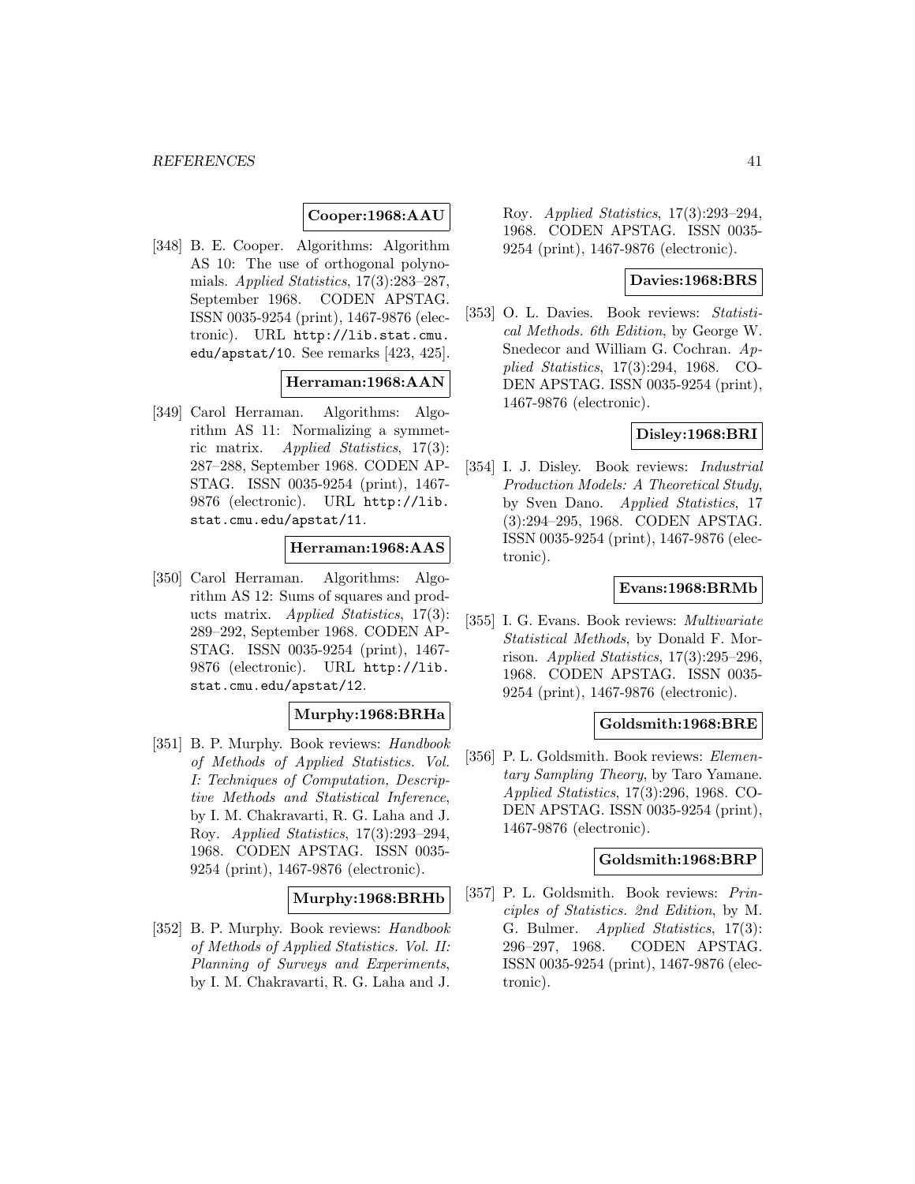**Cooper:1968:AAU**

[348] B. E. Cooper. Algorithms: Algorithm AS 10: The use of orthogonal polynomials. *Applied Statistics*, 17(3):283–287, September 1968. CODEN APSTAG. ISSN 0035-9254 (print), 1467-9876 (electronic). URL http://lib.stat.cmu.edu/apstat/10. See remarks [423, 425].

**Herraman:1968:AAN**

[349] Carol Herraman. Algorithms: Algorithm AS 11: Normalizing a symmetric matrix. *Applied Statistics*, 17(3): 287–288, September 1968. CODEN APSTAG. ISSN 0035-9254 (print), 1467-9876 (electronic). URL http://lib.stat.cmu.edu/apstat/11.

**Herraman:1968:AAS**

[350] Carol Herraman. Algorithms: Algorithm AS 12: Sums of squares and products matrix. *Applied Statistics*, 17(3): 289–292, September 1968. CODEN APSTAG. ISSN 0035-9254 (print), 1467-9876 (electronic). URL http://lib.stat.cmu.edu/apstat/12.

**Murphy:1968:BRHa**

[351] B. P. Murphy. Book reviews: *Handbook of Methods of Applied Statistics. Vol. I: Techniques of Computation, Descriptive Methods and Statistical Inference*, by I. M. Chakravarti, R. G. Laha and J. Roy. *Applied Statistics*, 17(3):293–294, 1968. CODEN APSTAG. ISSN 0035-9254 (print), 1467-9876 (electronic).

**Murphy:1968:BRHb**

[352] B. P. Murphy. Book reviews: *Handbook of Methods of Applied Statistics. Vol. II: Planning of Surveys and Experiments*, by I. M. Chakravarti, R. G. Laha and J. Roy. *Applied Statistics*, 17(3):293–294, 1968. CODEN APSTAG. ISSN 0035-9254 (print), 1467-9876 (electronic).

**Davies:1968:BRS**

[353] O. L. Davies. Book reviews: *Statistical Methods. 6th Edition*, by George W. Snedecor and William G. Cochran. *Applied Statistics*, 17(3):294, 1968. CODEN APSTAG. ISSN 0035-9254 (print), 1467-9876 (electronic).

**Disley:1968:BRI**

[354] I. J. Disley. Book reviews: *Industrial Production Models: A Theoretical Study*, by Sven Dano. *Applied Statistics*, 17 (3):294–295, 1968. CODEN APSTAG. ISSN 0035-9254 (print), 1467-9876 (electronic).

**Evans:1968:BRMb**

[355] I. G. Evans. Book reviews: *Multivariate Statistical Methods*, by Donald F. Morrison. *Applied Statistics*, 17(3):295–296, 1968. CODEN APSTAG. ISSN 0035-9254 (print), 1467-9876 (electronic).

**Goldsmith:1968:BRE**

[356] P. L. Goldsmith. Book reviews: *Elementary Sampling Theory*, by Taro Yamane. *Applied Statistics*, 17(3):296, 1968. CODEN APSTAG. ISSN 0035-9254 (print), 1467-9876 (electronic).

**Goldsmith:1968:BRP**

[357] P. L. Goldsmith. Book reviews: *Principles of Statistics. 2nd Edition*, by M. G. Bulmer. *Applied Statistics*, 17(3): 296–297, 1968. CODEN APSTAG. ISSN 0035-9254 (print), 1467-9876 (electronic).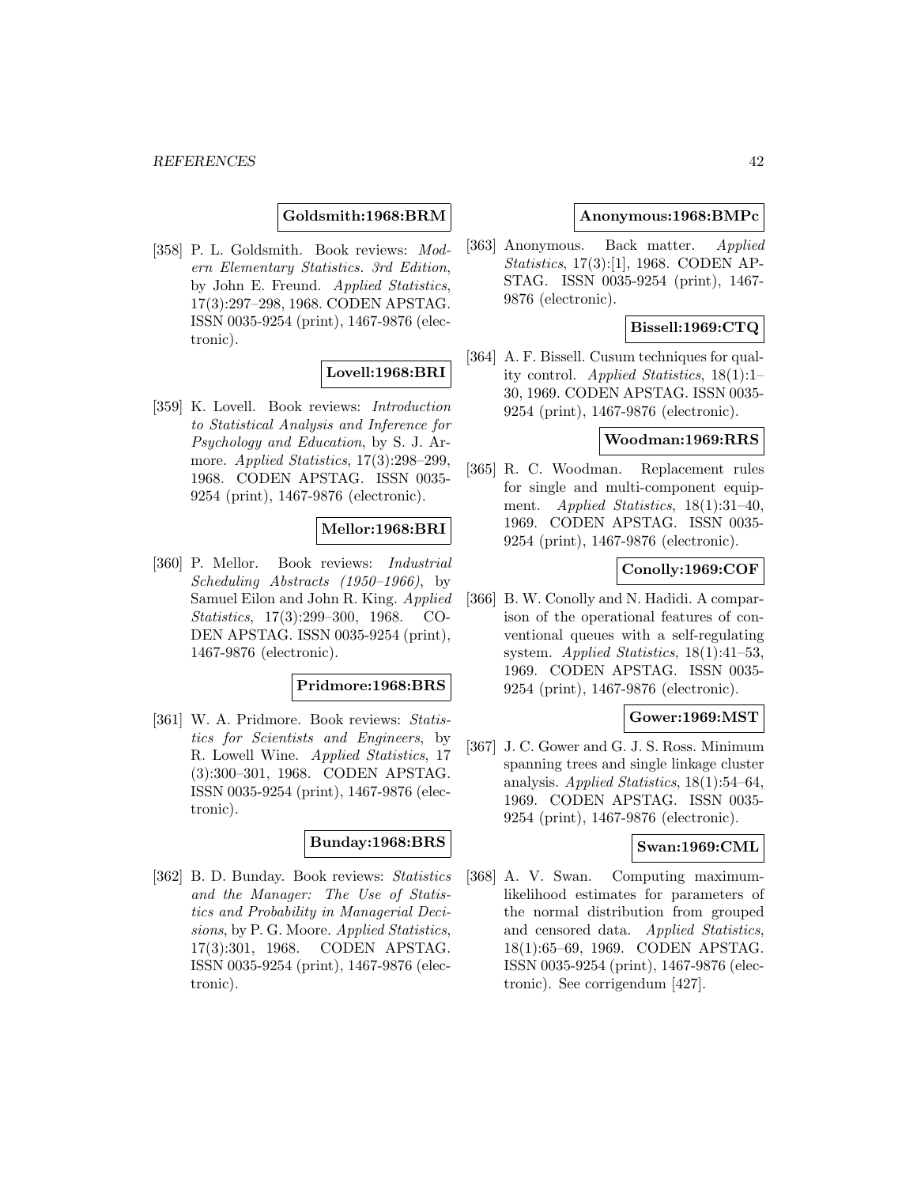**Goldsmith:1968:BRM**

[358] P. L. Goldsmith. Book reviews: *Modern Elementary Statistics. 3rd Edition*, by John E. Freund. *Applied Statistics*, 17(3):297–298, 1968. CODEN APSTAG. ISSN 0035-9254 (print), 1467-9876 (electronic).

**Lovell:1968:BRI**

[359] K. Lovell. Book reviews: *Introduction to Statistical Analysis and Inference for Psychology and Education*, by S. J. Armore. *Applied Statistics*, 17(3):298–299, 1968. CODEN APSTAG. ISSN 0035-9254 (print), 1467-9876 (electronic).

**Mellor:1968:BRI**

[360] P. Mellor. Book reviews: *Industrial Scheduling Abstracts (1950–1966)*, by Samuel Eilon and John R. King. *Applied Statistics*, 17(3):299–300, 1968. CODEN APSTAG. ISSN 0035-9254 (print), 1467-9876 (electronic).

**Pridmore:1968:BRS**

[361] W. A. Pridmore. Book reviews: *Statistics for Scientists and Engineers*, by R. Lowell Wine. *Applied Statistics*, 17 (3):300–301, 1968. CODEN APSTAG. ISSN 0035-9254 (print), 1467-9876 (electronic).

**Bunday:1968:BRS**

[362] B. D. Bunday. Book reviews: *Statistics and the Manager: The Use of Statistics and Probability in Managerial Decisions*, by P. G. Moore. *Applied Statistics*, 17(3):301, 1968. CODEN APSTAG. ISSN 0035-9254 (print), 1467-9876 (electronic).

**Anonymous:1968:BMPc**

[363] Anonymous. Back matter. *Applied Statistics*, 17(3):[1], 1968. CODEN APSTAG. ISSN 0035-9254 (print), 1467-9876 (electronic).

**Bissell:1969:CTQ**

[364] A. F. Bissell. Cusum techniques for quality control. *Applied Statistics*, 18(1):1–30, 1969. CODEN APSTAG. ISSN 0035-9254 (print), 1467-9876 (electronic).

**Woodman:1969:RRS**

[365] R. C. Woodman. Replacement rules for single and multi-component equipment. *Applied Statistics*, 18(1):31–40, 1969. CODEN APSTAG. ISSN 0035-9254 (print), 1467-9876 (electronic).

**Conolly:1969:COF**

[366] B. W. Conolly and N. Hadidi. A comparison of the operational features of conventional queues with a self-regulating system. *Applied Statistics*, 18(1):41–53, 1969. CODEN APSTAG. ISSN 0035-9254 (print), 1467-9876 (electronic).

**Gower:1969:MST**

[367] J. C. Gower and G. J. S. Ross. Minimum spanning trees and single linkage cluster analysis. *Applied Statistics*, 18(1):54–64, 1969. CODEN APSTAG. ISSN 0035-9254 (print), 1467-9876 (electronic).

**Swan:1969:CML**

[368] A. V. Swan. Computing maximum-likelihood estimates for parameters of the normal distribution from grouped and censored data. *Applied Statistics*, 18(1):65–69, 1969. CODEN APSTAG. ISSN 0035-9254 (print), 1467-9876 (electronic). See corrigendum [427].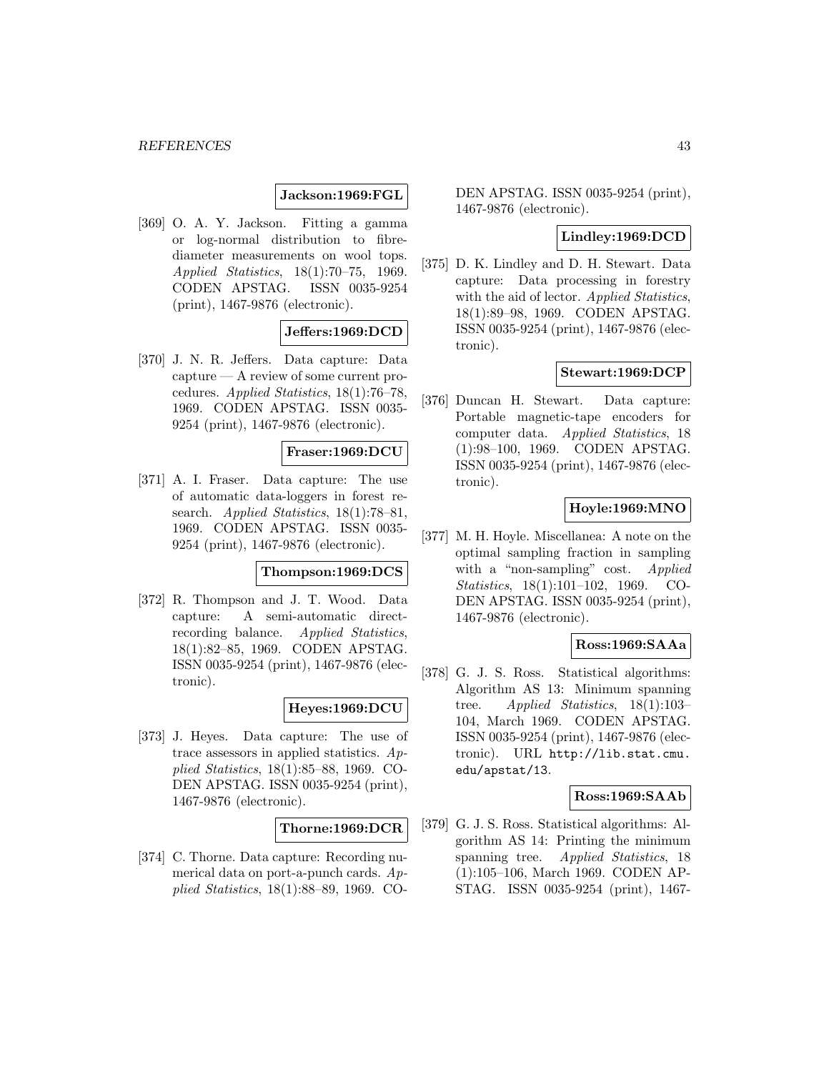**Jackson:1969:FGL**

[369] O. A. Y. Jackson. Fitting a gamma or log-normal distribution to fibre-diameter measurements on wool tops. *Applied Statistics*, 18(1):70–75, 1969. CODEN APSTAG. ISSN 0035-9254 (print), 1467-9876 (electronic).

**Jeffers:1969:DCD**

[370] J. N. R. Jeffers. Data capture: Data capture — A review of some current procedures. *Applied Statistics*, 18(1):76–78, 1969. CODEN APSTAG. ISSN 0035-9254 (print), 1467-9876 (electronic).

**Fraser:1969:DCU**

[371] A. I. Fraser. Data capture: The use of automatic data-loggers in forest research. *Applied Statistics*, 18(1):78–81, 1969. CODEN APSTAG. ISSN 0035-9254 (print), 1467-9876 (electronic).

**Thompson:1969:DCS**

[372] R. Thompson and J. T. Wood. Data capture: A semi-automatic direct-recording balance. *Applied Statistics*, 18(1):82–85, 1969. CODEN APSTAG. ISSN 0035-9254 (print), 1467-9876 (electronic).

**Heyes:1969:DCU**

[373] J. Heyes. Data capture: The use of trace assessors in applied statistics. *Applied Statistics*, 18(1):85–88, 1969. CODEN APSTAG. ISSN 0035-9254 (print), 1467-9876 (electronic).

**Thorne:1969:DCR**

[374] C. Thorne. Data capture: Recording numerical data on port-a-punch cards. *Applied Statistics*, 18(1):88–89, 1969. CODEN APSTAG. ISSN 0035-9254 (print), 1467-9876 (electronic).

**Lindley:1969:DCD**

[375] D. K. Lindley and D. H. Stewart. Data capture: Data processing in forestry with the aid of lector. *Applied Statistics*, 18(1):89–98, 1969. CODEN APSTAG. ISSN 0035-9254 (print), 1467-9876 (electronic).

**Stewart:1969:DCP**

[376] Duncan H. Stewart. Data capture: Portable magnetic-tape encoders for computer data. *Applied Statistics*, 18 (1):98–100, 1969. CODEN APSTAG. ISSN 0035-9254 (print), 1467-9876 (electronic).

**Hoyle:1969:MNO**

[377] M. H. Hoyle. Miscellanea: A note on the optimal sampling fraction in sampling with a "non-sampling" cost. *Applied Statistics*, 18(1):101–102, 1969. CODEN APSTAG. ISSN 0035-9254 (print), 1467-9876 (electronic).

**Ross:1969:SAAa**

[378] G. J. S. Ross. Statistical algorithms: Algorithm AS 13: Minimum spanning tree. *Applied Statistics*, 18(1):103–104, March 1969. CODEN APSTAG. ISSN 0035-9254 (print), 1467-9876 (electronic). URL http://lib.stat.cmu.edu/apstat/13.

**Ross:1969:SAAb**

[379] G. J. S. Ross. Statistical algorithms: Algorithm AS 14: Printing the minimum spanning tree. *Applied Statistics*, 18 (1):105–106, March 1969. CODEN APSTAG. ISSN 0035-9254 (print), 1467-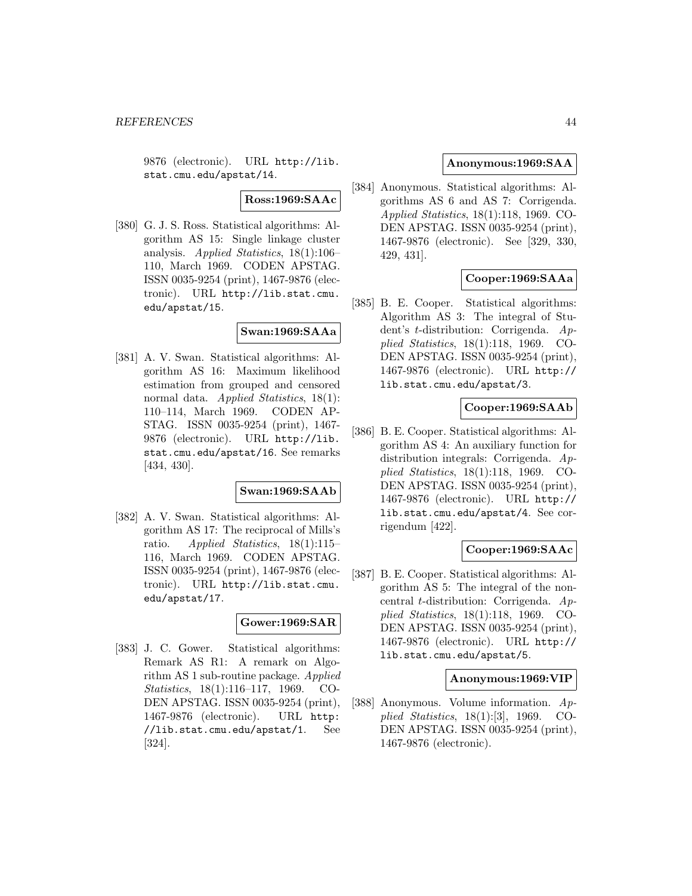9876 (electronic). URL http://lib.stat.cmu.edu/apstat/14.

**Ross:1969:SAAc**

[380] G. J. S. Ross. Statistical algorithms: Algorithm AS 15: Single linkage cluster analysis. *Applied Statistics*, 18(1):106–110, March 1969. CODEN APSTAG. ISSN 0035-9254 (print), 1467-9876 (electronic). URL http://lib.stat.cmu.edu/apstat/15.

**Swan:1969:SAAa**

[381] A. V. Swan. Statistical algorithms: Algorithm AS 16: Maximum likelihood estimation from grouped and censored normal data. *Applied Statistics*, 18(1):110–114, March 1969. CODEN APSTAG. ISSN 0035-9254 (print), 1467-9876 (electronic). URL http://lib.stat.cmu.edu/apstat/16. See remarks [434, 430].

**Swan:1969:SAAb**

[382] A. V. Swan. Statistical algorithms: Algorithm AS 17: The reciprocal of Mills's ratio. *Applied Statistics*, 18(1):115–116, March 1969. CODEN APSTAG. ISSN 0035-9254 (print), 1467-9876 (electronic). URL http://lib.stat.cmu.edu/apstat/17.

**Gower:1969:SAR**

[383] J. C. Gower. Statistical algorithms: Remark AS R1: A remark on Algorithm AS 1 sub-routine package. *Applied Statistics*, 18(1):116–117, 1969. CODEN APSTAG. ISSN 0035-9254 (print), 1467-9876 (electronic). URL http://lib.stat.cmu.edu/apstat/1. See [324].

**Anonymous:1969:SAA**

[384] Anonymous. Statistical algorithms: Algorithms AS 6 and AS 7: Corrigenda. *Applied Statistics*, 18(1):118, 1969. CODEN APSTAG. ISSN 0035-9254 (print), 1467-9876 (electronic). See [329, 330, 429, 431].

**Cooper:1969:SAAa**

[385] B. E. Cooper. Statistical algorithms: Algorithm AS 3: The integral of Student's $t$-distribution: Corrigenda. *Applied Statistics*, 18(1):118, 1969. CODEN APSTAG. ISSN 0035-9254 (print), 1467-9876 (electronic). URL http://lib.stat.cmu.edu/apstat/3.

**Cooper:1969:SAAb**

[386] B. E. Cooper. Statistical algorithms: Algorithm AS 4: An auxiliary function for distribution integrals: Corrigenda. *Applied Statistics*, 18(1):118, 1969. CODEN APSTAG. ISSN 0035-9254 (print), 1467-9876 (electronic). URL http://lib.stat.cmu.edu/apstat/4. See corrigendum [422].

**Cooper:1969:SAAc**

[387] B. E. Cooper. Statistical algorithms: Algorithm AS 5: The integral of the non-central $t$-distribution: Corrigenda. *Applied Statistics*, 18(1):118, 1969. CODEN APSTAG. ISSN 0035-9254 (print), 1467-9876 (electronic). URL http://lib.stat.cmu.edu/apstat/5.

**Anonymous:1969:VIP**

[388] Anonymous. Volume information. *Applied Statistics*, 18(1):[3], 1969. CODEN APSTAG. ISSN 0035-9254 (print), 1467-9876 (electronic).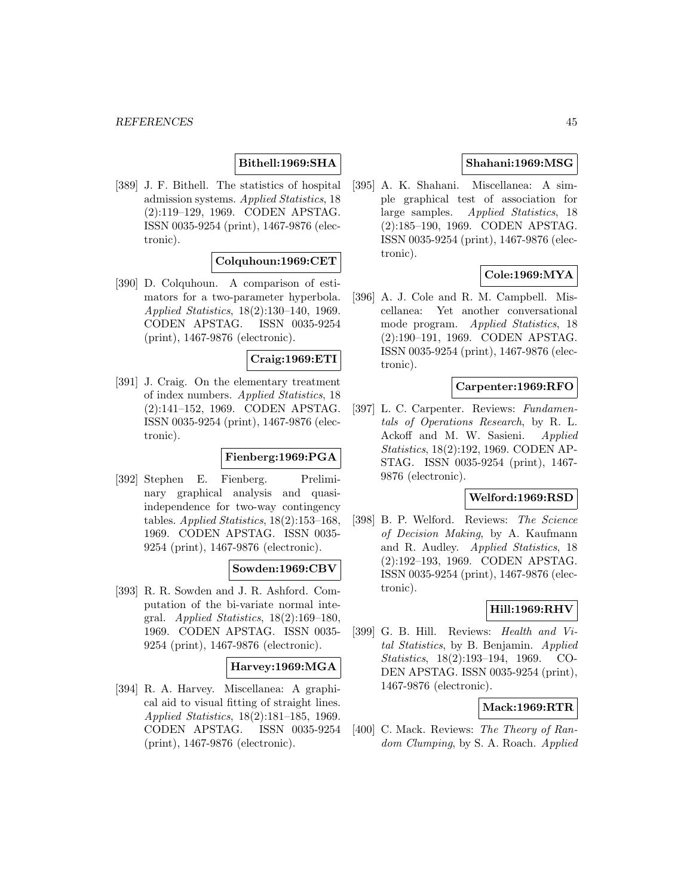**Bithell:1969:SHA**

[389] J. F. Bithell. The statistics of hospital admission systems. *Applied Statistics*, 18 (2):119–129, 1969. CODEN APSTAG. ISSN 0035-9254 (print), 1467-9876 (electronic).

**Colquhoun:1969:CET**

[390] D. Colquhoun. A comparison of estimators for a two-parameter hyperbola. *Applied Statistics*, 18(2):130–140, 1969. CODEN APSTAG. ISSN 0035-9254 (print), 1467-9876 (electronic).

**Craig:1969:ETI**

[391] J. Craig. On the elementary treatment of index numbers. *Applied Statistics*, 18 (2):141–152, 1969. CODEN APSTAG. ISSN 0035-9254 (print), 1467-9876 (electronic).

**Fienberg:1969:PGA**

[392] Stephen E. Fienberg. Preliminary graphical analysis and quasi-independence for two-way contingency tables. *Applied Statistics*, 18(2):153–168, 1969. CODEN APSTAG. ISSN 0035-9254 (print), 1467-9876 (electronic).

**Sowden:1969:CBV**

[393] R. R. Sowden and J. R. Ashford. Computation of the bi-variate normal integral. *Applied Statistics*, 18(2):169–180, 1969. CODEN APSTAG. ISSN 0035-9254 (print), 1467-9876 (electronic).

**Harvey:1969:MGA**

[394] R. A. Harvey. Miscellanea: A graphical aid to visual fitting of straight lines. *Applied Statistics*, 18(2):181–185, 1969. CODEN APSTAG. ISSN 0035-9254 (print), 1467-9876 (electronic).

**Shahani:1969:MSG**

[395] A. K. Shahani. Miscellanea: A simple graphical test of association for large samples. *Applied Statistics*, 18 (2):185–190, 1969. CODEN APSTAG. ISSN 0035-9254 (print), 1467-9876 (electronic).

**Cole:1969:MYA**

[396] A. J. Cole and R. M. Campbell. Miscellanea: Yet another conversational mode program. *Applied Statistics*, 18 (2):190–191, 1969. CODEN APSTAG. ISSN 0035-9254 (print), 1467-9876 (electronic).

**Carpenter:1969:RFO**

[397] L. C. Carpenter. Reviews: *Fundamentals of Operations Research*, by R. L. Ackoff and M. W. Sasieni. *Applied Statistics*, 18(2):192, 1969. CODEN APSTAG. ISSN 0035-9254 (print), 1467-9876 (electronic).

**Welford:1969:RSD**

[398] B. P. Welford. Reviews: *The Science of Decision Making*, by A. Kaufmann and R. Audley. *Applied Statistics*, 18 (2):192–193, 1969. CODEN APSTAG. ISSN 0035-9254 (print), 1467-9876 (electronic).

**Hill:1969:RHV**

[399] G. B. Hill. Reviews: *Health and Vital Statistics*, by B. Benjamin. *Applied Statistics*, 18(2):193–194, 1969. CODEN APSTAG. ISSN 0035-9254 (print), 1467-9876 (electronic).

**Mack:1969:RTR**

[400] C. Mack. Reviews: *The Theory of Random Clumping*, by S. A. Roach. *Applied*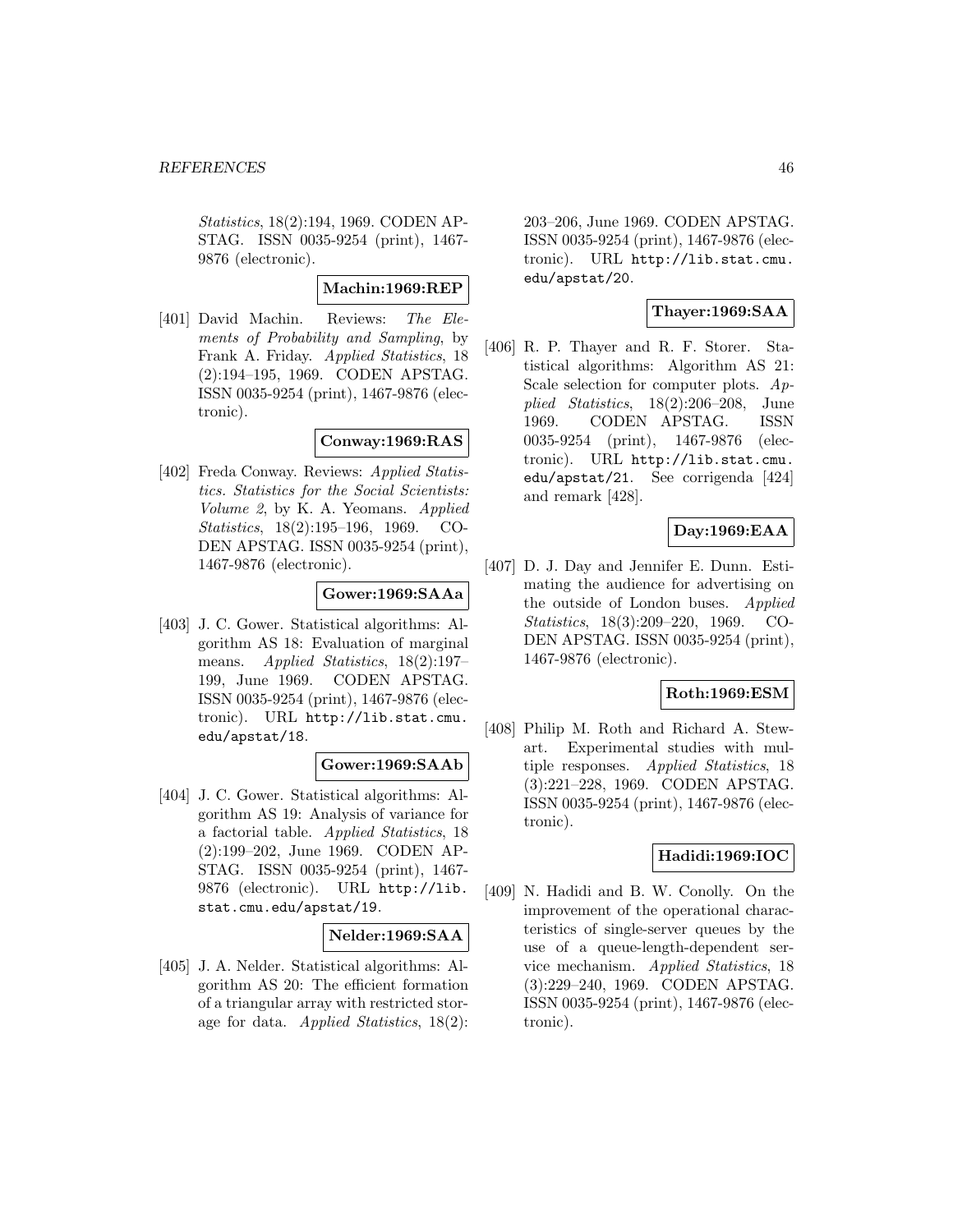*Statistics*, 18(2):194, 1969. CODEN APSTAG. ISSN 0035-9254 (print), 1467-9876 (electronic).

**Machin:1969:REP**

[401] David Machin. Reviews: *The Elements of Probability and Sampling*, by Frank A. Friday. *Applied Statistics*, 18 (2):194–195, 1969. CODEN APSTAG. ISSN 0035-9254 (print), 1467-9876 (electronic).

**Conway:1969:RAS**

[402] Freda Conway. Reviews: *Applied Statistics. Statistics for the Social Scientists: Volume 2*, by K. A. Yeomans. *Applied Statistics*, 18(2):195–196, 1969. CODEN APSTAG. ISSN 0035-9254 (print), 1467-9876 (electronic).

**Gower:1969:SAAa**

[403] J. C. Gower. Statistical algorithms: Algorithm AS 18: Evaluation of marginal means. *Applied Statistics*, 18(2):197–199, June 1969. CODEN APSTAG. ISSN 0035-9254 (print), 1467-9876 (electronic). URL http://lib.stat.cmu.edu/apstat/18.

**Gower:1969:SAAb**

[404] J. C. Gower. Statistical algorithms: Algorithm AS 19: Analysis of variance for a factorial table. *Applied Statistics*, 18 (2):199–202, June 1969. CODEN APSTAG. ISSN 0035-9254 (print), 1467-9876 (electronic). URL http://lib.stat.cmu.edu/apstat/19.

**Nelder:1969:SAA**

[405] J. A. Nelder. Statistical algorithms: Algorithm AS 20: The efficient formation of a triangular array with restricted storage for data. *Applied Statistics*, 18(2): 203–206, June 1969. CODEN APSTAG. ISSN 0035-9254 (print), 1467-9876 (electronic). URL http://lib.stat.cmu.edu/apstat/20.

**Thayer:1969:SAA**

[406] R. P. Thayer and R. F. Storer. Statistical algorithms: Algorithm AS 21: Scale selection for computer plots. *Applied Statistics*, 18(2):206–208, June 1969. CODEN APSTAG. ISSN 0035-9254 (print), 1467-9876 (electronic). URL http://lib.stat.cmu.edu/apstat/21. See corrigenda [424] and remark [428].

**Day:1969:EAA**

[407] D. J. Day and Jennifer E. Dunn. Estimating the audience for advertising on the outside of London buses. *Applied Statistics*, 18(3):209–220, 1969. CODEN APSTAG. ISSN 0035-9254 (print), 1467-9876 (electronic).

**Roth:1969:ESM**

[408] Philip M. Roth and Richard A. Stewart. Experimental studies with multiple responses. *Applied Statistics*, 18 (3):221–228, 1969. CODEN APSTAG. ISSN 0035-9254 (print), 1467-9876 (electronic).

**Hadidi:1969:IOC**

[409] N. Hadidi and B. W. Conolly. On the improvement of the operational characteristics of single-server queues by the use of a queue-length-dependent service mechanism. *Applied Statistics*, 18 (3):229–240, 1969. CODEN APSTAG. ISSN 0035-9254 (print), 1467-9876 (electronic).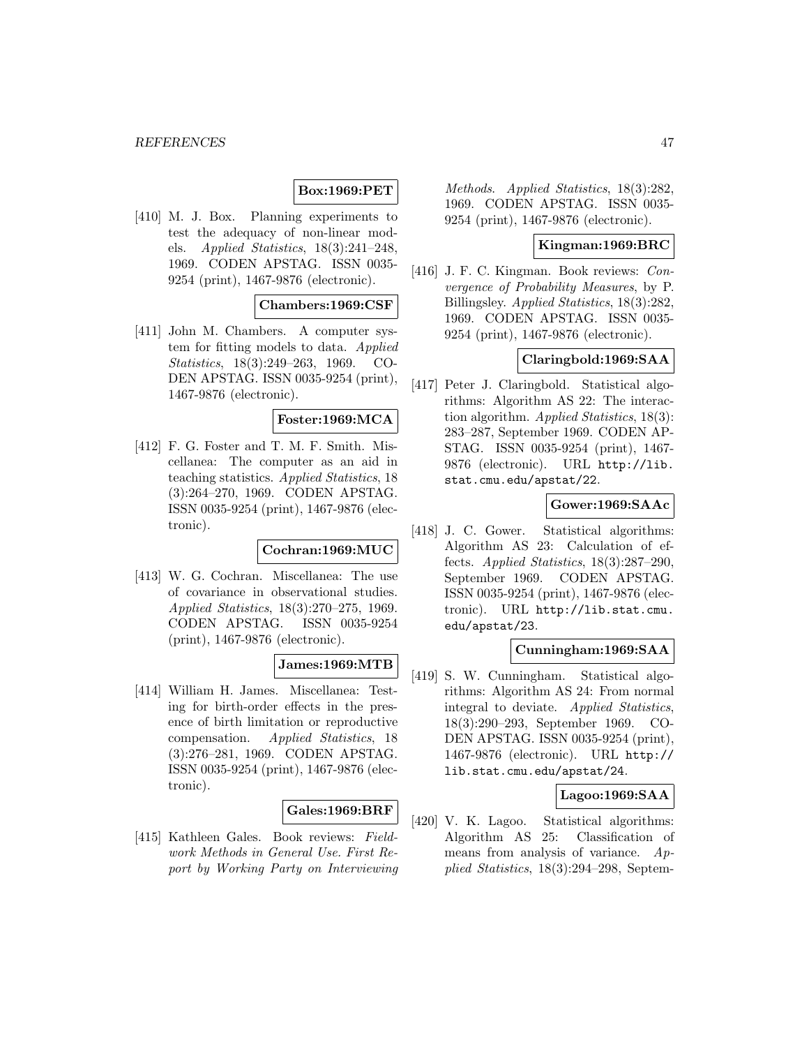**Box:1969:PET**

[410] M. J. Box. Planning experiments to test the adequacy of non-linear models. *Applied Statistics*, 18(3):241–248, 1969. CODEN APSTAG. ISSN 0035-9254 (print), 1467-9876 (electronic).

**Chambers:1969:CSF**

[411] John M. Chambers. A computer system for fitting models to data. *Applied Statistics*, 18(3):249–263, 1969. CODEN APSTAG. ISSN 0035-9254 (print), 1467-9876 (electronic).

**Foster:1969:MCA**

[412] F. G. Foster and T. M. F. Smith. Miscellanea: The computer as an aid in teaching statistics. *Applied Statistics*, 18 (3):264–270, 1969. CODEN APSTAG. ISSN 0035-9254 (print), 1467-9876 (electronic).

**Cochran:1969:MUC**

[413] W. G. Cochran. Miscellanea: The use of covariance in observational studies. *Applied Statistics*, 18(3):270–275, 1969. CODEN APSTAG. ISSN 0035-9254 (print), 1467-9876 (electronic).

**James:1969:MTB**

[414] William H. James. Miscellanea: Testing for birth-order effects in the presence of birth limitation or reproductive compensation. *Applied Statistics*, 18 (3):276–281, 1969. CODEN APSTAG. ISSN 0035-9254 (print), 1467-9876 (electronic).

**Gales:1969:BRF**

[415] Kathleen Gales. Book reviews: *Fieldwork Methods in General Use. First Report by Working Party on Interviewing Methods*. *Applied Statistics*, 18(3):282, 1969. CODEN APSTAG. ISSN 0035-9254 (print), 1467-9876 (electronic).

**Kingman:1969:BRC**

[416] J. F. C. Kingman. Book reviews: *Convergence of Probability Measures*, by P. Billingsley. *Applied Statistics*, 18(3):282, 1969. CODEN APSTAG. ISSN 0035-9254 (print), 1467-9876 (electronic).

**Claringbold:1969:SAA**

[417] Peter J. Claringbold. Statistical algorithms: Algorithm AS 22: The interaction algorithm. *Applied Statistics*, 18(3): 283–287, September 1969. CODEN APSTAG. ISSN 0035-9254 (print), 1467-9876 (electronic). URL http://lib.stat.cmu.edu/apstat/22.

**Gower:1969:SAAc**

[418] J. C. Gower. Statistical algorithms: Algorithm AS 23: Calculation of effects. *Applied Statistics*, 18(3):287–290, September 1969. CODEN APSTAG. ISSN 0035-9254 (print), 1467-9876 (electronic). URL http://lib.stat.cmu.edu/apstat/23.

**Cunningham:1969:SAA**

[419] S. W. Cunningham. Statistical algorithms: Algorithm AS 24: From normal integral to deviate. *Applied Statistics*, 18(3):290–293, September 1969. CODEN APSTAG. ISSN 0035-9254 (print), 1467-9876 (electronic). URL http://lib.stat.cmu.edu/apstat/24.

**Lagoo:1969:SAA**

[420] V. K. Lagoo. Statistical algorithms: Algorithm AS 25: Classification of means from analysis of variance. *Applied Statistics*, 18(3):294–298, Septem-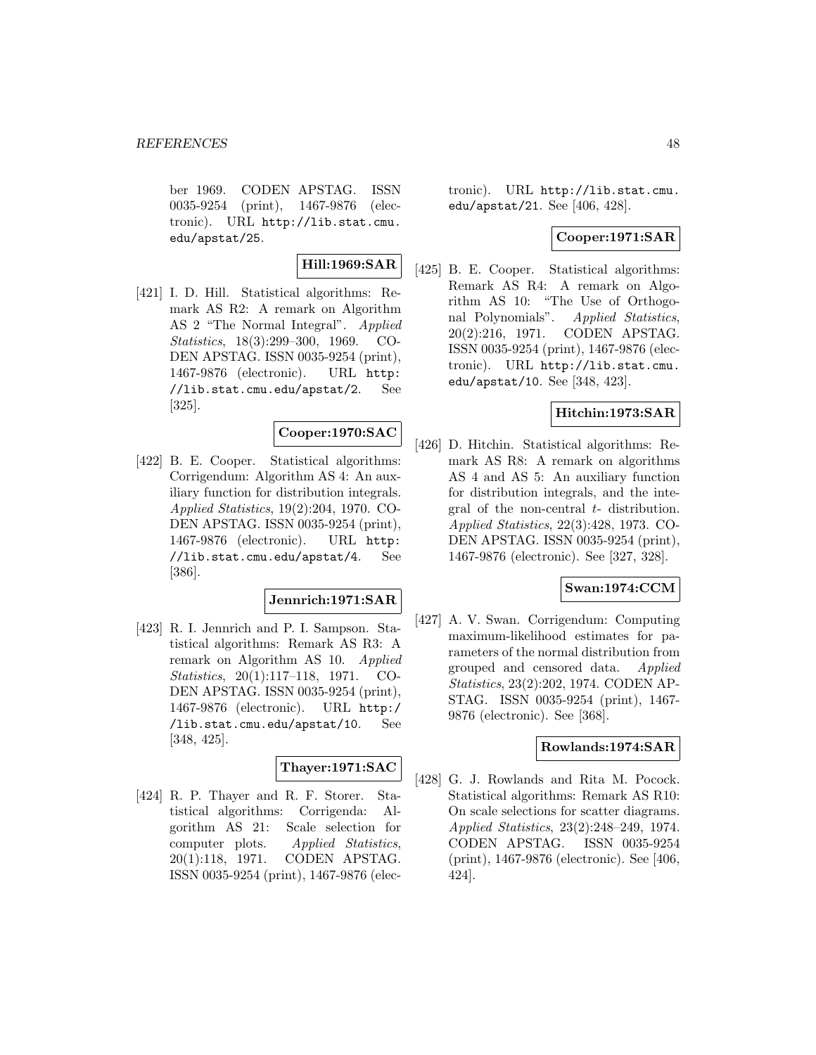ber 1969. CODEN APSTAG. ISSN 0035-9254 (print), 1467-9876 (electronic). URL http://lib.stat.cmu.edu/apstat/25.

**Hill:1969:SAR**

[421] I. D. Hill. Statistical algorithms: Remark AS R2: A remark on Algorithm AS 2 "The Normal Integral". *Applied Statistics*, 18(3):299–300, 1969. CODEN APSTAG. ISSN 0035-9254 (print), 1467-9876 (electronic). URL http://lib.stat.cmu.edu/apstat/2. See [325].

**Cooper:1970:SAC**

[422] B. E. Cooper. Statistical algorithms: Corrigendum: Algorithm AS 4: An auxiliary function for distribution integrals. *Applied Statistics*, 19(2):204, 1970. CODEN APSTAG. ISSN 0035-9254 (print), 1467-9876 (electronic). URL http://lib.stat.cmu.edu/apstat/4. See [386].

**Jennrich:1971:SAR**

[423] R. I. Jennrich and P. I. Sampson. Statistical algorithms: Remark AS R3: A remark on Algorithm AS 10. *Applied Statistics*, 20(1):117–118, 1971. CODEN APSTAG. ISSN 0035-9254 (print), 1467-9876 (electronic). URL http://lib.stat.cmu.edu/apstat/10. See [348, 425].

**Thayer:1971:SAC**

[424] R. P. Thayer and R. F. Storer. Statistical algorithms: Corrigenda: Algorithm AS 21: Scale selection for computer plots. *Applied Statistics*, 20(1):118, 1971. CODEN APSTAG. ISSN 0035-9254 (print), 1467-9876 (electronic). URL http://lib.stat.cmu.edu/apstat/21. See [406, 428].

**Cooper:1971:SAR**

[425] B. E. Cooper. Statistical algorithms: Remark AS R4: A remark on Algorithm AS 10: "The Use of Orthogonal Polynomials". *Applied Statistics*, 20(2):216, 1971. CODEN APSTAG. ISSN 0035-9254 (print), 1467-9876 (electronic). URL http://lib.stat.cmu.edu/apstat/10. See [348, 423].

**Hitchin:1973:SAR**

[426] D. Hitchin. Statistical algorithms: Remark AS R8: A remark on algorithms AS 4 and AS 5: An auxiliary function for distribution integrals, and the integral of the non-central $t$- distribution. *Applied Statistics*, 22(3):428, 1973. CODEN APSTAG. ISSN 0035-9254 (print), 1467-9876 (electronic). See [327, 328].

**Swan:1974:CCM**

[427] A. V. Swan. Corrigendum: Computing maximum-likelihood estimates for parameters of the normal distribution from grouped and censored data. *Applied Statistics*, 23(2):202, 1974. CODEN APSTAG. ISSN 0035-9254 (print), 1467-9876 (electronic). See [368].

**Rowlands:1974:SAR**

[428] G. J. Rowlands and Rita M. Pocock. Statistical algorithms: Remark AS R10: On scale selections for scatter diagrams. *Applied Statistics*, 23(2):248–249, 1974. CODEN APSTAG. ISSN 0035-9254 (print), 1467-9876 (electronic). See [406, 424].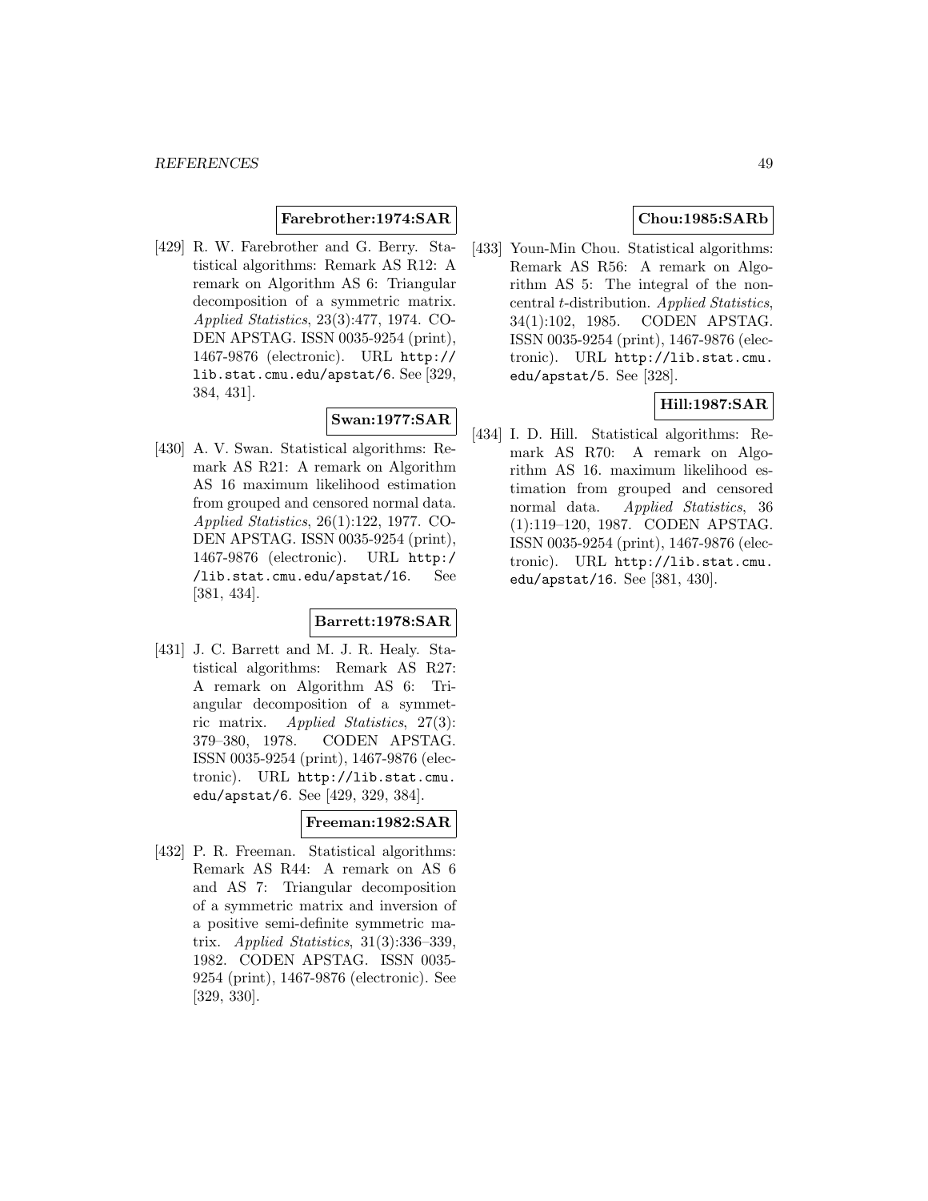**Farebrother:1974:SAR**

[429] R. W. Farebrother and G. Berry. Statistical algorithms: Remark AS R12: A remark on Algorithm AS 6: Triangular decomposition of a symmetric matrix. *Applied Statistics*, 23(3):477, 1974. CODEN APSTAG. ISSN 0035-9254 (print), 1467-9876 (electronic). URL `http://lib.stat.cmu.edu/apstat/6`. See [329, 384, 431].

**Swan:1977:SAR**

[430] A. V. Swan. Statistical algorithms: Remark AS R21: A remark on Algorithm AS 16 maximum likelihood estimation from grouped and censored normal data. *Applied Statistics*, 26(1):122, 1977. CODEN APSTAG. ISSN 0035-9254 (print), 1467-9876 (electronic). URL `http://lib.stat.cmu.edu/apstat/16`. See [381, 434].

**Barrett:1978:SAR**

[431] J. C. Barrett and M. J. R. Healy. Statistical algorithms: Remark AS R27: A remark on Algorithm AS 6: Triangular decomposition of a symmetric matrix. *Applied Statistics*, 27(3): 379–380, 1978. CODEN APSTAG. ISSN 0035-9254 (print), 1467-9876 (electronic). URL `http://lib.stat.cmu.edu/apstat/6`. See [429, 329, 384].

**Freeman:1982:SAR**

[432] P. R. Freeman. Statistical algorithms: Remark AS R44: A remark on AS 6 and AS 7: Triangular decomposition of a symmetric matrix and inversion of a positive semi-definite symmetric matrix. *Applied Statistics*, 31(3):336–339, 1982. CODEN APSTAG. ISSN 0035-9254 (print), 1467-9876 (electronic). See [329, 330].

**Chou:1985:SARb**

[433] Youn-Min Chou. Statistical algorithms: Remark AS R56: A remark on Algorithm AS 5: The integral of the noncentral $t$-distribution. *Applied Statistics*, 34(1):102, 1985. CODEN APSTAG. ISSN 0035-9254 (print), 1467-9876 (electronic). URL `http://lib.stat.cmu.edu/apstat/5`. See [328].

**Hill:1987:SAR**

[434] I. D. Hill. Statistical algorithms: Remark AS R70: A remark on Algorithm AS 16. maximum likelihood estimation from grouped and censored normal data. *Applied Statistics*, 36 (1):119–120, 1987. CODEN APSTAG. ISSN 0035-9254 (print), 1467-9876 (electronic). URL `http://lib.stat.cmu.edu/apstat/16`. See [381, 430].